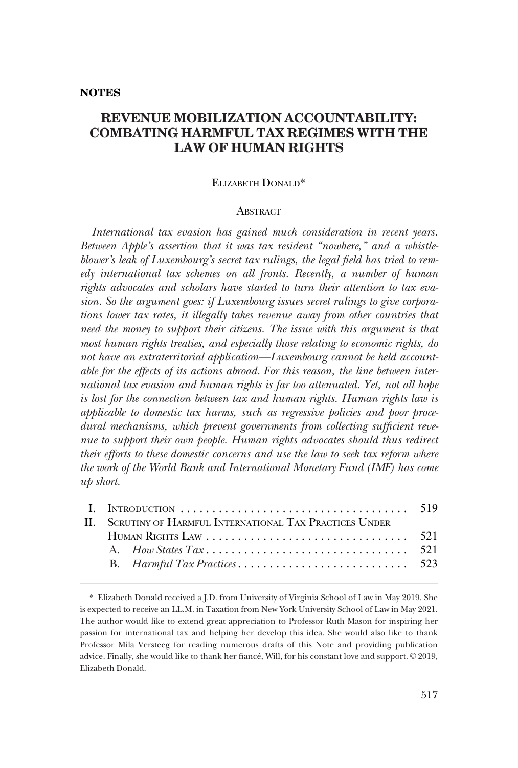**NOTES**

# REVENUE MOBILIZATION ACCOUNTABILITY: COMBATING HARMFUL TAX REGIMES WITH THE LAW OF HUMAN RIGHTS

Elizabeth Donald*

## Abstract

*International tax evasion has gained much consideration in recent years. Between Apple's assertion that it was tax resident "nowhere," and a whistleblower's leak of Luxembourg's secret tax rulings, the legal field has tried to remedy international tax schemes on all fronts. Recently, a number of human rights advocates and scholars have started to turn their attention to tax evasion. So the argument goes: if Luxembourg issues secret rulings to give corporations lower tax rates, it illegally takes revenue away from other countries that need the money to support their citizens. The issue with this argument is that most human rights treaties, and especially those relating to economic rights, do not have an extraterritorial application—Luxembourg cannot be held accountable for the effects of its actions abroad. For this reason, the line between international tax evasion and human rights is far too attenuated. Yet, not all hope is lost for the connection between tax and human rights. Human rights law is applicable to domestic tax harms, such as regressive policies and poor procedural mechanisms, which prevent governments from collecting sufficient revenue to support their own people. Human rights advocates should thus redirect their efforts to these domestic concerns and use the law to seek tax reform where the work of the World Bank and International Monetary Fund (IMF) has come up short.*

| | | |
|---|---|---|
| I. | Introduction | 519 |
| II. | Scrutiny of Harmful International Tax Practices Under Human Rights Law | 521 |
| | A. *How States Tax* | 521 |
| | B. *Harmful Tax Practices* | 523 |

\* Elizabeth Donald received a J.D. from University of Virginia School of Law in May 2019. She is expected to receive an LL.M. in Taxation from New York University School of Law in May 2021. The author would like to extend great appreciation to Professor Ruth Mason for inspiring her passion for international tax and helping her develop this idea. She would also like to thank Professor Mila Versteeg for reading numerous drafts of this Note and providing publication advice. Finally, she would like to thank her fiancé, Will, for his constant love and support. © 2019, Elizabeth Donald.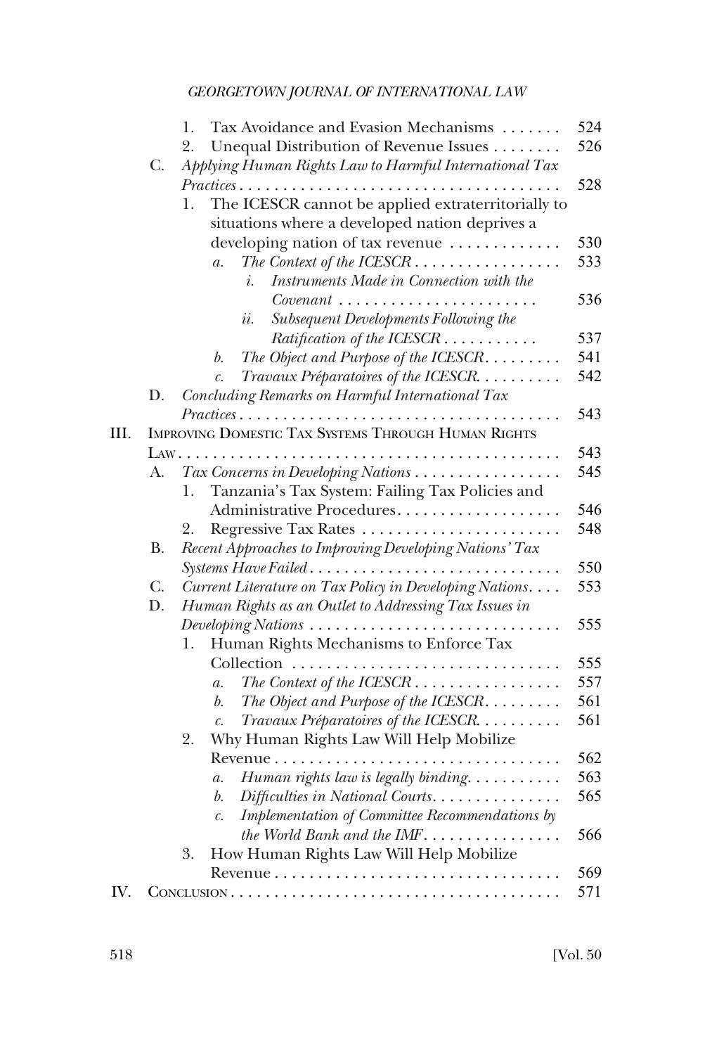1. Tax Avoidance and Evasion Mechanisms . . . . . . . 524
2. Unequal Distribution of Revenue Issues . . . . . . . . 526

C. *Applying Human Rights Law to Harmful International Tax Practices* . . . . . . . . . . . . . . . . . . . . . . . . . . . . . . . . . . . . . 528

1. The ICESCR cannot be applied extraterritorially to situations where a developed nation deprives a developing nation of tax revenue . . . . . . . . . . . . . 530
   - *a. The Context of the ICESCR* . . . . . . . . . . . . . . . . . 533
     - *i. Instruments Made in Connection with the Covenant* . . . . . . . . . . . . . . . . . . . . . . . 536
     - *ii. Subsequent Developments Following the Ratification of the ICESCR* . . . . . . . . . . . 537
   - *b. The Object and Purpose of the ICESCR*. . . . . . . . . 541
   - *c. Travaux Préparatoires of the ICESCR*. . . . . . . . . 542

D. *Concluding Remarks on Harmful International Tax Practices* . . . . . . . . . . . . . . . . . . . . . . . . . . . . . . . . . . . . . 543

III. IMPROVING DOMESTIC TAX SYSTEMS THROUGH HUMAN RIGHTS LAW . . . . . . . . . . . . . . . . . . . . . . . . . . . . . . . . . . . . . . . . . . . . 543

A. *Tax Concerns in Developing Nations* . . . . . . . . . . . . . . . . . 545

1. Tanzania's Tax System: Failing Tax Policies and Administrative Procedures. . . . . . . . . . . . . . . . . . . 546
2. Regressive Tax Rates . . . . . . . . . . . . . . . . . . . . . . . 548

B. *Recent Approaches to Improving Developing Nations' Tax Systems Have Failed* . . . . . . . . . . . . . . . . . . . . . . . . . . . . . 550

C. *Current Literature on Tax Policy in Developing Nations*. . . . 553

D. *Human Rights as an Outlet to Addressing Tax Issues in Developing Nations* . . . . . . . . . . . . . . . . . . . . . . . . . . . . . 555

1. Human Rights Mechanisms to Enforce Tax Collection . . . . . . . . . . . . . . . . . . . . . . . . . . . . . . . 555
   - *a. The Context of the ICESCR* . . . . . . . . . . . . . . . . . 557
   - *b. The Object and Purpose of the ICESCR*. . . . . . . . . 561
   - *c. Travaux Préparatoires of the ICESCR*. . . . . . . . . 561
2. Why Human Rights Law Will Help Mobilize Revenue . . . . . . . . . . . . . . . . . . . . . . . . . . . . . . . . . 562
   - *a. Human rights law is legally binding*. . . . . . . . . . 563
   - *b. Difficulties in National Courts*. . . . . . . . . . . . . . . 565
   - *c. Implementation of Committee Recommendations by the World Bank and the IMF*. . . . . . . . . . . . . . . . 566
3. How Human Rights Law Will Help Mobilize Revenue . . . . . . . . . . . . . . . . . . . . . . . . . . . . . . . . . 569

IV. CONCLUSION . . . . . . . . . . . . . . . . . . . . . . . . . . . . . . . . . . . . . . . 571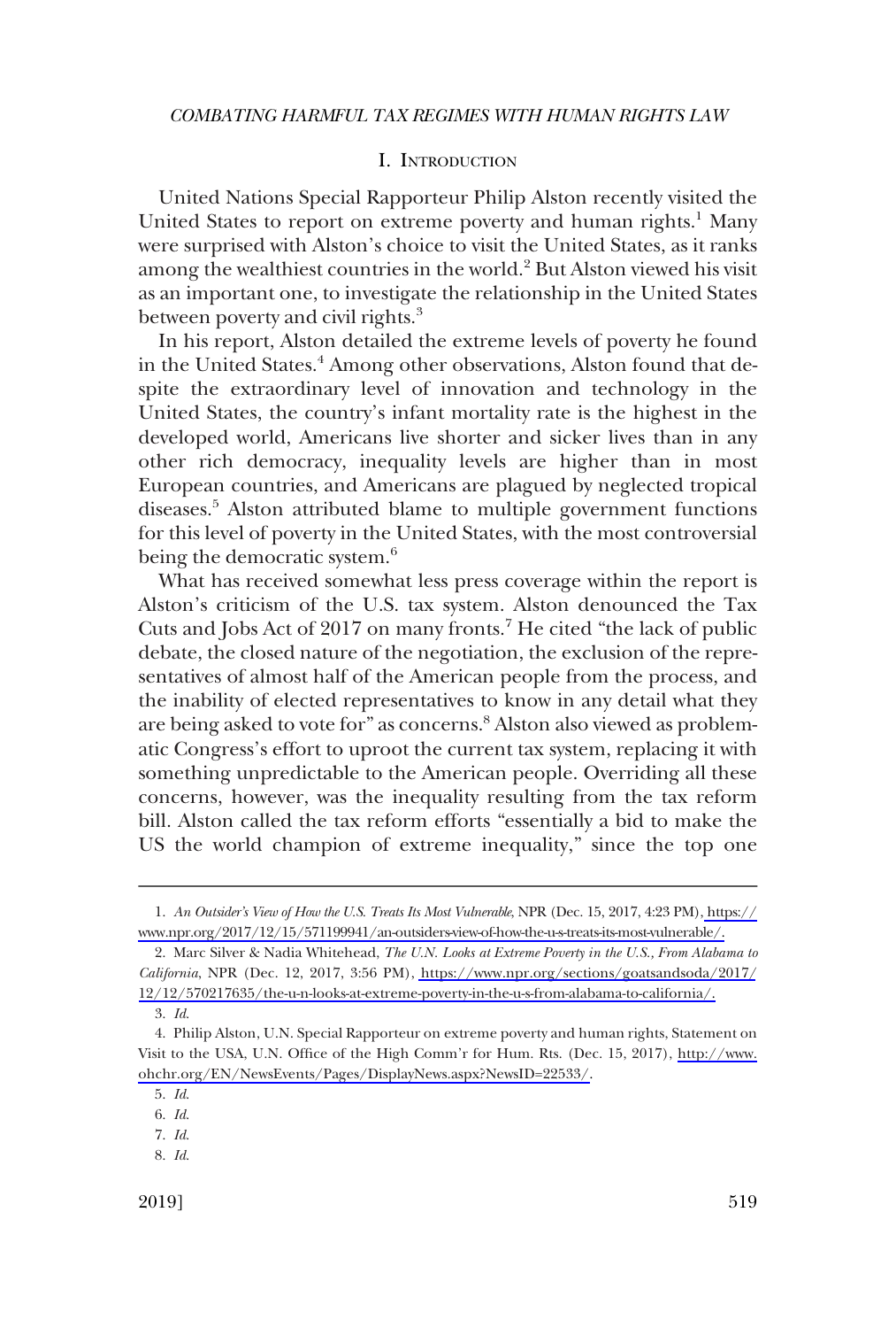## I. Introduction

United Nations Special Rapporteur Philip Alston recently visited the United States to report on extreme poverty and human rights.[1] Many were surprised with Alston's choice to visit the United States, as it ranks among the wealthiest countries in the world.[2] But Alston viewed his visit as an important one, to investigate the relationship in the United States between poverty and civil rights.[3]

In his report, Alston detailed the extreme levels of poverty he found in the United States.[4] Among other observations, Alston found that despite the extraordinary level of innovation and technology in the United States, the country's infant mortality rate is the highest in the developed world, Americans live shorter and sicker lives than in any other rich democracy, inequality levels are higher than in most European countries, and Americans are plagued by neglected tropical diseases.[5] Alston attributed blame to multiple government functions for this level of poverty in the United States, with the most controversial being the democratic system.[6]

What has received somewhat less press coverage within the report is Alston's criticism of the U.S. tax system. Alston denounced the Tax Cuts and Jobs Act of 2017 on many fronts.[7] He cited "the lack of public debate, the closed nature of the negotiation, the exclusion of the representatives of almost half of the American people from the process, and the inability of elected representatives to know in any detail what they are being asked to vote for" as concerns.[8] Alston also viewed as problematic Congress's effort to uproot the current tax system, replacing it with something unpredictable to the American people. Overriding all these concerns, however, was the inequality resulting from the tax reform bill. Alston called the tax reform efforts "essentially a bid to make the US the world champion of extreme inequality," since the top one

---

1. *An Outsider's View of How the U.S. Treats Its Most Vulnerable*, NPR (Dec. 15, 2017, 4:23 PM), https://www.npr.org/2017/12/15/571199941/an-outsiders-view-of-how-the-u-s-treats-its-most-vulnerable/.

2. Marc Silver & Nadia Whitehead, *The U.N. Looks at Extreme Poverty in the U.S., From Alabama to California*, NPR (Dec. 12, 2017, 3:56 PM), https://www.npr.org/sections/goatsandsoda/2017/12/12/570217635/the-u-n-looks-at-extreme-poverty-in-the-u-s-from-alabama-to-california/.

3. *Id.*

4. Philip Alston, U.N. Special Rapporteur on extreme poverty and human rights, Statement on Visit to the USA, U.N. Office of the High Comm'r for Hum. Rts. (Dec. 15, 2017), http://www.ohchr.org/EN/NewsEvents/Pages/DisplayNews.aspx?NewsID=22533/.

5. *Id.*

6. *Id.*

7. *Id.*

8. *Id.*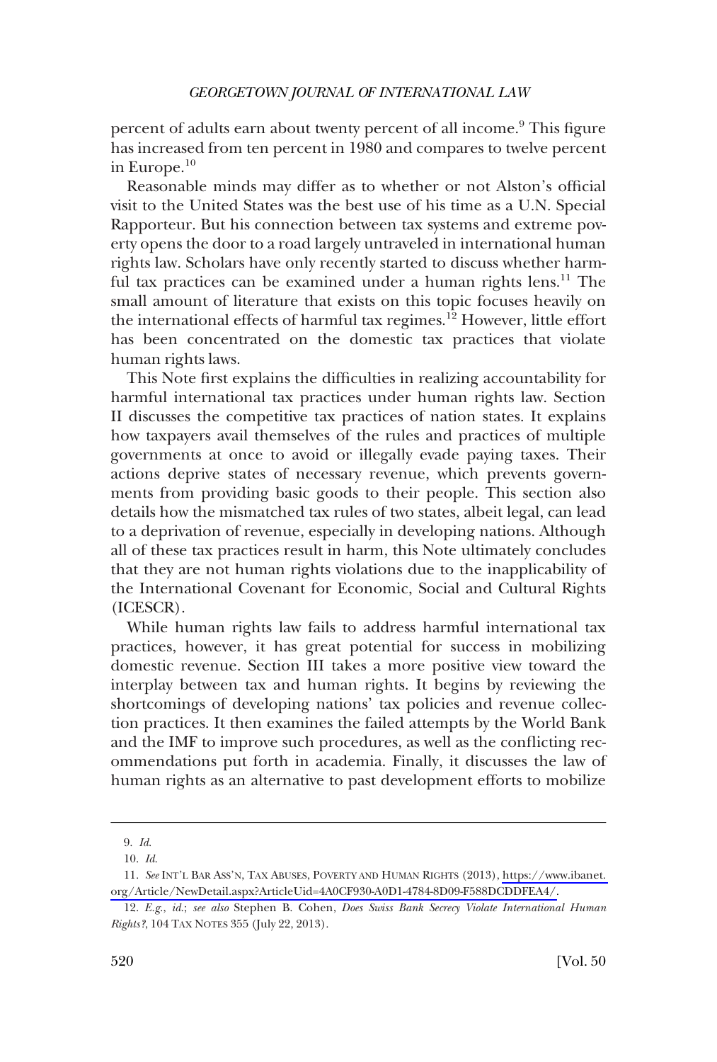percent of adults earn about twenty percent of all income.[9] This figure has increased from ten percent in 1980 and compares to twelve percent in Europe.[10]

Reasonable minds may differ as to whether or not Alston's official visit to the United States was the best use of his time as a U.N. Special Rapporteur. But his connection between tax systems and extreme poverty opens the door to a road largely untraveled in international human rights law. Scholars have only recently started to discuss whether harmful tax practices can be examined under a human rights lens.[11] The small amount of literature that exists on this topic focuses heavily on the international effects of harmful tax regimes.[12] However, little effort has been concentrated on the domestic tax practices that violate human rights laws.

This Note first explains the difficulties in realizing accountability for harmful international tax practices under human rights law. Section II discusses the competitive tax practices of nation states. It explains how taxpayers avail themselves of the rules and practices of multiple governments at once to avoid or illegally evade paying taxes. Their actions deprive states of necessary revenue, which prevents governments from providing basic goods to their people. This section also details how the mismatched tax rules of two states, albeit legal, can lead to a deprivation of revenue, especially in developing nations. Although all of these tax practices result in harm, this Note ultimately concludes that they are not human rights violations due to the inapplicability of the International Covenant for Economic, Social and Cultural Rights (ICESCR).

While human rights law fails to address harmful international tax practices, however, it has great potential for success in mobilizing domestic revenue. Section III takes a more positive view toward the interplay between tax and human rights. It begins by reviewing the shortcomings of developing nations' tax policies and revenue collection practices. It then examines the failed attempts by the World Bank and the IMF to improve such procedures, as well as the conflicting recommendations put forth in academia. Finally, it discusses the law of human rights as an alternative to past development efforts to mobilize

---

9. *Id.*

10. *Id.*

11. *See* INT'L BAR ASS'N, TAX ABUSES, POVERTY AND HUMAN RIGHTS (2013), https://www.ibanet.org/Article/NewDetail.aspx?ArticleUid=4A0CF930-A0D1-4784-8D09-F588DCDDFEA4/.

12. *E.g.*, *id.*; *see also* Stephen B. Cohen, *Does Swiss Bank Secrecy Violate International Human Rights?*, 104 TAX NOTES 355 (July 22, 2013).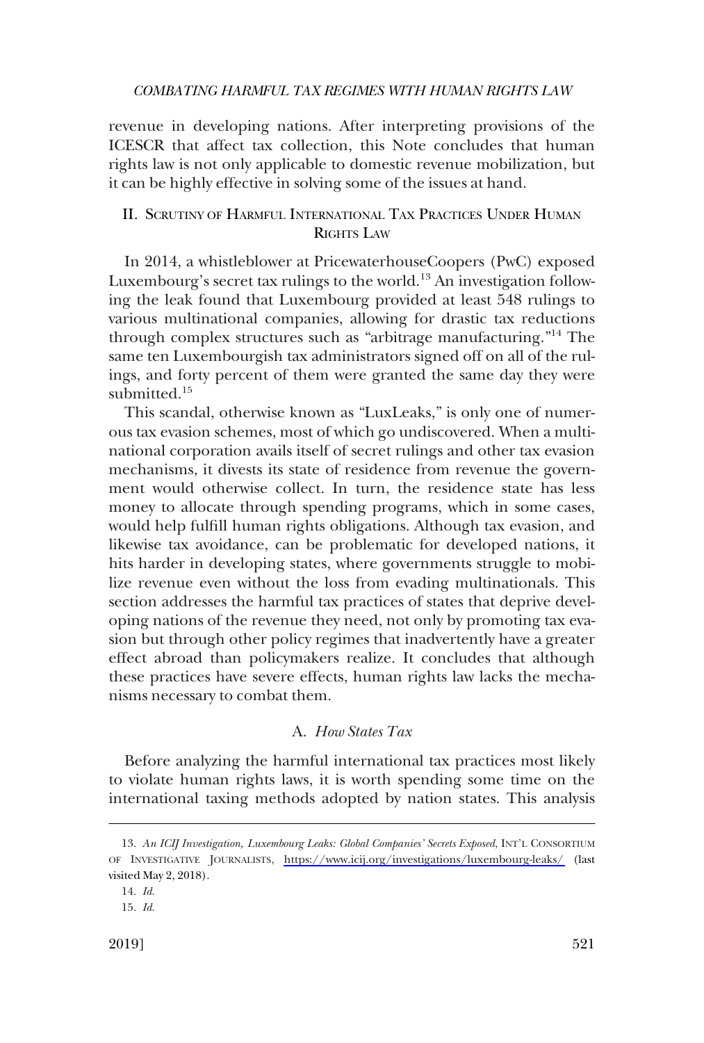revenue in developing nations. After interpreting provisions of the ICESCR that affect tax collection, this Note concludes that human rights law is not only applicable to domestic revenue mobilization, but it can be highly effective in solving some of the issues at hand.

## II. Scrutiny of Harmful International Tax Practices Under Human Rights Law

In 2014, a whistleblower at PricewaterhouseCoopers (PwC) exposed Luxembourg's secret tax rulings to the world.[13] An investigation following the leak found that Luxembourg provided at least 548 rulings to various multinational companies, allowing for drastic tax reductions through complex structures such as "arbitrage manufacturing."[14] The same ten Luxembourgish tax administrators signed off on all of the rulings, and forty percent of them were granted the same day they were submitted.[15]

This scandal, otherwise known as "LuxLeaks," is only one of numerous tax evasion schemes, most of which go undiscovered. When a multinational corporation avails itself of secret rulings and other tax evasion mechanisms, it divests its state of residence from revenue the government would otherwise collect. In turn, the residence state has less money to allocate through spending programs, which in some cases, would help fulfill human rights obligations. Although tax evasion, and likewise tax avoidance, can be problematic for developed nations, it hits harder in developing states, where governments struggle to mobilize revenue even without the loss from evading multinationals. This section addresses the harmful tax practices of states that deprive developing nations of the revenue they need, not only by promoting tax evasion but through other policy regimes that inadvertently have a greater effect abroad than policymakers realize. It concludes that although these practices have severe effects, human rights law lacks the mechanisms necessary to combat them.

### A. *How States Tax*

Before analyzing the harmful international tax practices most likely to violate human rights laws, it is worth spending some time on the international taxing methods adopted by nation states. This analysis

---

13. *An ICIJ Investigation, Luxembourg Leaks: Global Companies' Secrets Exposed*, Int'l Consortium of Investigative Journalists, https://www.icij.org/investigations/luxembourg-leaks/ (last visited May 2, 2018).

14. *Id.*

15. *Id.*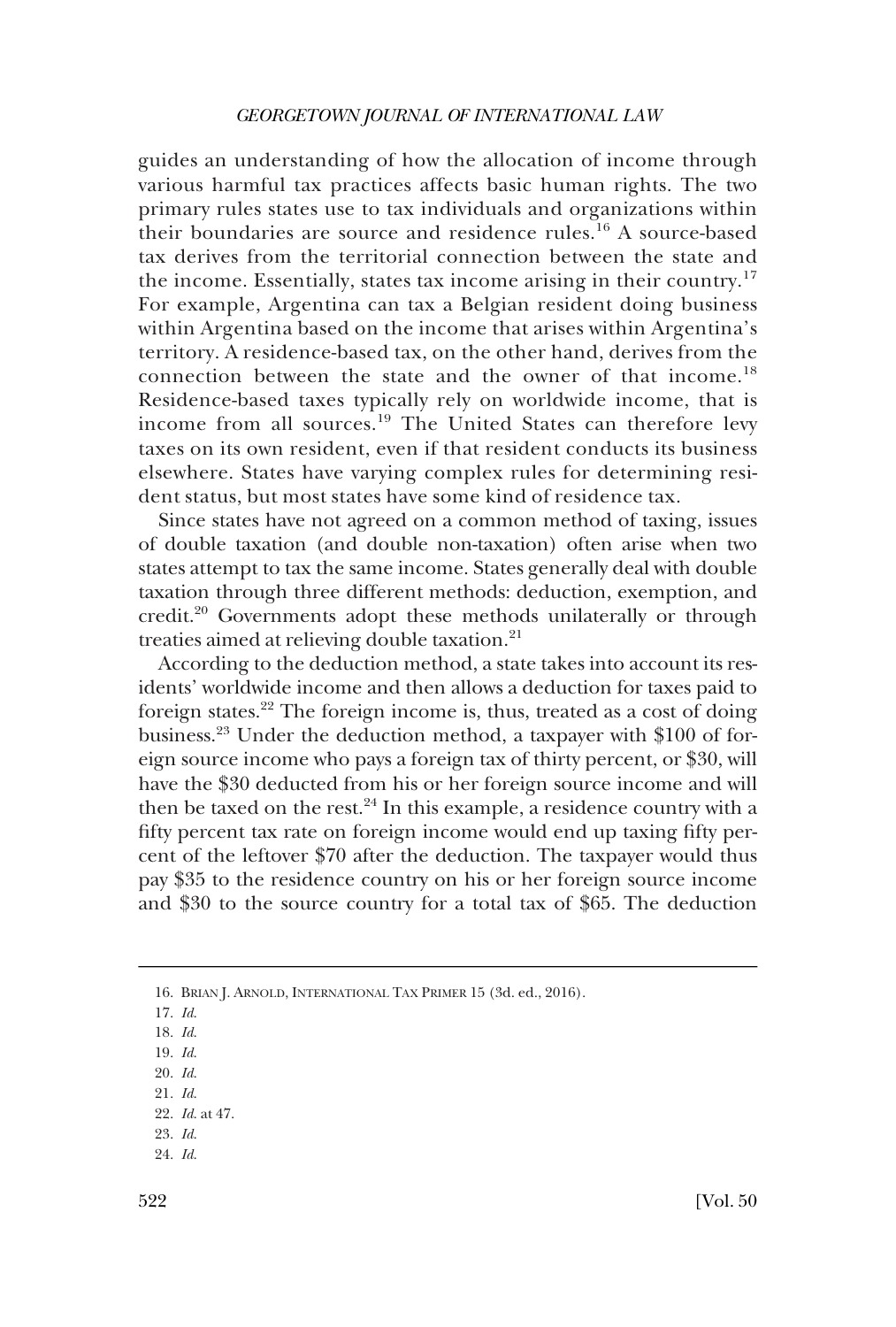guides an understanding of how the allocation of income through various harmful tax practices affects basic human rights. The two primary rules states use to tax individuals and organizations within their boundaries are source and residence rules.[16] A source-based tax derives from the territorial connection between the state and the income. Essentially, states tax income arising in their country.[17] For example, Argentina can tax a Belgian resident doing business within Argentina based on the income that arises within Argentina's territory. A residence-based tax, on the other hand, derives from the connection between the state and the owner of that income.[18] Residence-based taxes typically rely on worldwide income, that is income from all sources.[19] The United States can therefore levy taxes on its own resident, even if that resident conducts its business elsewhere. States have varying complex rules for determining resident status, but most states have some kind of residence tax.

Since states have not agreed on a common method of taxing, issues of double taxation (and double non-taxation) often arise when two states attempt to tax the same income. States generally deal with double taxation through three different methods: deduction, exemption, and credit.[20] Governments adopt these methods unilaterally or through treaties aimed at relieving double taxation.[21]

According to the deduction method, a state takes into account its residents' worldwide income and then allows a deduction for taxes paid to foreign states.[22] The foreign income is, thus, treated as a cost of doing business.[23] Under the deduction method, a taxpayer with $100 of foreign source income who pays a foreign tax of thirty percent, or $30, will have the $30 deducted from his or her foreign source income and will then be taxed on the rest.[24] In this example, a residence country with a fifty percent tax rate on foreign income would end up taxing fifty percent of the leftover $70 after the deduction. The taxpayer would thus pay $35 to the residence country on his or her foreign source income and $30 to the source country for a total tax of $65. The deduction

---

16. BRIAN J. ARNOLD, INTERNATIONAL TAX PRIMER 15 (3d. ed., 2016).
17. *Id.*
18. *Id.*
19. *Id.*
20. *Id.*
21. *Id.*
22. *Id.* at 47.
23. *Id.*
24. *Id.*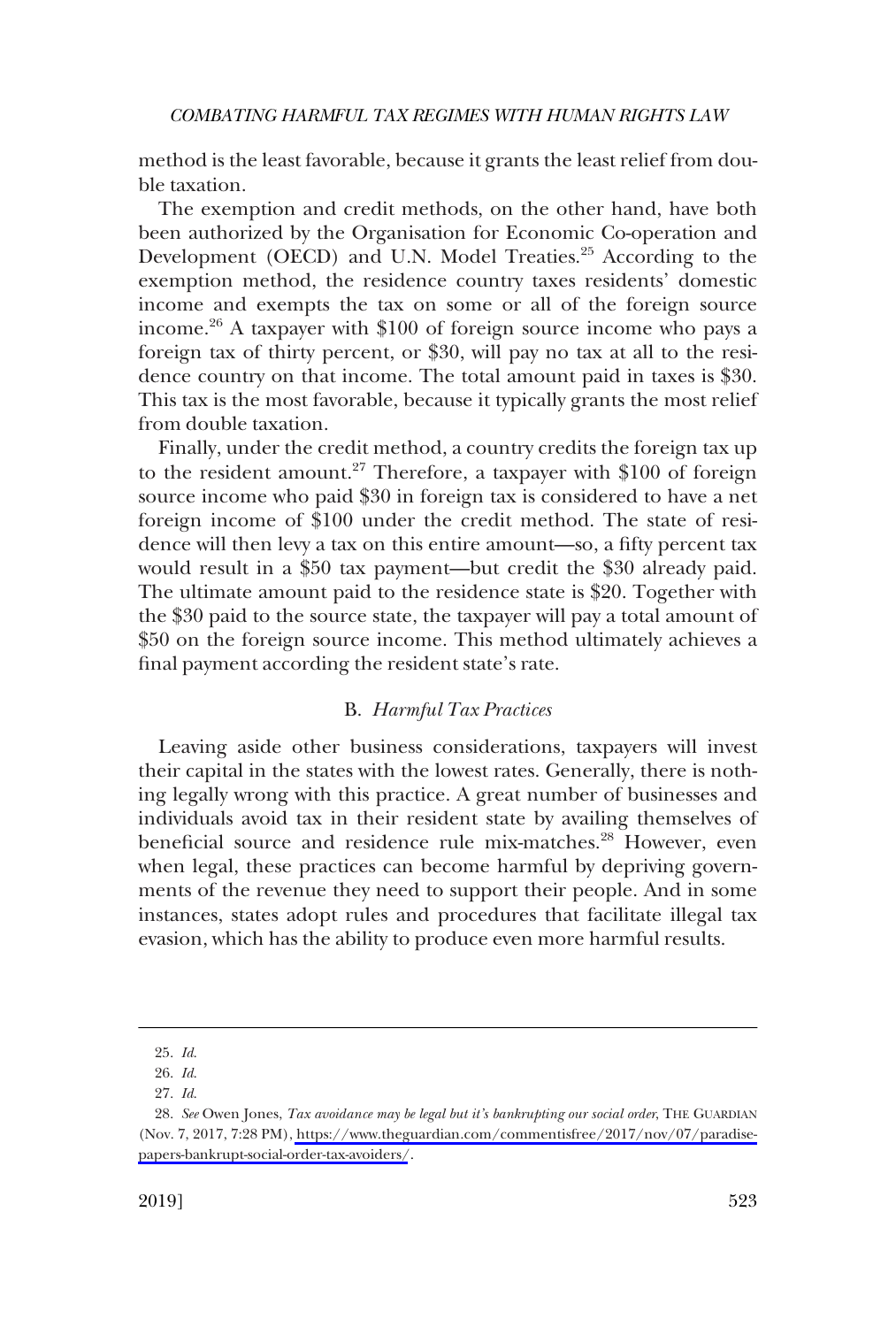method is the least favorable, because it grants the least relief from double taxation.

The exemption and credit methods, on the other hand, have both been authorized by the Organisation for Economic Co-operation and Development (OECD) and U.N. Model Treaties.[25] According to the exemption method, the residence country taxes residents' domestic income and exempts the tax on some or all of the foreign source income.[26] A taxpayer with $100 of foreign source income who pays a foreign tax of thirty percent, or $30, will pay no tax at all to the residence country on that income. The total amount paid in taxes is $30. This tax is the most favorable, because it typically grants the most relief from double taxation.

Finally, under the credit method, a country credits the foreign tax up to the resident amount.[27] Therefore, a taxpayer with $100 of foreign source income who paid $30 in foreign tax is considered to have a net foreign income of $100 under the credit method. The state of residence will then levy a tax on this entire amount—so, a fifty percent tax would result in a $50 tax payment—but credit the $30 already paid. The ultimate amount paid to the residence state is $20. Together with the $30 paid to the source state, the taxpayer will pay a total amount of $50 on the foreign source income. This method ultimately achieves a final payment according the resident state's rate.

### B. *Harmful Tax Practices*

Leaving aside other business considerations, taxpayers will invest their capital in the states with the lowest rates. Generally, there is nothing legally wrong with this practice. A great number of businesses and individuals avoid tax in their resident state by availing themselves of beneficial source and residence rule mix-matches.[28] However, even when legal, these practices can become harmful by depriving governments of the revenue they need to support their people. And in some instances, states adopt rules and procedures that facilitate illegal tax evasion, which has the ability to produce even more harmful results.

---

25. *Id.*

26. *Id.*

27. *Id.*

28. *See* Owen Jones, *Tax avoidance may be legal but it's bankrupting our social order*, THE GUARDIAN (Nov. 7, 2017, 7:28 PM), https://www.theguardian.com/commentisfree/2017/nov/07/paradise-papers-bankrupt-social-order-tax-avoiders/.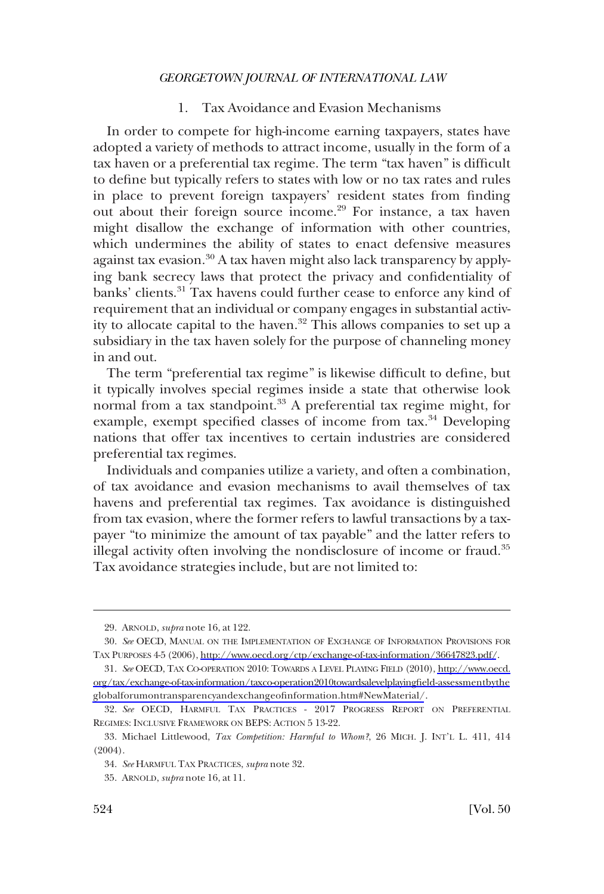### 1. Tax Avoidance and Evasion Mechanisms

In order to compete for high-income earning taxpayers, states have adopted a variety of methods to attract income, usually in the form of a tax haven or a preferential tax regime. The term "tax haven" is difficult to define but typically refers to states with low or no tax rates and rules in place to prevent foreign taxpayers' resident states from finding out about their foreign source income.[29] For instance, a tax haven might disallow the exchange of information with other countries, which undermines the ability of states to enact defensive measures against tax evasion.[30] A tax haven might also lack transparency by applying bank secrecy laws that protect the privacy and confidentiality of banks' clients.[31] Tax havens could further cease to enforce any kind of requirement that an individual or company engages in substantial activity to allocate capital to the haven.[32] This allows companies to set up a subsidiary in the tax haven solely for the purpose of channeling money in and out.

The term "preferential tax regime" is likewise difficult to define, but it typically involves special regimes inside a state that otherwise look normal from a tax standpoint.[33] A preferential tax regime might, for example, exempt specified classes of income from tax.[34] Developing nations that offer tax incentives to certain industries are considered preferential tax regimes.

Individuals and companies utilize a variety, and often a combination, of tax avoidance and evasion mechanisms to avail themselves of tax havens and preferential tax regimes. Tax avoidance is distinguished from tax evasion, where the former refers to lawful transactions by a taxpayer "to minimize the amount of tax payable" and the latter refers to illegal activity often involving the nondisclosure of income or fraud.[35] Tax avoidance strategies include, but are not limited to:

---

29. ARNOLD, *supra* note 16, at 122.

30. *See* OECD, MANUAL ON THE IMPLEMENTATION OF EXCHANGE OF INFORMATION PROVISIONS FOR TAX PURPOSES 4-5 (2006), http://www.oecd.org/ctp/exchange-of-tax-information/36647823.pdf/.

31. *See* OECD, TAX CO-OPERATION 2010: TOWARDS A LEVEL PLAYING FIELD (2010), http://www.oecd.org/tax/exchange-of-tax-information/taxco-operation2010towardsalevelplayingfield-assessmentbytheglobalforumontransparencyandexchangeofinformation.htm#NewMaterial/.

32. *See* OECD, HARMFUL TAX PRACTICES - 2017 PROGRESS REPORT ON PREFERENTIAL REGIMES: INCLUSIVE FRAMEWORK ON BEPS: ACTION 5 13-22.

33. Michael Littlewood, *Tax Competition: Harmful to Whom?*, 26 MICH. J. INT'L L. 411, 414 (2004).

34. *See* HARMFUL TAX PRACTICES, *supra* note 32.

35. ARNOLD, *supra* note 16, at 11.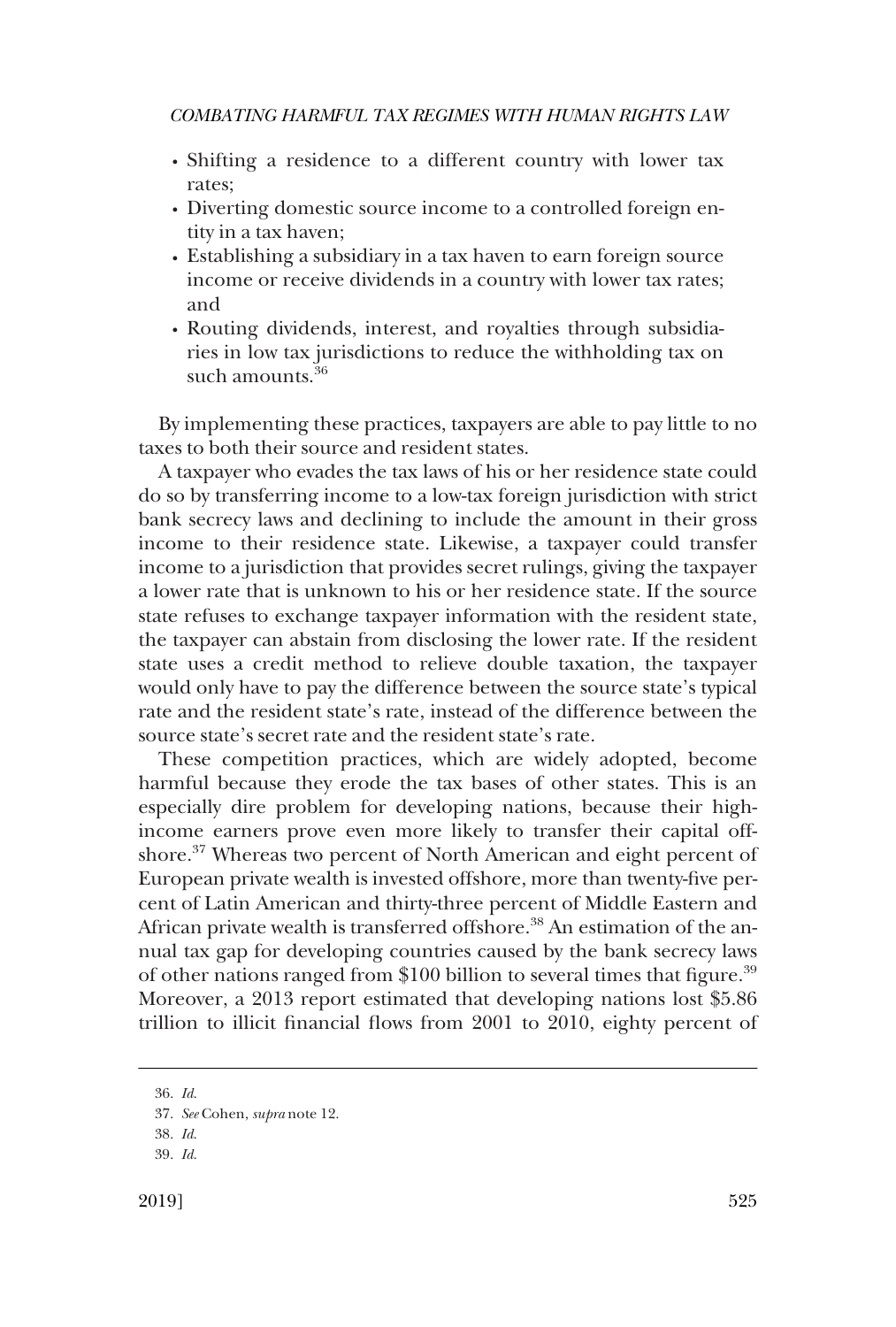- Shifting a residence to a different country with lower tax rates;
- Diverting domestic source income to a controlled foreign entity in a tax haven;
- Establishing a subsidiary in a tax haven to earn foreign source income or receive dividends in a country with lower tax rates; and
- Routing dividends, interest, and royalties through subsidiaries in low tax jurisdictions to reduce the withholding tax on such amounts.[36]

By implementing these practices, taxpayers are able to pay little to no taxes to both their source and resident states.

A taxpayer who evades the tax laws of his or her residence state could do so by transferring income to a low-tax foreign jurisdiction with strict bank secrecy laws and declining to include the amount in their gross income to their residence state. Likewise, a taxpayer could transfer income to a jurisdiction that provides secret rulings, giving the taxpayer a lower rate that is unknown to his or her residence state. If the source state refuses to exchange taxpayer information with the resident state, the taxpayer can abstain from disclosing the lower rate. If the resident state uses a credit method to relieve double taxation, the taxpayer would only have to pay the difference between the source state's typical rate and the resident state's rate, instead of the difference between the source state's secret rate and the resident state's rate.

These competition practices, which are widely adopted, become harmful because they erode the tax bases of other states. This is an especially dire problem for developing nations, because their high-income earners prove even more likely to transfer their capital offshore.[37] Whereas two percent of North American and eight percent of European private wealth is invested offshore, more than twenty-five percent of Latin American and thirty-three percent of Middle Eastern and African private wealth is transferred offshore.[38] An estimation of the annual tax gap for developing countries caused by the bank secrecy laws of other nations ranged from $100 billion to several times that figure.[39] Moreover, a 2013 report estimated that developing nations lost $5.86 trillion to illicit financial flows from 2001 to 2010, eighty percent of

---

36. *Id.*
37. *See* Cohen, *supra* note 12.
38. *Id.*
39. *Id.*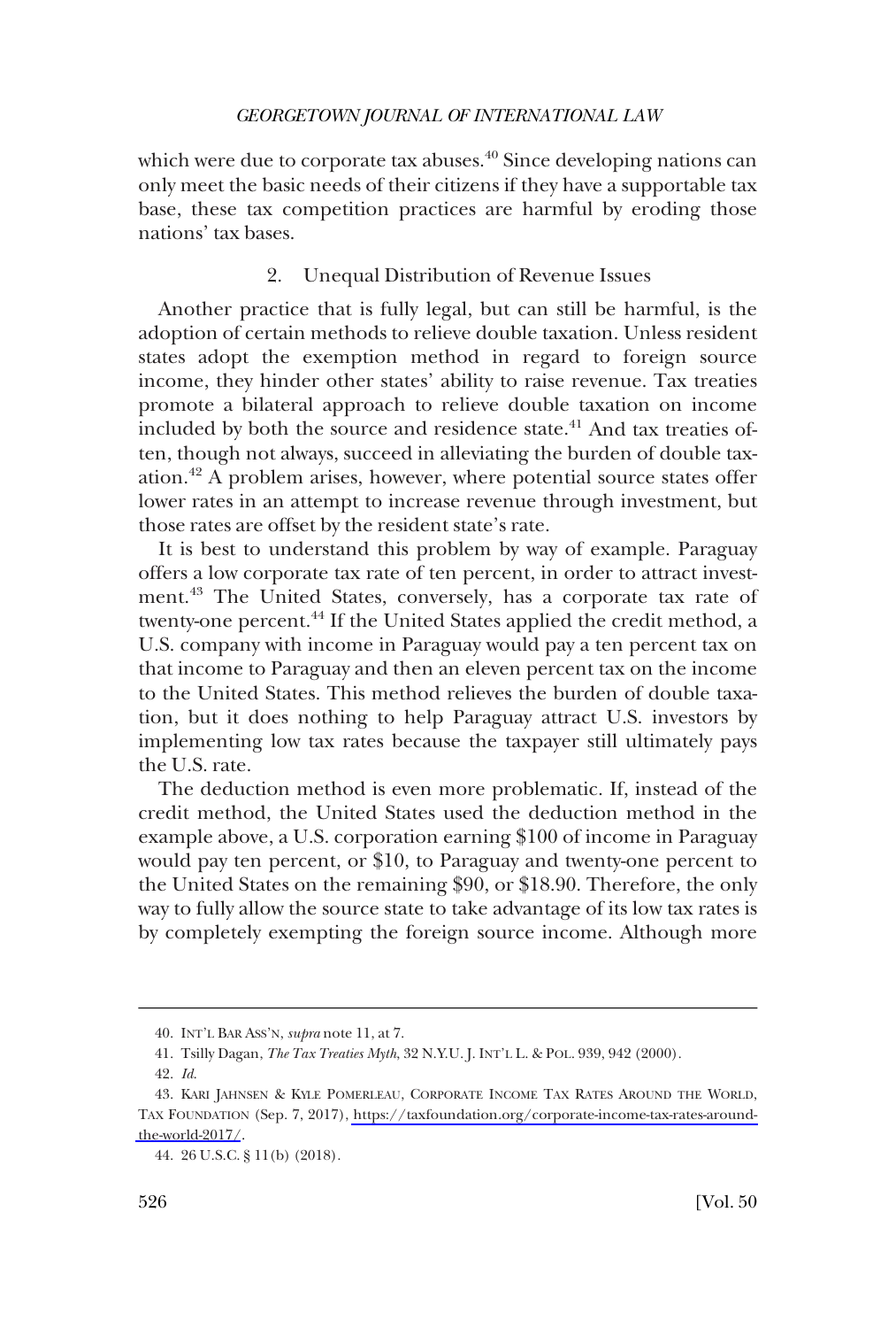which were due to corporate tax abuses.[40] Since developing nations can only meet the basic needs of their citizens if they have a supportable tax base, these tax competition practices are harmful by eroding those nations' tax bases.

### 2. Unequal Distribution of Revenue Issues

Another practice that is fully legal, but can still be harmful, is the adoption of certain methods to relieve double taxation. Unless resident states adopt the exemption method in regard to foreign source income, they hinder other states' ability to raise revenue. Tax treaties promote a bilateral approach to relieve double taxation on income included by both the source and residence state.[41] And tax treaties often, though not always, succeed in alleviating the burden of double taxation.[42] A problem arises, however, where potential source states offer lower rates in an attempt to increase revenue through investment, but those rates are offset by the resident state's rate.

It is best to understand this problem by way of example. Paraguay offers a low corporate tax rate of ten percent, in order to attract investment.[43] The United States, conversely, has a corporate tax rate of twenty-one percent.[44] If the United States applied the credit method, a U.S. company with income in Paraguay would pay a ten percent tax on that income to Paraguay and then an eleven percent tax on the income to the United States. This method relieves the burden of double taxation, but it does nothing to help Paraguay attract U.S. investors by implementing low tax rates because the taxpayer still ultimately pays the U.S. rate.

The deduction method is even more problematic. If, instead of the credit method, the United States used the deduction method in the example above, a U.S. corporation earning $100 of income in Paraguay would pay ten percent, or $10, to Paraguay and twenty-one percent to the United States on the remaining $90, or $18.90. Therefore, the only way to fully allow the source state to take advantage of its low tax rates is by completely exempting the foreign source income. Although more

---

40. INT'L BAR ASS'N, *supra* note 11, at 7.

41. Tsilly Dagan, *The Tax Treaties Myth*, 32 N.Y.U. J. INT'L L. & POL. 939, 942 (2000).

42. *Id.*

43. KARI JAHNSEN & KYLE POMERLEAU, CORPORATE INCOME TAX RATES AROUND THE WORLD, TAX FOUNDATION (Sep. 7, 2017), https://taxfoundation.org/corporate-income-tax-rates-around-the-world-2017/.

44. 26 U.S.C. § 11(b) (2018).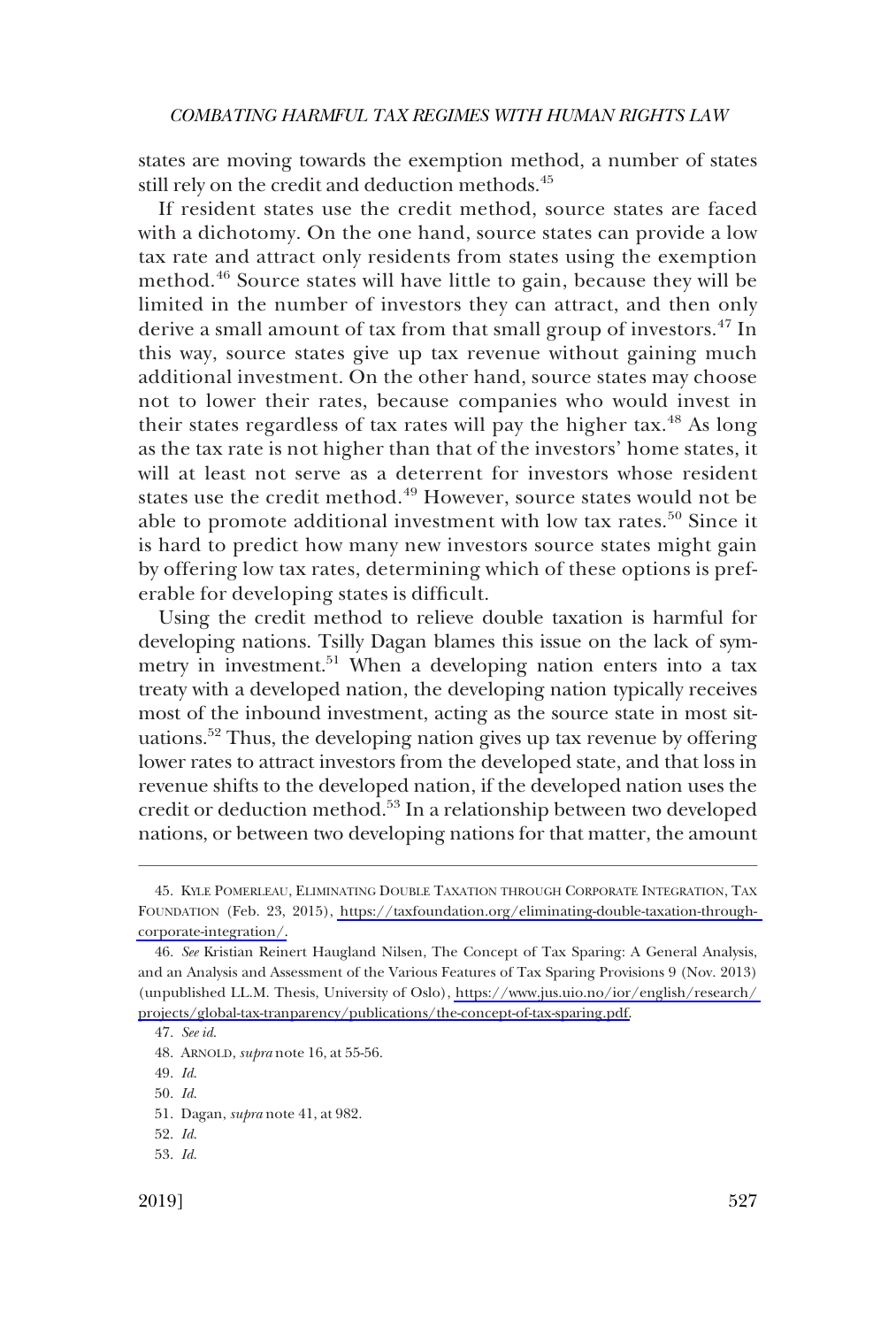states are moving towards the exemption method, a number of states still rely on the credit and deduction methods.[45]

If resident states use the credit method, source states are faced with a dichotomy. On the one hand, source states can provide a low tax rate and attract only residents from states using the exemption method.[46] Source states will have little to gain, because they will be limited in the number of investors they can attract, and then only derive a small amount of tax from that small group of investors.[47] In this way, source states give up tax revenue without gaining much additional investment. On the other hand, source states may choose not to lower their rates, because companies who would invest in their states regardless of tax rates will pay the higher tax.[48] As long as the tax rate is not higher than that of the investors' home states, it will at least not serve as a deterrent for investors whose resident states use the credit method.[49] However, source states would not be able to promote additional investment with low tax rates.[50] Since it is hard to predict how many new investors source states might gain by offering low tax rates, determining which of these options is preferable for developing states is difficult.

Using the credit method to relieve double taxation is harmful for developing nations. Tsilly Dagan blames this issue on the lack of symmetry in investment.[51] When a developing nation enters into a tax treaty with a developed nation, the developing nation typically receives most of the inbound investment, acting as the source state in most situations.[52] Thus, the developing nation gives up tax revenue by offering lower rates to attract investors from the developed state, and that loss in revenue shifts to the developed nation, if the developed nation uses the credit or deduction method.[53] In a relationship between two developed nations, or between two developing nations for that matter, the amount

---

45. KYLE POMERLEAU, ELIMINATING DOUBLE TAXATION THROUGH CORPORATE INTEGRATION, TAX FOUNDATION (Feb. 23, 2015), https://taxfoundation.org/eliminating-double-taxation-through-corporate-integration/.

46. *See* Kristian Reinert Haugland Nilsen, The Concept of Tax Sparing: A General Analysis, and an Analysis and Assessment of the Various Features of Tax Sparing Provisions 9 (Nov. 2013) (unpublished LL.M. Thesis, University of Oslo), https://www.jus.uio.no/ior/english/research/projects/global-tax-tranparency/publications/the-concept-of-tax-sparing.pdf.

47. *See id.*

48. ARNOLD, *supra* note 16, at 55-56.

49. *Id.*

50. *Id.*

51. Dagan, *supra* note 41, at 982.

52. *Id.*

53. *Id.*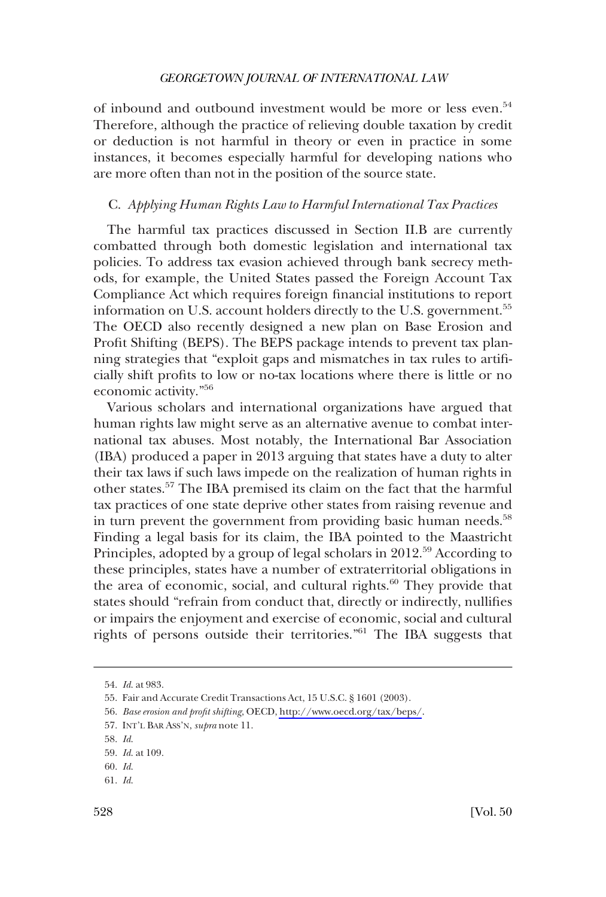of inbound and outbound investment would be more or less even.[54] Therefore, although the practice of relieving double taxation by credit or deduction is not harmful in theory or even in practice in some instances, it becomes especially harmful for developing nations who are more often than not in the position of the source state.

### C. *Applying Human Rights Law to Harmful International Tax Practices*

The harmful tax practices discussed in Section II.B are currently combatted through both domestic legislation and international tax policies. To address tax evasion achieved through bank secrecy methods, for example, the United States passed the Foreign Account Tax Compliance Act which requires foreign financial institutions to report information on U.S. account holders directly to the U.S. government.[55] The OECD also recently designed a new plan on Base Erosion and Profit Shifting (BEPS). The BEPS package intends to prevent tax planning strategies that "exploit gaps and mismatches in tax rules to artificially shift profits to low or no-tax locations where there is little or no economic activity."[56]

Various scholars and international organizations have argued that human rights law might serve as an alternative avenue to combat international tax abuses. Most notably, the International Bar Association (IBA) produced a paper in 2013 arguing that states have a duty to alter their tax laws if such laws impede on the realization of human rights in other states.[57] The IBA premised its claim on the fact that the harmful tax practices of one state deprive other states from raising revenue and in turn prevent the government from providing basic human needs.[58] Finding a legal basis for its claim, the IBA pointed to the Maastricht Principles, adopted by a group of legal scholars in 2012.[59] According to these principles, states have a number of extraterritorial obligations in the area of economic, social, and cultural rights.[60] They provide that states should "refrain from conduct that, directly or indirectly, nullifies or impairs the enjoyment and exercise of economic, social and cultural rights of persons outside their territories."[61] The IBA suggests that

---

54. *Id.* at 983.

55. Fair and Accurate Credit Transactions Act, 15 U.S.C. § 1601 (2003).

56. *Base erosion and profit shifting*, OECD, http://www.oecd.org/tax/beps/.

57. INT'L BAR ASS'N, *supra* note 11.

58. *Id.*

59. *Id.* at 109.

60. *Id.*

61. *Id.*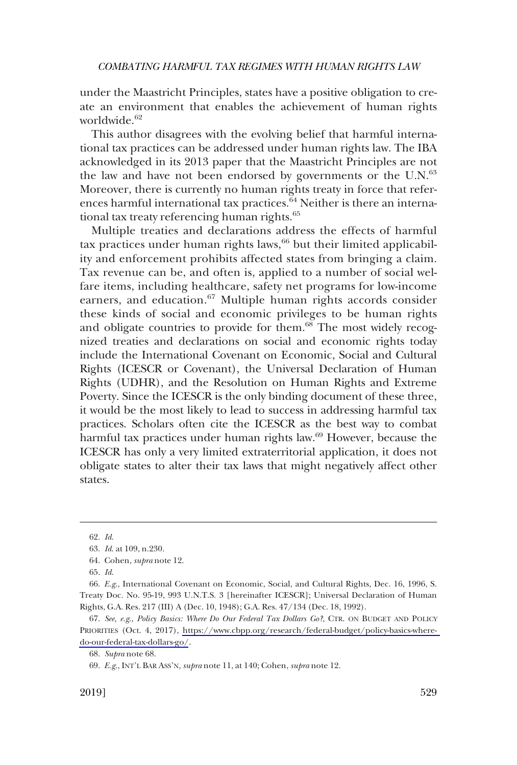under the Maastricht Principles, states have a positive obligation to create an environment that enables the achievement of human rights worldwide.[62]

This author disagrees with the evolving belief that harmful international tax practices can be addressed under human rights law. The IBA acknowledged in its 2013 paper that the Maastricht Principles are not the law and have not been endorsed by governments or the U.N.[63] Moreover, there is currently no human rights treaty in force that references harmful international tax practices.[64] Neither is there an international tax treaty referencing human rights.[65]

Multiple treaties and declarations address the effects of harmful tax practices under human rights laws,[66] but their limited applicability and enforcement prohibits affected states from bringing a claim. Tax revenue can be, and often is, applied to a number of social welfare items, including healthcare, safety net programs for low-income earners, and education.[67] Multiple human rights accords consider these kinds of social and economic privileges to be human rights and obligate countries to provide for them.[68] The most widely recognized treaties and declarations on social and economic rights today include the International Covenant on Economic, Social and Cultural Rights (ICESCR or Covenant), the Universal Declaration of Human Rights (UDHR), and the Resolution on Human Rights and Extreme Poverty. Since the ICESCR is the only binding document of these three, it would be the most likely to lead to success in addressing harmful tax practices. Scholars often cite the ICESCR as the best way to combat harmful tax practices under human rights law.[69] However, because the ICESCR has only a very limited extraterritorial application, it does not obligate states to alter their tax laws that might negatively affect other states.

---

62. *Id.*

63. *Id.* at 109, n.230.

64. Cohen, *supra* note 12.

65. *Id.*

66. *E.g.,* International Covenant on Economic, Social, and Cultural Rights, Dec. 16, 1996, S. Treaty Doc. No. 95-19, 993 U.N.T.S. 3 [hereinafter ICESCR]; Universal Declaration of Human Rights, G.A. Res. 217 (III) A (Dec. 10, 1948); G.A. Res. 47/134 (Dec. 18, 1992).

67. *See, e.g., Policy Basics: Where Do Our Federal Tax Dollars Go?*, CTR. ON BUDGET AND POLICY PRIORITIES (Oct. 4, 2017), https://www.cbpp.org/research/federal-budget/policy-basics-where-do-our-federal-tax-dollars-go/.

68. *Supra* note 68.

69. *E.g.*, INT'L BAR ASS'N, *supra* note 11, at 140; Cohen, *supra* note 12.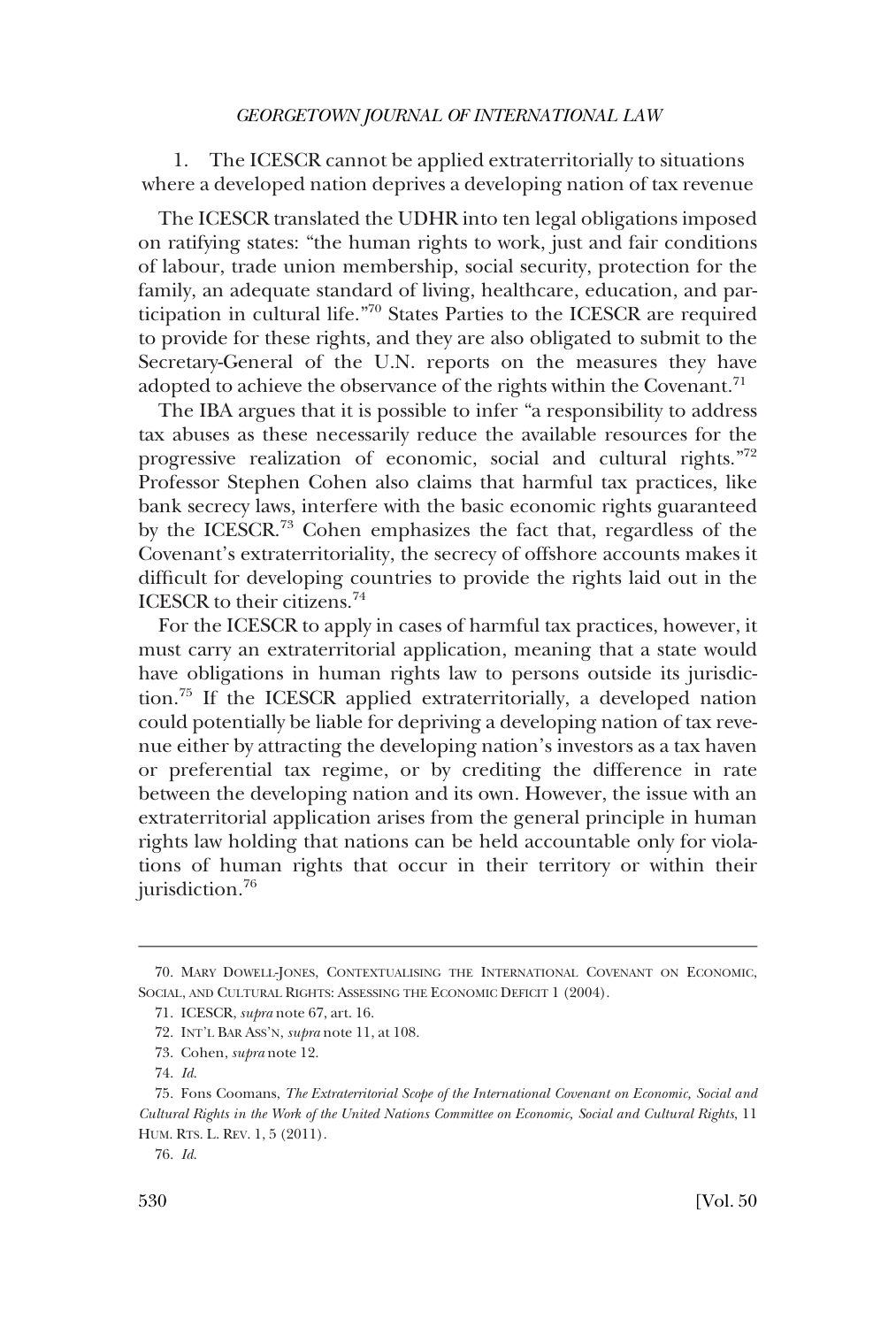### 1. The ICESCR cannot be applied extraterritorially to situations where a developed nation deprives a developing nation of tax revenue

The ICESCR translated the UDHR into ten legal obligations imposed on ratifying states: "the human rights to work, just and fair conditions of labour, trade union membership, social security, protection for the family, an adequate standard of living, healthcare, education, and participation in cultural life."[70] States Parties to the ICESCR are required to provide for these rights, and they are also obligated to submit to the Secretary-General of the U.N. reports on the measures they have adopted to achieve the observance of the rights within the Covenant.[71]

The IBA argues that it is possible to infer "a responsibility to address tax abuses as these necessarily reduce the available resources for the progressive realization of economic, social and cultural rights."[72] Professor Stephen Cohen also claims that harmful tax practices, like bank secrecy laws, interfere with the basic economic rights guaranteed by the ICESCR.[73] Cohen emphasizes the fact that, regardless of the Covenant's extraterritoriality, the secrecy of offshore accounts makes it difficult for developing countries to provide the rights laid out in the ICESCR to their citizens.[74]

For the ICESCR to apply in cases of harmful tax practices, however, it must carry an extraterritorial application, meaning that a state would have obligations in human rights law to persons outside its jurisdiction.[75] If the ICESCR applied extraterritorially, a developed nation could potentially be liable for depriving a developing nation of tax revenue either by attracting the developing nation's investors as a tax haven or preferential tax regime, or by crediting the difference in rate between the developing nation and its own. However, the issue with an extraterritorial application arises from the general principle in human rights law holding that nations can be held accountable only for violations of human rights that occur in their territory or within their jurisdiction.[76]

---

70. MARY DOWELL-JONES, CONTEXTUALISING THE INTERNATIONAL COVENANT ON ECONOMIC, SOCIAL, AND CULTURAL RIGHTS: ASSESSING THE ECONOMIC DEFICIT 1 (2004).

71. ICESCR, *supra* note 67, art. 16.

72. INT'L BAR ASS'N, *supra* note 11, at 108.

73. Cohen, *supra* note 12.

74. *Id.*

75. Fons Coomans, *The Extraterritorial Scope of the International Covenant on Economic, Social and Cultural Rights in the Work of the United Nations Committee on Economic, Social and Cultural Rights*, 11 HUM. RTS. L. REV. 1, 5 (2011).

76. *Id.*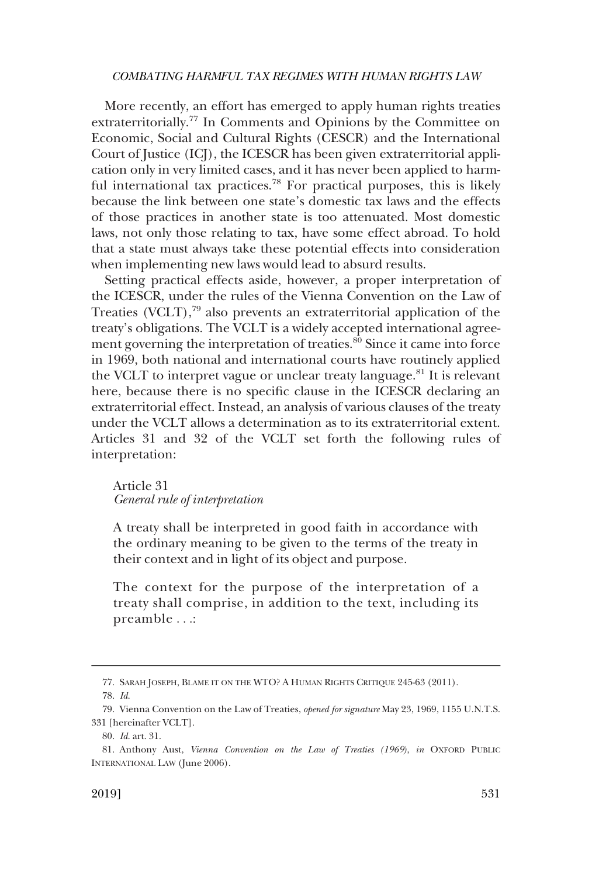More recently, an effort has emerged to apply human rights treaties extraterritorially.[77] In Comments and Opinions by the Committee on Economic, Social and Cultural Rights (CESCR) and the International Court of Justice (ICJ), the ICESCR has been given extraterritorial application only in very limited cases, and it has never been applied to harmful international tax practices.[78] For practical purposes, this is likely because the link between one state's domestic tax laws and the effects of those practices in another state is too attenuated. Most domestic laws, not only those relating to tax, have some effect abroad. To hold that a state must always take these potential effects into consideration when implementing new laws would lead to absurd results.

Setting practical effects aside, however, a proper interpretation of the ICESCR, under the rules of the Vienna Convention on the Law of Treaties (VCLT),[79] also prevents an extraterritorial application of the treaty's obligations. The VCLT is a widely accepted international agreement governing the interpretation of treaties.[80] Since it came into force in 1969, both national and international courts have routinely applied the VCLT to interpret vague or unclear treaty language.[81] It is relevant here, because there is no specific clause in the ICESCR declaring an extraterritorial effect. Instead, an analysis of various clauses of the treaty under the VCLT allows a determination as to its extraterritorial extent. Articles 31 and 32 of the VCLT set forth the following rules of interpretation:

> Article 31
> *General rule of interpretation*
>
> A treaty shall be interpreted in good faith in accordance with the ordinary meaning to be given to the terms of the treaty in their context and in light of its object and purpose.
>
> The context for the purpose of the interpretation of a treaty shall comprise, in addition to the text, including its preamble . . .:

---

77. SARAH JOSEPH, BLAME IT ON THE WTO? A HUMAN RIGHTS CRITIQUE 245-63 (2011).

78. *Id.*

79. Vienna Convention on the Law of Treaties, *opened for signature* May 23, 1969, 1155 U.N.T.S. 331 [hereinafter VCLT].

80. *Id.* art. 31.

81. Anthony Aust, *Vienna Convention on the Law of Treaties (1969)*, *in* OXFORD PUBLIC INTERNATIONAL LAW (June 2006).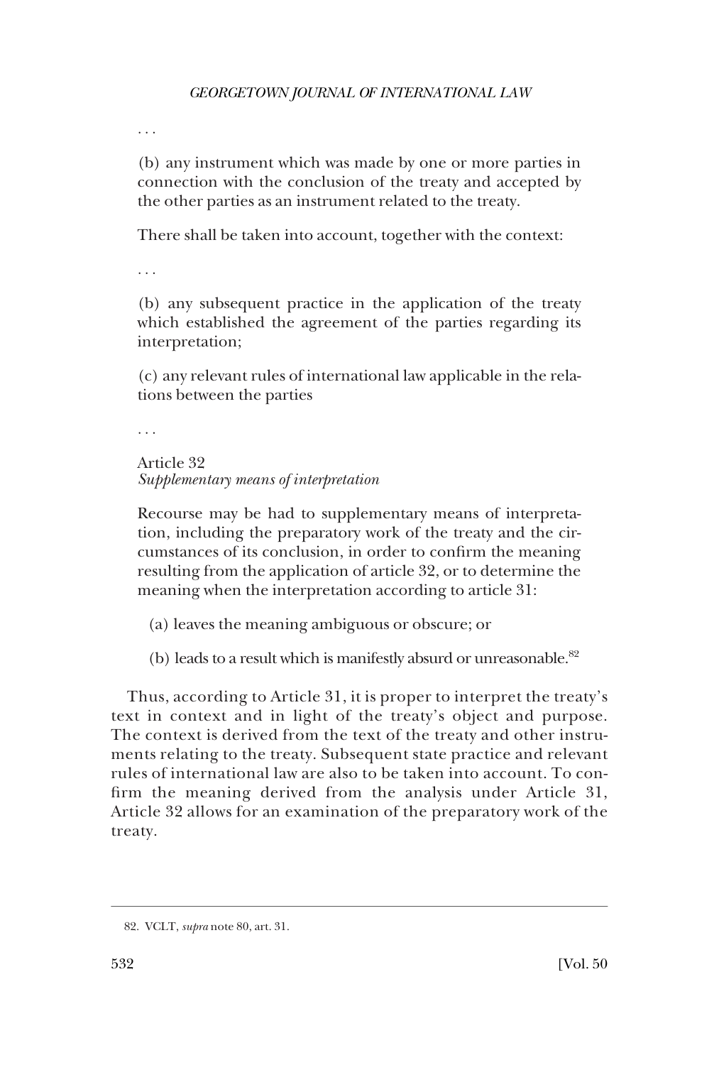. . .

> (b) any instrument which was made by one or more parties in connection with the conclusion of the treaty and accepted by the other parties as an instrument related to the treaty.
>
> There shall be taken into account, together with the context:
>
> . . .
>
> (b) any subsequent practice in the application of the treaty which established the agreement of the parties regarding its interpretation;
>
> (c) any relevant rules of international law applicable in the relations between the parties
>
> . . .
>
> Article 32
> *Supplementary means of interpretation*
>
> Recourse may be had to supplementary means of interpretation, including the preparatory work of the treaty and the circumstances of its conclusion, in order to confirm the meaning resulting from the application of article 32, or to determine the meaning when the interpretation according to article 31:
>
> (a) leaves the meaning ambiguous or obscure; or
>
> (b) leads to a result which is manifestly absurd or unreasonable.[82]

Thus, according to Article 31, it is proper to interpret the treaty's text in context and in light of the treaty's object and purpose. The context is derived from the text of the treaty and other instruments relating to the treaty. Subsequent state practice and relevant rules of international law are also to be taken into account. To confirm the meaning derived from the analysis under Article 31, Article 32 allows for an examination of the preparatory work of the treaty.

---

82. VCLT, *supra* note 80, art. 31.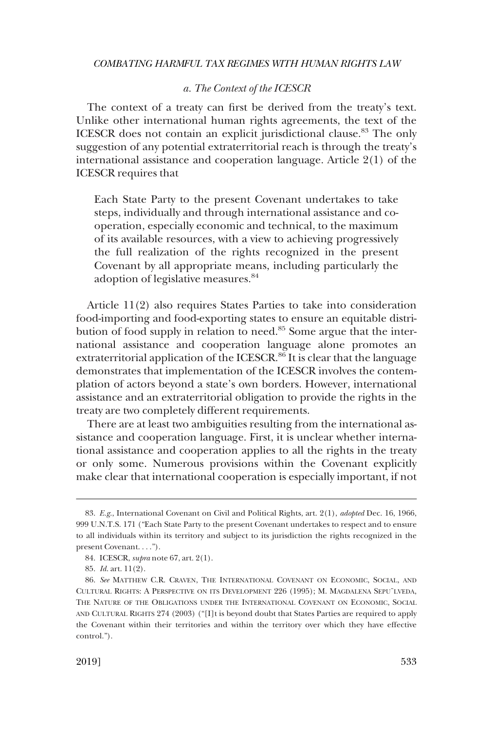*a. The Context of the ICESCR*

The context of a treaty can first be derived from the treaty's text. Unlike other international human rights agreements, the text of the ICESCR does not contain an explicit jurisdictional clause.[83] The only suggestion of any potential extraterritorial reach is through the treaty's international assistance and cooperation language. Article 2(1) of the ICESCR requires that

> Each State Party to the present Covenant undertakes to take steps, individually and through international assistance and co-operation, especially economic and technical, to the maximum of its available resources, with a view to achieving progressively the full realization of the rights recognized in the present Covenant by all appropriate means, including particularly the adoption of legislative measures.[84]

Article 11(2) also requires States Parties to take into consideration food-importing and food-exporting states to ensure an equitable distribution of food supply in relation to need.[85] Some argue that the international assistance and cooperation language alone promotes an extraterritorial application of the ICESCR.[86] It is clear that the language demonstrates that implementation of the ICESCR involves the contemplation of actors beyond a state's own borders. However, international assistance and an extraterritorial obligation to provide the rights in the treaty are two completely different requirements.

There are at least two ambiguities resulting from the international assistance and cooperation language. First, it is unclear whether international assistance and cooperation applies to all the rights in the treaty or only some. Numerous provisions within the Covenant explicitly make clear that international cooperation is especially important, if not

---

83. *E.g.*, International Covenant on Civil and Political Rights, art. 2(1), *adopted* Dec. 16, 1966, 999 U.N.T.S. 171 ("Each State Party to the present Covenant undertakes to respect and to ensure to all individuals within its territory and subject to its jurisdiction the rights recognized in the present Covenant. . . .").

84. ICESCR, *supra* note 67, art. 2(1).

85. *Id.* art. 11(2).

86. *See* MATTHEW C.R. CRAVEN, THE INTERNATIONAL COVENANT ON ECONOMIC, SOCIAL, AND CULTURAL RIGHTS: A PERSPECTIVE ON ITS DEVELOPMENT 226 (1995); M. MAGDALENA SEPÚLVEDA, THE NATURE OF THE OBLIGATIONS UNDER THE INTERNATIONAL COVENANT ON ECONOMIC, SOCIAL AND CULTURAL RIGHTS 274 (2003) ("[I]t is beyond doubt that States Parties are required to apply the Covenant within their territories and within the territory over which they have effective control.").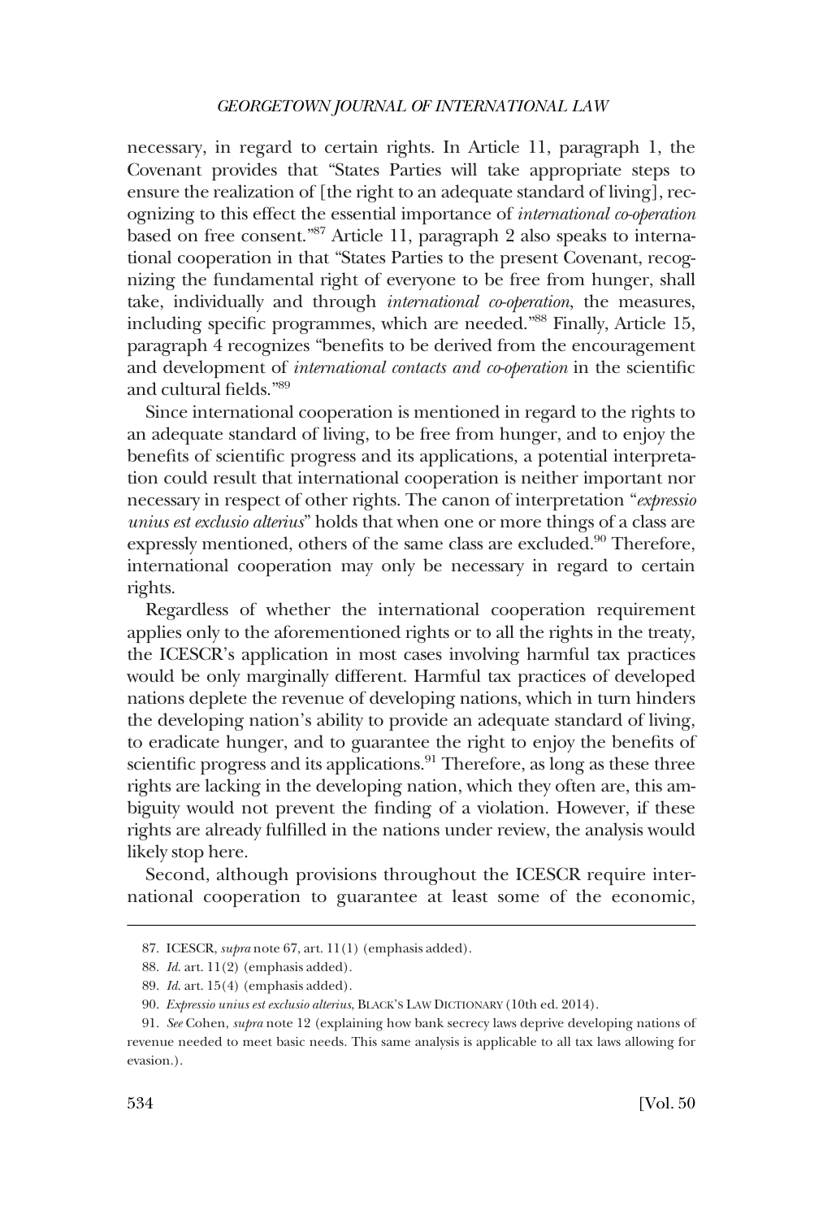necessary, in regard to certain rights. In Article 11, paragraph 1, the Covenant provides that "States Parties will take appropriate steps to ensure the realization of [the right to an adequate standard of living], recognizing to this effect the essential importance of *international co-operation* based on free consent."[87] Article 11, paragraph 2 also speaks to international cooperation in that "States Parties to the present Covenant, recognizing the fundamental right of everyone to be free from hunger, shall take, individually and through *international co-operation*, the measures, including specific programmes, which are needed."[88] Finally, Article 15, paragraph 4 recognizes "benefits to be derived from the encouragement and development of *international contacts and co-operation* in the scientific and cultural fields."[89]

Since international cooperation is mentioned in regard to the rights to an adequate standard of living, to be free from hunger, and to enjoy the benefits of scientific progress and its applications, a potential interpretation could result that international cooperation is neither important nor necessary in respect of other rights. The canon of interpretation "*expressio unius est exclusio alterius*" holds that when one or more things of a class are expressly mentioned, others of the same class are excluded.[90] Therefore, international cooperation may only be necessary in regard to certain rights.

Regardless of whether the international cooperation requirement applies only to the aforementioned rights or to all the rights in the treaty, the ICESCR's application in most cases involving harmful tax practices would be only marginally different. Harmful tax practices of developed nations deplete the revenue of developing nations, which in turn hinders the developing nation's ability to provide an adequate standard of living, to eradicate hunger, and to guarantee the right to enjoy the benefits of scientific progress and its applications.[91] Therefore, as long as these three rights are lacking in the developing nation, which they often are, this ambiguity would not prevent the finding of a violation. However, if these rights are already fulfilled in the nations under review, the analysis would likely stop here.

Second, although provisions throughout the ICESCR require international cooperation to guarantee at least some of the economic,

---

87. ICESCR, *supra* note 67, art. 11(1) (emphasis added).

88. *Id.* art. 11(2) (emphasis added).

89. *Id.* art. 15(4) (emphasis added).

90. *Expressio unius est exclusio alterius*, BLACK'S LAW DICTIONARY (10th ed. 2014).

91. *See* Cohen, *supra* note 12 (explaining how bank secrecy laws deprive developing nations of revenue needed to meet basic needs. This same analysis is applicable to all tax laws allowing for evasion.).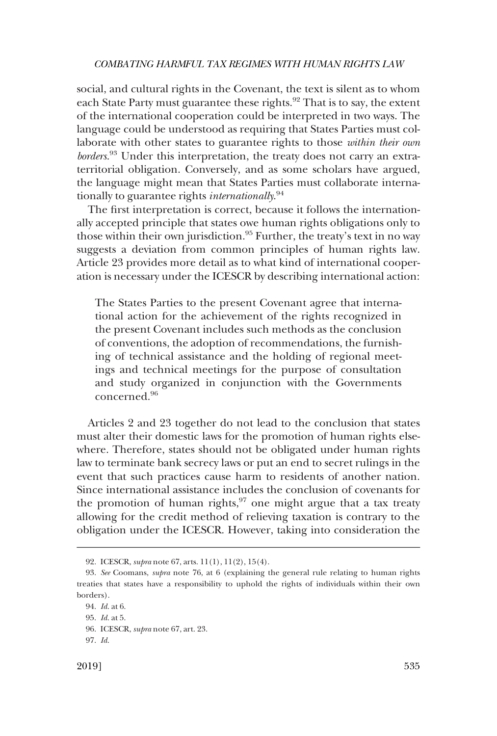social, and cultural rights in the Covenant, the text is silent as to whom each State Party must guarantee these rights.[92] That is to say, the extent of the international cooperation could be interpreted in two ways. The language could be understood as requiring that States Parties must collaborate with other states to guarantee rights to those *within their own borders*.[93] Under this interpretation, the treaty does not carry an extraterritorial obligation. Conversely, and as some scholars have argued, the language might mean that States Parties must collaborate internationally to guarantee rights *internationally*.[94]

The first interpretation is correct, because it follows the internationally accepted principle that states owe human rights obligations only to those within their own jurisdiction.[95] Further, the treaty's text in no way suggests a deviation from common principles of human rights law. Article 23 provides more detail as to what kind of international cooperation is necessary under the ICESCR by describing international action:

> The States Parties to the present Covenant agree that international action for the achievement of the rights recognized in the present Covenant includes such methods as the conclusion of conventions, the adoption of recommendations, the furnishing of technical assistance and the holding of regional meetings and technical meetings for the purpose of consultation and study organized in conjunction with the Governments concerned.[96]

Articles 2 and 23 together do not lead to the conclusion that states must alter their domestic laws for the promotion of human rights elsewhere. Therefore, states should not be obligated under human rights law to terminate bank secrecy laws or put an end to secret rulings in the event that such practices cause harm to residents of another nation. Since international assistance includes the conclusion of covenants for the promotion of human rights,[97] one might argue that a tax treaty allowing for the credit method of relieving taxation is contrary to the obligation under the ICESCR. However, taking into consideration the

---

92. ICESCR, *supra* note 67, arts. 11(1), 11(2), 15(4).

93. *See* Coomans, *supra* note 76, at 6 (explaining the general rule relating to human rights treaties that states have a responsibility to uphold the rights of individuals within their own borders).

94. *Id.* at 6.

95. *Id.* at 5.

96. ICESCR, *supra* note 67, art. 23.

97. *Id.*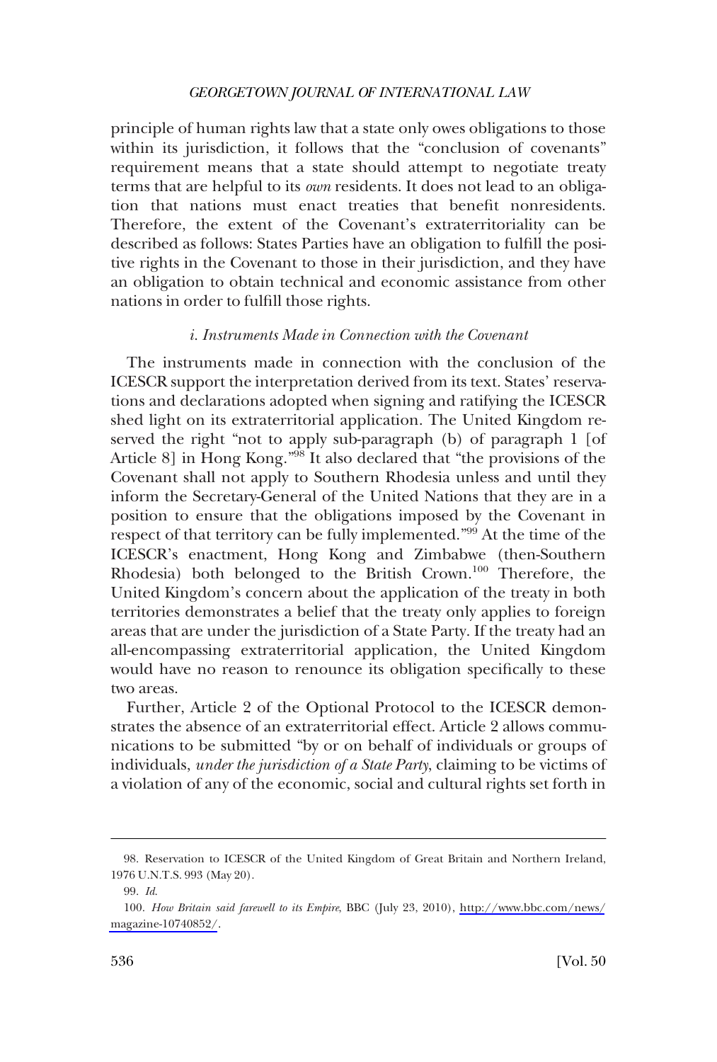principle of human rights law that a state only owes obligations to those within its jurisdiction, it follows that the "conclusion of covenants" requirement means that a state should attempt to negotiate treaty terms that are helpful to its *own* residents. It does not lead to an obligation that nations must enact treaties that benefit nonresidents. Therefore, the extent of the Covenant's extraterritoriality can be described as follows: States Parties have an obligation to fulfill the positive rights in the Covenant to those in their jurisdiction, and they have an obligation to obtain technical and economic assistance from other nations in order to fulfill those rights.

#### *i. Instruments Made in Connection with the Covenant*

The instruments made in connection with the conclusion of the ICESCR support the interpretation derived from its text. States' reservations and declarations adopted when signing and ratifying the ICESCR shed light on its extraterritorial application. The United Kingdom reserved the right "not to apply sub-paragraph (b) of paragraph 1 [of Article 8] in Hong Kong."[98] It also declared that "the provisions of the Covenant shall not apply to Southern Rhodesia unless and until they inform the Secretary-General of the United Nations that they are in a position to ensure that the obligations imposed by the Covenant in respect of that territory can be fully implemented."[99] At the time of the ICESCR's enactment, Hong Kong and Zimbabwe (then-Southern Rhodesia) both belonged to the British Crown.[100] Therefore, the United Kingdom's concern about the application of the treaty in both territories demonstrates a belief that the treaty only applies to foreign areas that are under the jurisdiction of a State Party. If the treaty had an all-encompassing extraterritorial application, the United Kingdom would have no reason to renounce its obligation specifically to these two areas.

Further, Article 2 of the Optional Protocol to the ICESCR demonstrates the absence of an extraterritorial effect. Article 2 allows communications to be submitted "by or on behalf of individuals or groups of individuals, *under the jurisdiction of a State Party*, claiming to be victims of a violation of any of the economic, social and cultural rights set forth in

---

98. Reservation to ICESCR of the United Kingdom of Great Britain and Northern Ireland, 1976 U.N.T.S. 993 (May 20).

99. *Id.*

100. *How Britain said farewell to its Empire*, BBC (July 23, 2010), http://www.bbc.com/news/magazine-10740852/.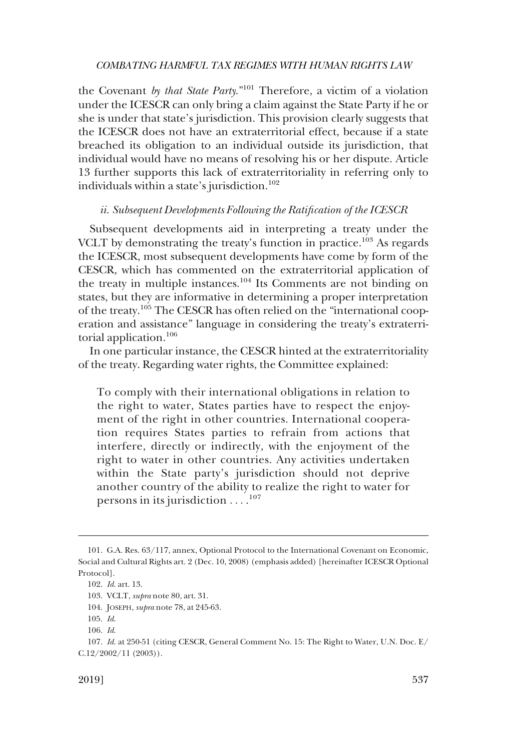the Covenant *by that State Party*."[101] Therefore, a victim of a violation under the ICESCR can only bring a claim against the State Party if he or she is under that state's jurisdiction. This provision clearly suggests that the ICESCR does not have an extraterritorial effect, because if a state breached its obligation to an individual outside its jurisdiction, that individual would have no means of resolving his or her dispute. Article 13 further supports this lack of extraterritoriality in referring only to individuals within a state's jurisdiction.[102]

*ii. Subsequent Developments Following the Ratification of the ICESCR*

Subsequent developments aid in interpreting a treaty under the VCLT by demonstrating the treaty's function in practice.[103] As regards the ICESCR, most subsequent developments have come by form of the CESCR, which has commented on the extraterritorial application of the treaty in multiple instances.[104] Its Comments are not binding on states, but they are informative in determining a proper interpretation of the treaty.[105] The CESCR has often relied on the "international cooperation and assistance" language in considering the treaty's extraterritorial application.[106]

In one particular instance, the CESCR hinted at the extraterritoriality of the treaty. Regarding water rights, the Committee explained:

> To comply with their international obligations in relation to the right to water, States parties have to respect the enjoyment of the right in other countries. International cooperation requires States parties to refrain from actions that interfere, directly or indirectly, with the enjoyment of the right to water in other countries. Any activities undertaken within the State party's jurisdiction should not deprive another country of the ability to realize the right to water for persons in its jurisdiction . . . .[107]

---

101. G.A. Res. 63/117, annex, Optional Protocol to the International Covenant on Economic, Social and Cultural Rights art. 2 (Dec. 10, 2008) (emphasis added) [hereinafter ICESCR Optional Protocol].

102. *Id.* art. 13.

103. VCLT, *supra* note 80, art. 31.

104. JOSEPH, *supra* note 78, at 245-63.

105. *Id.*

106. *Id.*

107. *Id.* at 250-51 (citing CESCR, General Comment No. 15: The Right to Water, U.N. Doc. E/C.12/2002/11 (2003)).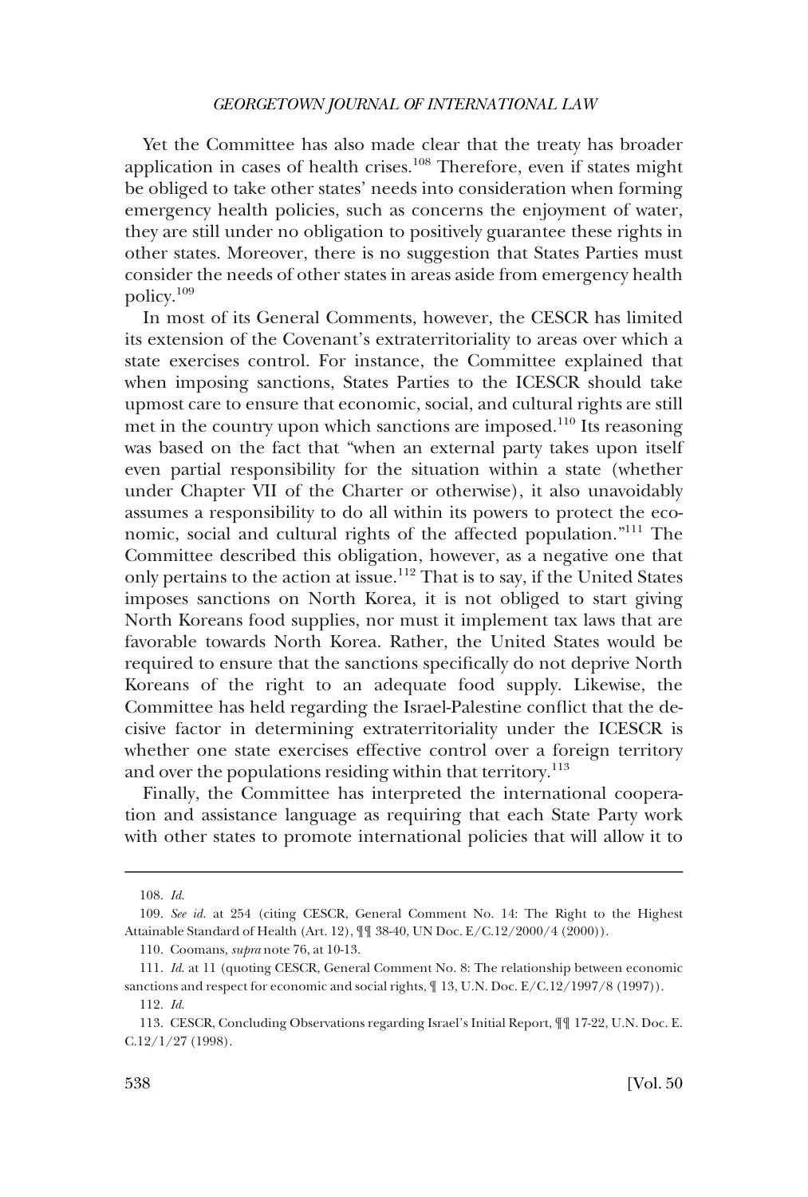Yet the Committee has also made clear that the treaty has broader application in cases of health crises.[108] Therefore, even if states might be obliged to take other states' needs into consideration when forming emergency health policies, such as concerns the enjoyment of water, they are still under no obligation to positively guarantee these rights in other states. Moreover, there is no suggestion that States Parties must consider the needs of other states in areas aside from emergency health policy.[109]

In most of its General Comments, however, the CESCR has limited its extension of the Covenant's extraterritoriality to areas over which a state exercises control. For instance, the Committee explained that when imposing sanctions, States Parties to the ICESCR should take upmost care to ensure that economic, social, and cultural rights are still met in the country upon which sanctions are imposed.[110] Its reasoning was based on the fact that "when an external party takes upon itself even partial responsibility for the situation within a state (whether under Chapter VII of the Charter or otherwise), it also unavoidably assumes a responsibility to do all within its powers to protect the economic, social and cultural rights of the affected population."[111] The Committee described this obligation, however, as a negative one that only pertains to the action at issue.[112] That is to say, if the United States imposes sanctions on North Korea, it is not obliged to start giving North Koreans food supplies, nor must it implement tax laws that are favorable towards North Korea. Rather, the United States would be required to ensure that the sanctions specifically do not deprive North Koreans of the right to an adequate food supply. Likewise, the Committee has held regarding the Israel-Palestine conflict that the decisive factor in determining extraterritoriality under the ICESCR is whether one state exercises effective control over a foreign territory and over the populations residing within that territory.[113]

Finally, the Committee has interpreted the international cooperation and assistance language as requiring that each State Party work with other states to promote international policies that will allow it to

---

108. *Id.*

109. *See id.* at 254 (citing CESCR, General Comment No. 14: The Right to the Highest Attainable Standard of Health (Art. 12), ¶¶ 38-40, UN Doc. E/C.12/2000/4 (2000)).

110. Coomans, *supra* note 76, at 10-13.

111. *Id.* at 11 (quoting CESCR, General Comment No. 8: The relationship between economic sanctions and respect for economic and social rights, ¶ 13, U.N. Doc. E/C.12/1997/8 (1997)).

112. *Id.*

113. CESCR, Concluding Observations regarding Israel's Initial Report, ¶¶ 17-22, U.N. Doc. E. C.12/1/27 (1998).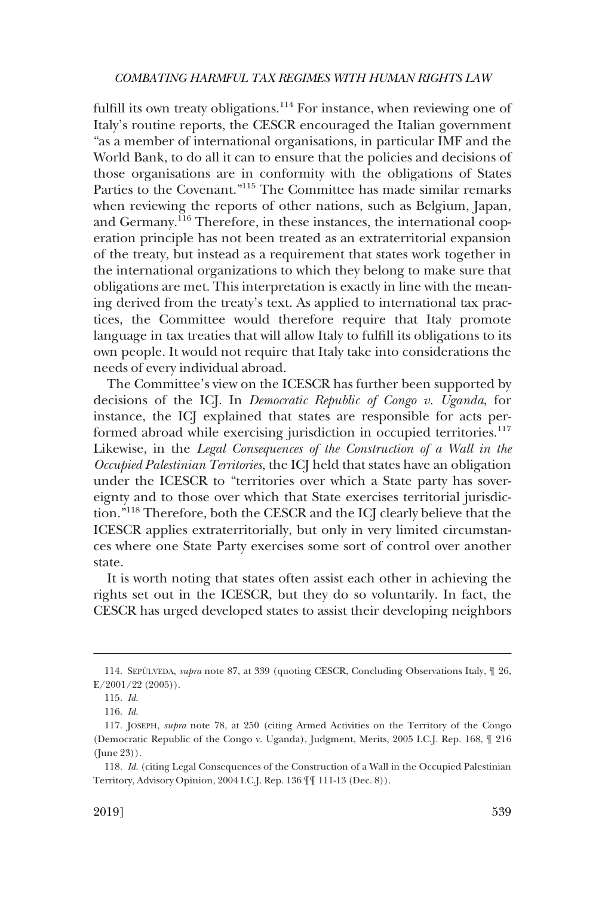fulfill its own treaty obligations.[114] For instance, when reviewing one of Italy's routine reports, the CESCR encouraged the Italian government "as a member of international organisations, in particular IMF and the World Bank, to do all it can to ensure that the policies and decisions of those organisations are in conformity with the obligations of States Parties to the Covenant."[115] The Committee has made similar remarks when reviewing the reports of other nations, such as Belgium, Japan, and Germany.[116] Therefore, in these instances, the international cooperation principle has not been treated as an extraterritorial expansion of the treaty, but instead as a requirement that states work together in the international organizations to which they belong to make sure that obligations are met. This interpretation is exactly in line with the meaning derived from the treaty's text. As applied to international tax practices, the Committee would therefore require that Italy promote language in tax treaties that will allow Italy to fulfill its obligations to its own people. It would not require that Italy take into considerations the needs of every individual abroad.

The Committee's view on the ICESCR has further been supported by decisions of the ICJ. In *Democratic Republic of Congo v. Uganda*, for instance, the ICJ explained that states are responsible for acts performed abroad while exercising jurisdiction in occupied territories.[117] Likewise, in the *Legal Consequences of the Construction of a Wall in the Occupied Palestinian Territories*, the ICJ held that states have an obligation under the ICESCR to "territories over which a State party has sovereignty and to those over which that State exercises territorial jurisdiction."[118] Therefore, both the CESCR and the ICJ clearly believe that the ICESCR applies extraterritorially, but only in very limited circumstances where one State Party exercises some sort of control over another state.

It is worth noting that states often assist each other in achieving the rights set out in the ICESCR, but they do so voluntarily. In fact, the CESCR has urged developed states to assist their developing neighbors

---

114. SEPÚLVEDA, *supra* note 87, at 339 (quoting CESCR, Concluding Observations Italy, ¶ 26, E/2001/22 (2005)).

115. *Id.*

116. *Id.*

117. JOSEPH, *supra* note 78, at 250 (citing Armed Activities on the Territory of the Congo (Democratic Republic of the Congo v. Uganda), Judgment, Merits, 2005 I.C.J. Rep. 168, ¶ 216 (June 23)).

118. *Id.* (citing Legal Consequences of the Construction of a Wall in the Occupied Palestinian Territory, Advisory Opinion, 2004 I.C.J. Rep. 136 ¶¶ 111-13 (Dec. 8)).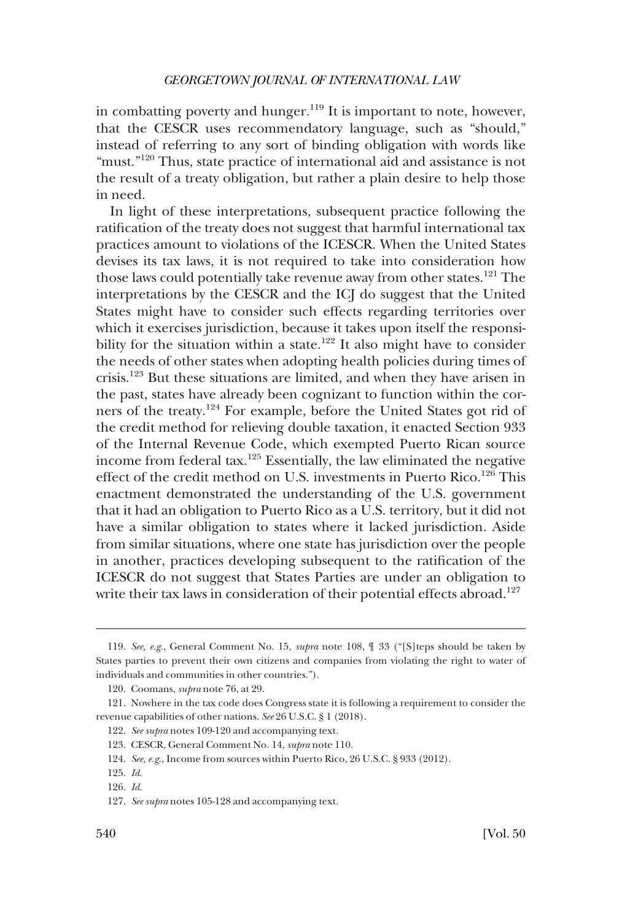in combatting poverty and hunger.[119] It is important to note, however, that the CESCR uses recommendatory language, such as "should," instead of referring to any sort of binding obligation with words like "must."[120] Thus, state practice of international aid and assistance is not the result of a treaty obligation, but rather a plain desire to help those in need.

In light of these interpretations, subsequent practice following the ratification of the treaty does not suggest that harmful international tax practices amount to violations of the ICESCR. When the United States devises its tax laws, it is not required to take into consideration how those laws could potentially take revenue away from other states.[121] The interpretations by the CESCR and the ICJ do suggest that the United States might have to consider such effects regarding territories over which it exercises jurisdiction, because it takes upon itself the responsibility for the situation within a state.[122] It also might have to consider the needs of other states when adopting health policies during times of crisis.[123] But these situations are limited, and when they have arisen in the past, states have already been cognizant to function within the corners of the treaty.[124] For example, before the United States got rid of the credit method for relieving double taxation, it enacted Section 933 of the Internal Revenue Code, which exempted Puerto Rican source income from federal tax.[125] Essentially, the law eliminated the negative effect of the credit method on U.S. investments in Puerto Rico.[126] This enactment demonstrated the understanding of the U.S. government that it had an obligation to Puerto Rico as a U.S. territory, but it did not have a similar obligation to states where it lacked jurisdiction. Aside from similar situations, where one state has jurisdiction over the people in another, practices developing subsequent to the ratification of the ICESCR do not suggest that States Parties are under an obligation to write their tax laws in consideration of their potential effects abroad.[127]

---

119. *See, e.g.*, General Comment No. 15, *supra* note 108, ¶ 33 ("[S]teps should be taken by States parties to prevent their own citizens and companies from violating the right to water of individuals and communities in other countries.").

120. Coomans, *supra* note 76, at 29.

121. Nowhere in the tax code does Congress state it is following a requirement to consider the revenue capabilities of other nations. *See* 26 U.S.C. § 1 (2018).

122. *See supra* notes 109-120 and accompanying text.

123. CESCR, General Comment No. 14, *supra* note 110.

124. *See, e.g.*, Income from sources within Puerto Rico, 26 U.S.C. § 933 (2012).

125. *Id.*

126. *Id.*

127. *See supra* notes 105-128 and accompanying text.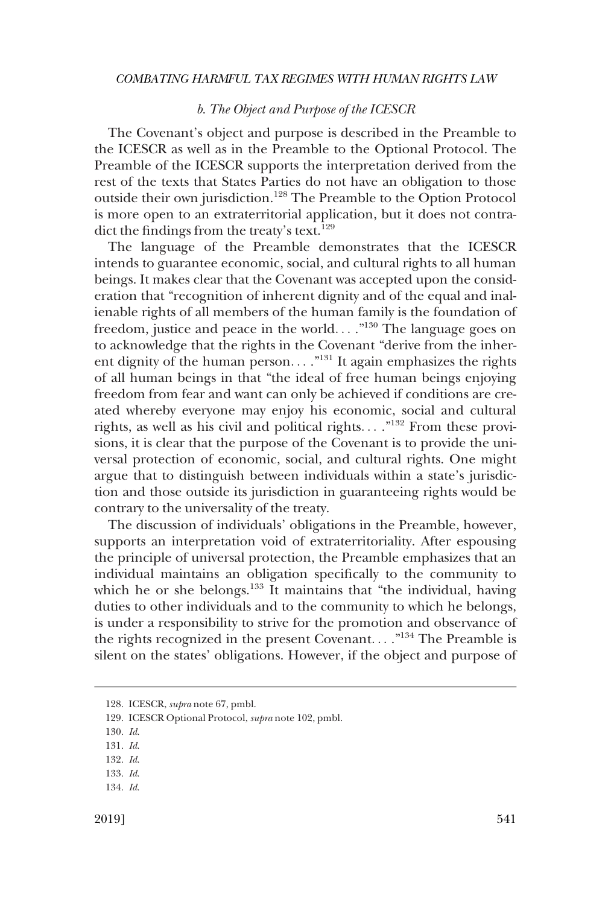### *b. The Object and Purpose of the ICESCR*

The Covenant's object and purpose is described in the Preamble to the ICESCR as well as in the Preamble to the Optional Protocol. The Preamble of the ICESCR supports the interpretation derived from the rest of the texts that States Parties do not have an obligation to those outside their own jurisdiction.[128] The Preamble to the Option Protocol is more open to an extraterritorial application, but it does not contradict the findings from the treaty's text.[129]

The language of the Preamble demonstrates that the ICESCR intends to guarantee economic, social, and cultural rights to all human beings. It makes clear that the Covenant was accepted upon the consideration that "recognition of inherent dignity and of the equal and inalienable rights of all members of the human family is the foundation of freedom, justice and peace in the world. . . ."[130] The language goes on to acknowledge that the rights in the Covenant "derive from the inherent dignity of the human person. . . ."[131] It again emphasizes the rights of all human beings in that "the ideal of free human beings enjoying freedom from fear and want can only be achieved if conditions are created whereby everyone may enjoy his economic, social and cultural rights, as well as his civil and political rights. . . ."[132] From these provisions, it is clear that the purpose of the Covenant is to provide the universal protection of economic, social, and cultural rights. One might argue that to distinguish between individuals within a state's jurisdiction and those outside its jurisdiction in guaranteeing rights would be contrary to the universality of the treaty.

The discussion of individuals' obligations in the Preamble, however, supports an interpretation void of extraterritoriality. After espousing the principle of universal protection, the Preamble emphasizes that an individual maintains an obligation specifically to the community to which he or she belongs.[133] It maintains that "the individual, having duties to other individuals and to the community to which he belongs, is under a responsibility to strive for the promotion and observance of the rights recognized in the present Covenant. . . ."[134] The Preamble is silent on the states' obligations. However, if the object and purpose of

---

128. ICESCR, *supra* note 67, pmbl.

129. ICESCR Optional Protocol, *supra* note 102, pmbl.

130. *Id.*

131. *Id.*

132. *Id.*

133. *Id.*

134. *Id.*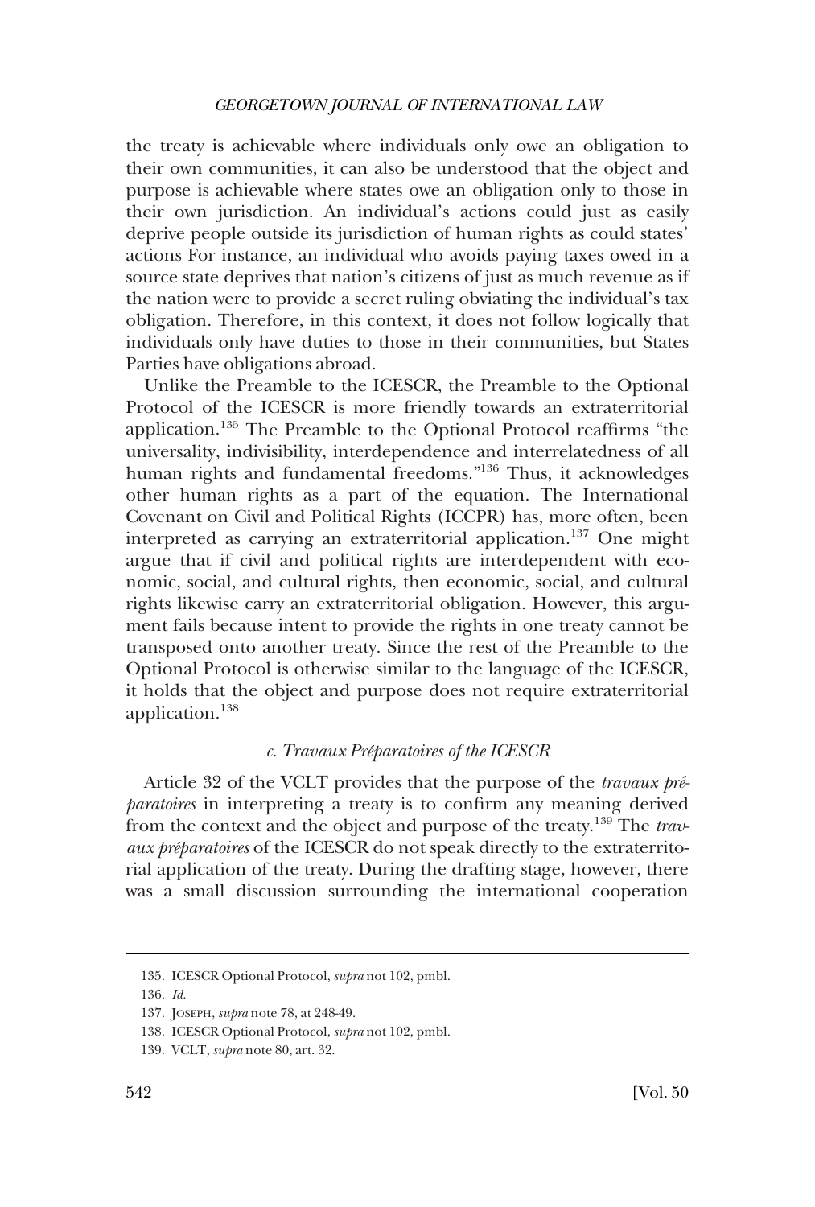the treaty is achievable where individuals only owe an obligation to their own communities, it can also be understood that the object and purpose is achievable where states owe an obligation only to those in their own jurisdiction. An individual's actions could just as easily deprive people outside its jurisdiction of human rights as could states' actions For instance, an individual who avoids paying taxes owed in a source state deprives that nation's citizens of just as much revenue as if the nation were to provide a secret ruling obviating the individual's tax obligation. Therefore, in this context, it does not follow logically that individuals only have duties to those in their communities, but States Parties have obligations abroad.

Unlike the Preamble to the ICESCR, the Preamble to the Optional Protocol of the ICESCR is more friendly towards an extraterritorial application.[135] The Preamble to the Optional Protocol reaffirms "the universality, indivisibility, interdependence and interrelatedness of all human rights and fundamental freedoms."[136] Thus, it acknowledges other human rights as a part of the equation. The International Covenant on Civil and Political Rights (ICCPR) has, more often, been interpreted as carrying an extraterritorial application.[137] One might argue that if civil and political rights are interdependent with economic, social, and cultural rights, then economic, social, and cultural rights likewise carry an extraterritorial obligation. However, this argument fails because intent to provide the rights in one treaty cannot be transposed onto another treaty. Since the rest of the Preamble to the Optional Protocol is otherwise similar to the language of the ICESCR, it holds that the object and purpose does not require extraterritorial application.[138]

### *c. Travaux Préparatoires of the ICESCR*

Article 32 of the VCLT provides that the purpose of the *travaux préparatoires* in interpreting a treaty is to confirm any meaning derived from the context and the object and purpose of the treaty.[139] The *travaux préparatoires* of the ICESCR do not speak directly to the extraterritorial application of the treaty. During the drafting stage, however, there was a small discussion surrounding the international cooperation

135. ICESCR Optional Protocol, *supra* not 102, pmbl.

136. *Id.*

137. JOSEPH, *supra* note 78, at 248-49.

138. ICESCR Optional Protocol, *supra* not 102, pmbl.

139. VCLT, *supra* note 80, art. 32.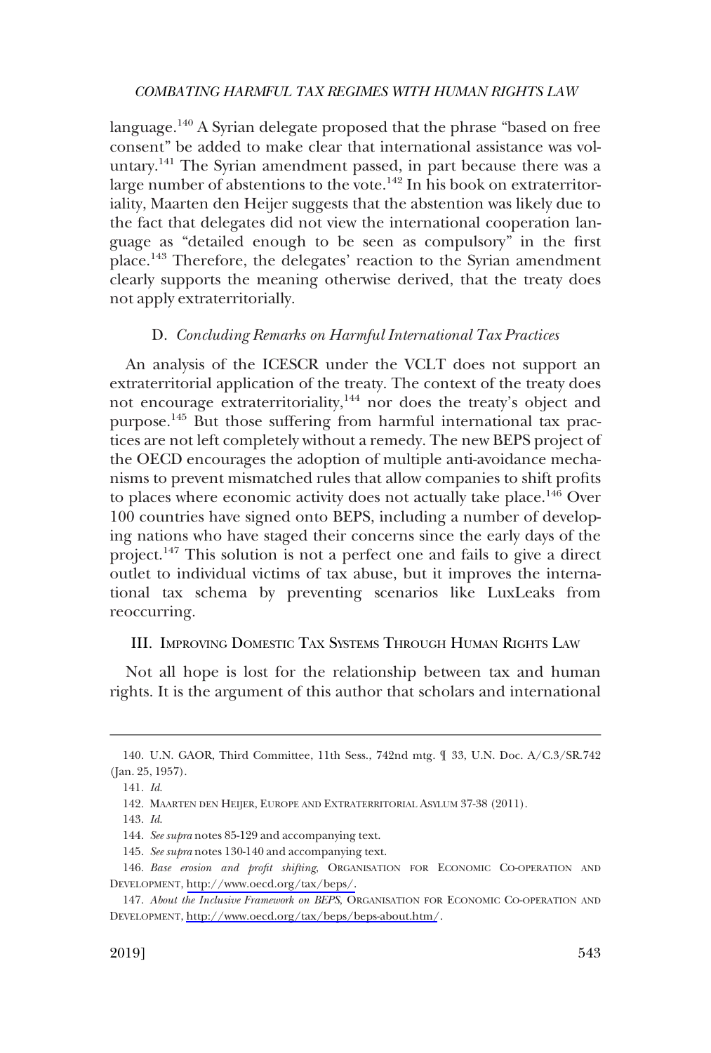language.[140] A Syrian delegate proposed that the phrase "based on free consent" be added to make clear that international assistance was voluntary.[141] The Syrian amendment passed, in part because there was a large number of abstentions to the vote.[142] In his book on extraterritoriality, Maarten den Heijer suggests that the abstention was likely due to the fact that delegates did not view the international cooperation language as "detailed enough to be seen as compulsory" in the first place.[143] Therefore, the delegates' reaction to the Syrian amendment clearly supports the meaning otherwise derived, that the treaty does not apply extraterritorially.

### D. *Concluding Remarks on Harmful International Tax Practices*

An analysis of the ICESCR under the VCLT does not support an extraterritorial application of the treaty. The context of the treaty does not encourage extraterritoriality,[144] nor does the treaty's object and purpose.[145] But those suffering from harmful international tax practices are not left completely without a remedy. The new BEPS project of the OECD encourages the adoption of multiple anti-avoidance mechanisms to prevent mismatched rules that allow companies to shift profits to places where economic activity does not actually take place.[146] Over 100 countries have signed onto BEPS, including a number of developing nations who have staged their concerns since the early days of the project.[147] This solution is not a perfect one and fails to give a direct outlet to individual victims of tax abuse, but it improves the international tax schema by preventing scenarios like LuxLeaks from reoccurring.

## III. Improving Domestic Tax Systems Through Human Rights Law

Not all hope is lost for the relationship between tax and human rights. It is the argument of this author that scholars and international

---

140. U.N. GAOR, Third Committee, 11th Sess., 742nd mtg. ¶ 33, U.N. Doc. A/C.3/SR.742 (Jan. 25, 1957).

141. *Id.*

142. Maarten den Heijer, Europe and Extraterritorial Asylum 37-38 (2011).

143. *Id.*

144. *See supra* notes 85-129 and accompanying text.

145. *See supra* notes 130-140 and accompanying text.

146. *Base erosion and profit shifting*, Organisation for Economic Co-operation and Development, http://www.oecd.org/tax/beps/.

147. *About the Inclusive Framework on BEPS*, Organisation for Economic Co-operation and Development, http://www.oecd.org/tax/beps/beps-about.htm/.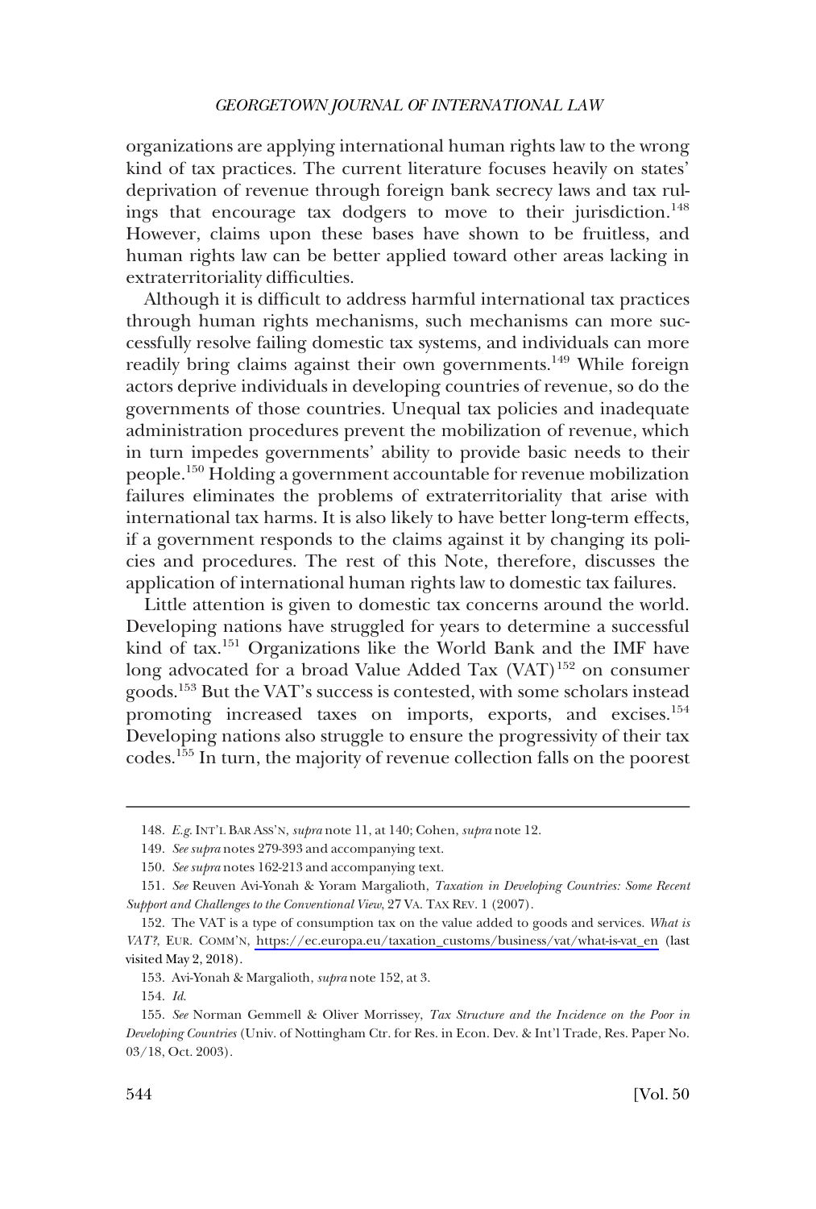organizations are applying international human rights law to the wrong kind of tax practices. The current literature focuses heavily on states' deprivation of revenue through foreign bank secrecy laws and tax rulings that encourage tax dodgers to move to their jurisdiction.[148] However, claims upon these bases have shown to be fruitless, and human rights law can be better applied toward other areas lacking in extraterritoriality difficulties.

Although it is difficult to address harmful international tax practices through human rights mechanisms, such mechanisms can more successfully resolve failing domestic tax systems, and individuals can more readily bring claims against their own governments.[149] While foreign actors deprive individuals in developing countries of revenue, so do the governments of those countries. Unequal tax policies and inadequate administration procedures prevent the mobilization of revenue, which in turn impedes governments' ability to provide basic needs to their people.[150] Holding a government accountable for revenue mobilization failures eliminates the problems of extraterritoriality that arise with international tax harms. It is also likely to have better long-term effects, if a government responds to the claims against it by changing its policies and procedures. The rest of this Note, therefore, discusses the application of international human rights law to domestic tax failures.

Little attention is given to domestic tax concerns around the world. Developing nations have struggled for years to determine a successful kind of tax.[151] Organizations like the World Bank and the IMF have long advocated for a broad Value Added Tax (VAT)[152] on consumer goods.[153] But the VAT's success is contested, with some scholars instead promoting increased taxes on imports, exports, and excises.[154] Developing nations also struggle to ensure the progressivity of their tax codes.[155] In turn, the majority of revenue collection falls on the poorest

---

148. *E.g.* INT'L BAR ASS'N, *supra* note 11, at 140; Cohen, *supra* note 12.

149. *See supra* notes 279-393 and accompanying text.

150. *See supra* notes 162-213 and accompanying text.

151. *See* Reuven Avi-Yonah & Yoram Margalioth, *Taxation in Developing Countries: Some Recent Support and Challenges to the Conventional View*, 27 VA. TAX REV. 1 (2007).

152. The VAT is a type of consumption tax on the value added to goods and services. *What is VAT?*, EUR. COMM'N, https://ec.europa.eu/taxation_customs/business/vat/what-is-vat_en (last visited May 2, 2018).

153. Avi-Yonah & Margalioth, *supra* note 152, at 3.

154. *Id.*

155. *See* Norman Gemmell & Oliver Morrissey, *Tax Structure and the Incidence on the Poor in Developing Countries* (Univ. of Nottingham Ctr. for Res. in Econ. Dev. & Int'l Trade, Res. Paper No. 03/18, Oct. 2003).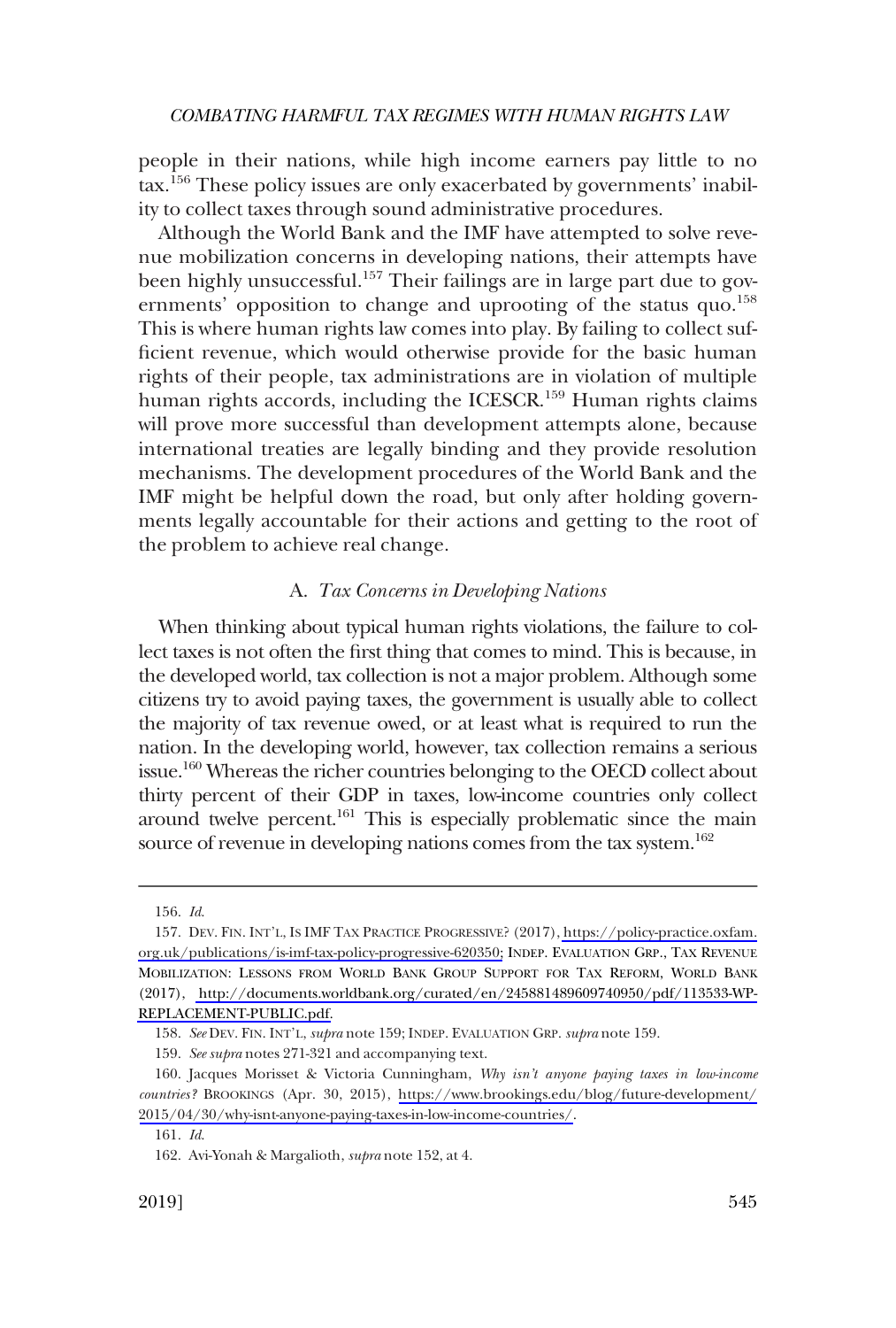people in their nations, while high income earners pay little to no tax.[156] These policy issues are only exacerbated by governments' inability to collect taxes through sound administrative procedures.

Although the World Bank and the IMF have attempted to solve revenue mobilization concerns in developing nations, their attempts have been highly unsuccessful.[157] Their failings are in large part due to governments' opposition to change and uprooting of the status quo.[158] This is where human rights law comes into play. By failing to collect sufficient revenue, which would otherwise provide for the basic human rights of their people, tax administrations are in violation of multiple human rights accords, including the ICESCR.[159] Human rights claims will prove more successful than development attempts alone, because international treaties are legally binding and they provide resolution mechanisms. The development procedures of the World Bank and the IMF might be helpful down the road, but only after holding governments legally accountable for their actions and getting to the root of the problem to achieve real change.

### A. *Tax Concerns in Developing Nations*

When thinking about typical human rights violations, the failure to collect taxes is not often the first thing that comes to mind. This is because, in the developed world, tax collection is not a major problem. Although some citizens try to avoid paying taxes, the government is usually able to collect the majority of tax revenue owed, or at least what is required to run the nation. In the developing world, however, tax collection remains a serious issue.[160] Whereas the richer countries belonging to the OECD collect about thirty percent of their GDP in taxes, low-income countries only collect around twelve percent.[161] This is especially problematic since the main source of revenue in developing nations comes from the tax system.[162]

---

156. *Id.*

157. DEV. FIN. INT'L, IS IMF TAX PRACTICE PROGRESSIVE? (2017), https://policy-practice.oxfam.org.uk/publications/is-imf-tax-policy-progressive-620350; INDEP. EVALUATION GRP., TAX REVENUE MOBILIZATION: LESSONS FROM WORLD BANK GROUP SUPPORT FOR TAX REFORM, WORLD BANK (2017), http://documents.worldbank.org/curated/en/245881489609740950/pdf/113533-WP-REPLACEMENT-PUBLIC.pdf.

158. *See* DEV. FIN. INT'L, *supra* note 159; INDEP. EVALUATION GRP. *supra* note 159.

159. *See supra* notes 271-321 and accompanying text.

160. Jacques Morisset & Victoria Cunningham, *Why isn't anyone paying taxes in low-income countries?* BROOKINGS (Apr. 30, 2015), https://www.brookings.edu/blog/future-development/2015/04/30/why-isnt-anyone-paying-taxes-in-low-income-countries/.

161. *Id.*

162. Avi-Yonah & Margalioth, *supra* note 152, at 4.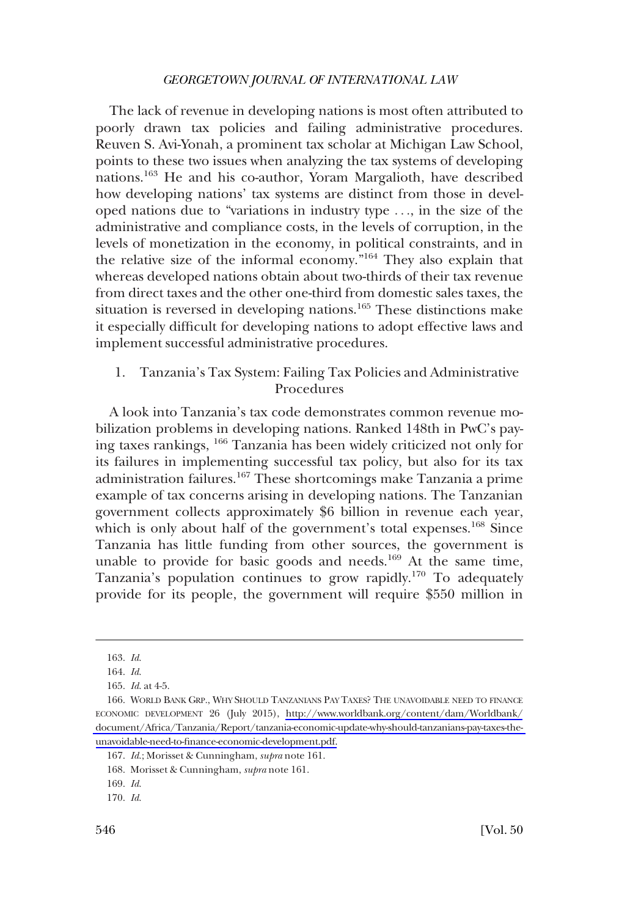The lack of revenue in developing nations is most often attributed to poorly drawn tax policies and failing administrative procedures. Reuven S. Avi-Yonah, a prominent tax scholar at Michigan Law School, points to these two issues when analyzing the tax systems of developing nations.[163] He and his co-author, Yoram Margalioth, have described how developing nations' tax systems are distinct from those in developed nations due to "variations in industry type . . ., in the size of the administrative and compliance costs, in the levels of corruption, in the levels of monetization in the economy, in political constraints, and in the relative size of the informal economy."[164] They also explain that whereas developed nations obtain about two-thirds of their tax revenue from direct taxes and the other one-third from domestic sales taxes, the situation is reversed in developing nations.[165] These distinctions make it especially difficult for developing nations to adopt effective laws and implement successful administrative procedures.

### 1. Tanzania's Tax System: Failing Tax Policies and Administrative Procedures

A look into Tanzania's tax code demonstrates common revenue mobilization problems in developing nations. Ranked 148th in PwC's paying taxes rankings, [166] Tanzania has been widely criticized not only for its failures in implementing successful tax policy, but also for its tax administration failures.[167] These shortcomings make Tanzania a prime example of tax concerns arising in developing nations. The Tanzanian government collects approximately $6 billion in revenue each year, which is only about half of the government's total expenses.[168] Since Tanzania has little funding from other sources, the government is unable to provide for basic goods and needs.[169] At the same time, Tanzania's population continues to grow rapidly.[170] To adequately provide for its people, the government will require $550 million in

---

163. *Id.*

164. *Id.*

165. *Id.* at 4-5.

166. WORLD BANK GRP., WHY SHOULD TANZANIANS PAY TAXES? THE UNAVOIDABLE NEED TO FINANCE ECONOMIC DEVELOPMENT 26 (July 2015), http://www.worldbank.org/content/dam/Worldbank/document/Africa/Tanzania/Report/tanzania-economic-update-why-should-tanzanians-pay-taxes-the-unavoidable-need-to-finance-economic-development.pdf.

167. *Id.*; Morisset & Cunningham, *supra* note 161.

168. Morisset & Cunningham, *supra* note 161.

169. *Id.*

170. *Id.*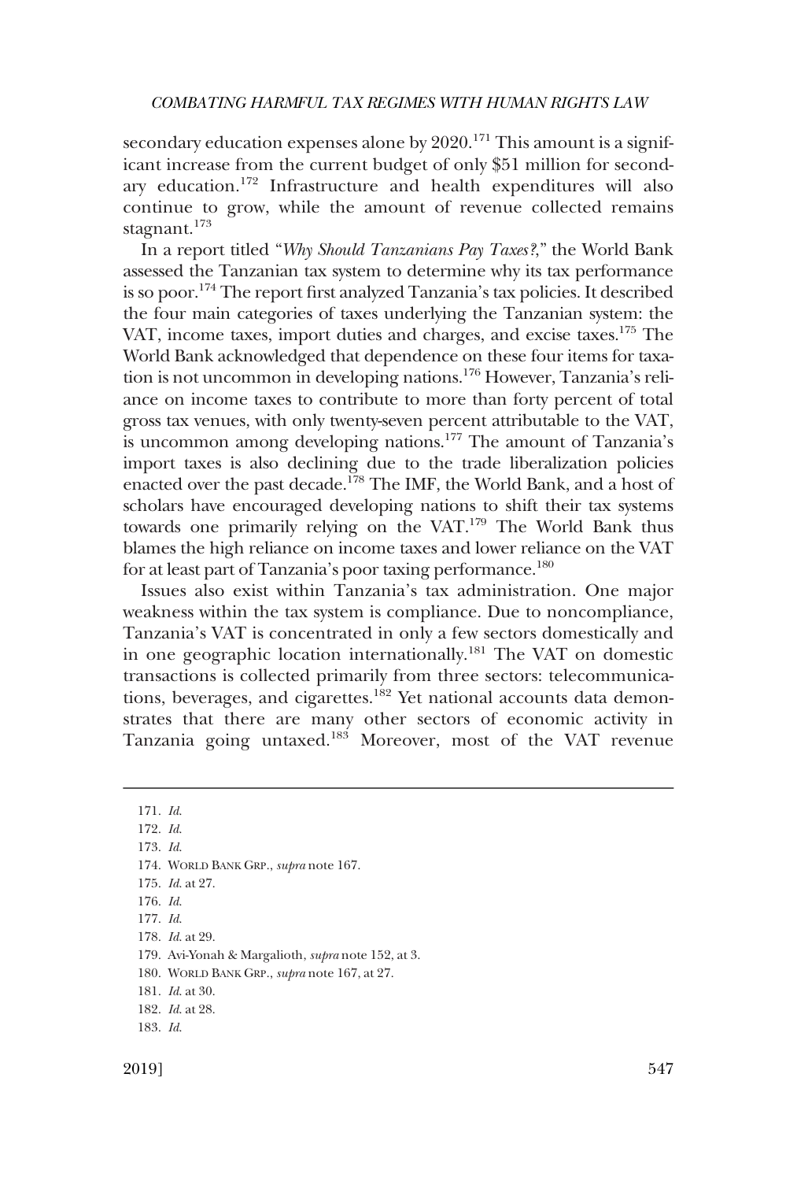secondary education expenses alone by 2020.[171] This amount is a significant increase from the current budget of only $51 million for secondary education.[172] Infrastructure and health expenditures will also continue to grow, while the amount of revenue collected remains stagnant.[173]

In a report titled "*Why Should Tanzanians Pay Taxes?*," the World Bank assessed the Tanzanian tax system to determine why its tax performance is so poor.[174] The report first analyzed Tanzania's tax policies. It described the four main categories of taxes underlying the Tanzanian system: the VAT, income taxes, import duties and charges, and excise taxes.[175] The World Bank acknowledged that dependence on these four items for taxation is not uncommon in developing nations.[176] However, Tanzania's reliance on income taxes to contribute to more than forty percent of total gross tax venues, with only twenty-seven percent attributable to the VAT, is uncommon among developing nations.[177] The amount of Tanzania's import taxes is also declining due to the trade liberalization policies enacted over the past decade.[178] The IMF, the World Bank, and a host of scholars have encouraged developing nations to shift their tax systems towards one primarily relying on the VAT.[179] The World Bank thus blames the high reliance on income taxes and lower reliance on the VAT for at least part of Tanzania's poor taxing performance.[180]

Issues also exist within Tanzania's tax administration. One major weakness within the tax system is compliance. Due to noncompliance, Tanzania's VAT is concentrated in only a few sectors domestically and in one geographic location internationally.[181] The VAT on domestic transactions is collected primarily from three sectors: telecommunications, beverages, and cigarettes.[182] Yet national accounts data demonstrates that there are many other sectors of economic activity in Tanzania going untaxed.[183] Moreover, most of the VAT revenue

---

171. *Id.*

172. *Id.*

173. *Id.*

174. WORLD BANK GRP., *supra* note 167.

175. *Id.* at 27.

176. *Id.*

177. *Id.*

178. *Id.* at 29.

179. Avi-Yonah & Margalioth, *supra* note 152, at 3.

180. WORLD BANK GRP., *supra* note 167, at 27.

181. *Id.* at 30.

182. *Id.* at 28.

183. *Id.*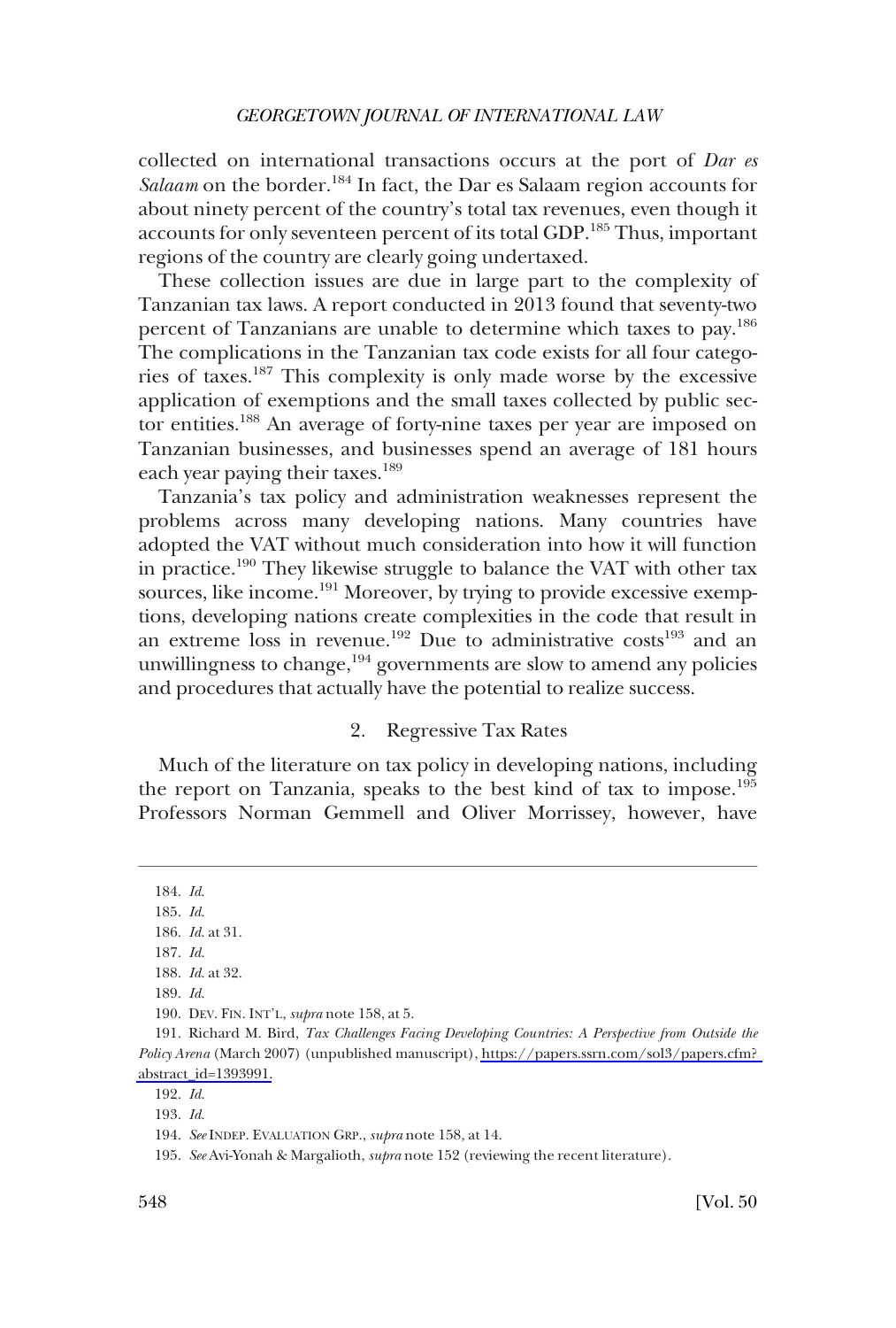collected on international transactions occurs at the port of *Dar es Salaam* on the border.[184] In fact, the Dar es Salaam region accounts for about ninety percent of the country's total tax revenues, even though it accounts for only seventeen percent of its total GDP.[185] Thus, important regions of the country are clearly going undertaxed.

These collection issues are due in large part to the complexity of Tanzanian tax laws. A report conducted in 2013 found that seventy-two percent of Tanzanians are unable to determine which taxes to pay.[186] The complications in the Tanzanian tax code exists for all four categories of taxes.[187] This complexity is only made worse by the excessive application of exemptions and the small taxes collected by public sector entities.[188] An average of forty-nine taxes per year are imposed on Tanzanian businesses, and businesses spend an average of 181 hours each year paying their taxes.[189]

Tanzania's tax policy and administration weaknesses represent the problems across many developing nations. Many countries have adopted the VAT without much consideration into how it will function in practice.[190] They likewise struggle to balance the VAT with other tax sources, like income.[191] Moreover, by trying to provide excessive exemptions, developing nations create complexities in the code that result in an extreme loss in revenue.[192] Due to administrative costs[193] and an unwillingness to change,[194] governments are slow to amend any policies and procedures that actually have the potential to realize success.

### 2. Regressive Tax Rates

Much of the literature on tax policy in developing nations, including the report on Tanzania, speaks to the best kind of tax to impose.[195] Professors Norman Gemmell and Oliver Morrissey, however, have

---

184. *Id.*

185. *Id.*

186. *Id.* at 31.

187. *Id.*

188. *Id.* at 32.

189. *Id.*

190. DEV. FIN. INT'L, *supra* note 158, at 5.

191. Richard M. Bird, *Tax Challenges Facing Developing Countries: A Perspective from Outside the Policy Arena* (March 2007) (unpublished manuscript), https://papers.ssrn.com/sol3/papers.cfm?abstract_id=1393991.

192. *Id.*

193. *Id.*

194. *See* INDEP. EVALUATION GRP., *supra* note 158, at 14.

195. *See* Avi-Yonah & Margalioth, *supra* note 152 (reviewing the recent literature).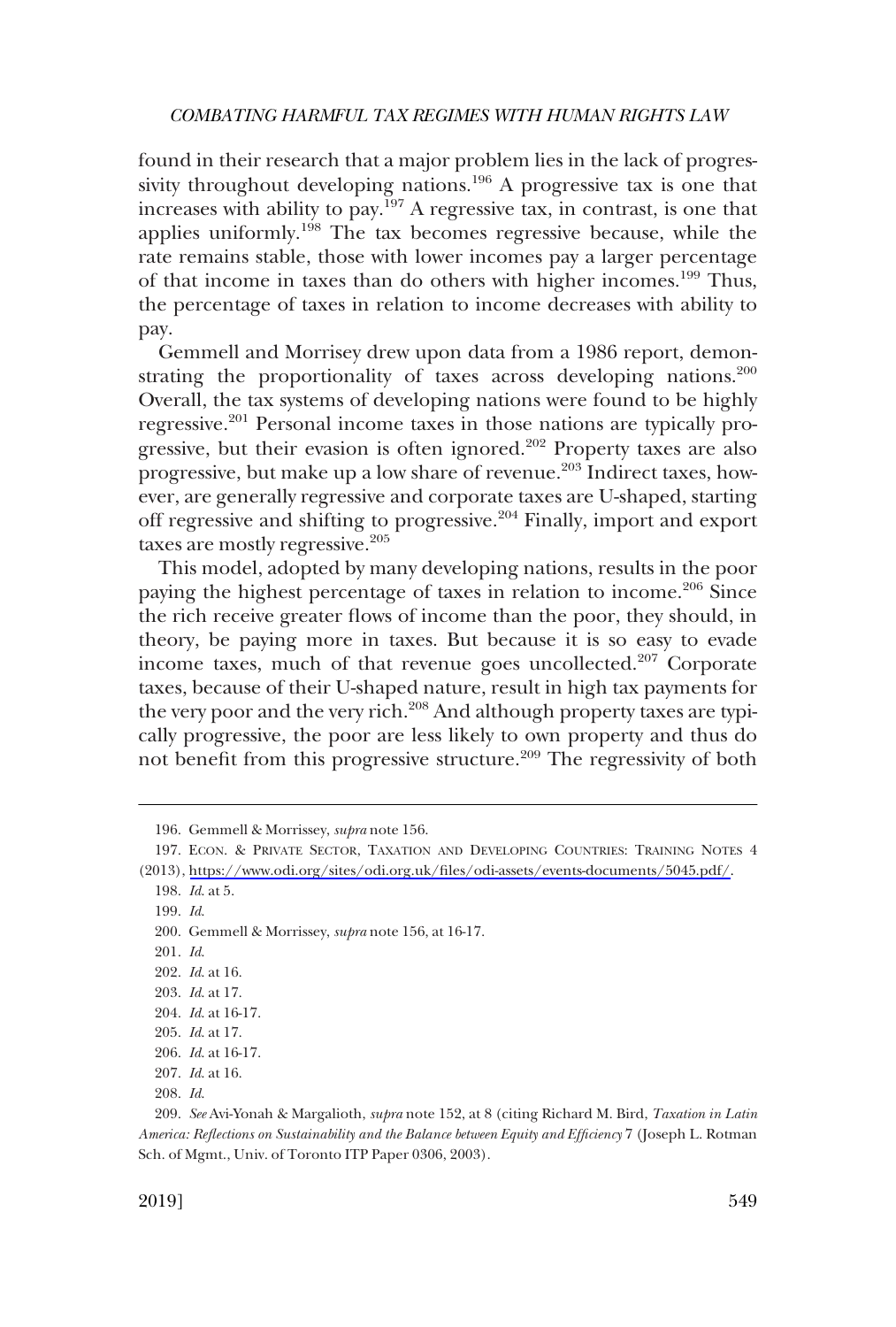found in their research that a major problem lies in the lack of progressivity throughout developing nations.[196] A progressive tax is one that increases with ability to pay.[197] A regressive tax, in contrast, is one that applies uniformly.[198] The tax becomes regressive because, while the rate remains stable, those with lower incomes pay a larger percentage of that income in taxes than do others with higher incomes.[199] Thus, the percentage of taxes in relation to income decreases with ability to pay.

Gemmell and Morrisey drew upon data from a 1986 report, demonstrating the proportionality of taxes across developing nations.[200] Overall, the tax systems of developing nations were found to be highly regressive.[201] Personal income taxes in those nations are typically progressive, but their evasion is often ignored.[202] Property taxes are also progressive, but make up a low share of revenue.[203] Indirect taxes, however, are generally regressive and corporate taxes are U-shaped, starting off regressive and shifting to progressive.[204] Finally, import and export taxes are mostly regressive.[205]

This model, adopted by many developing nations, results in the poor paying the highest percentage of taxes in relation to income.[206] Since the rich receive greater flows of income than the poor, they should, in theory, be paying more in taxes. But because it is so easy to evade income taxes, much of that revenue goes uncollected.[207] Corporate taxes, because of their U-shaped nature, result in high tax payments for the very poor and the very rich.[208] And although property taxes are typically progressive, the poor are less likely to own property and thus do not benefit from this progressive structure.[209] The regressivity of both

---

196. Gemmell & Morrissey, *supra* note 156.

197. ECON. & PRIVATE SECTOR, TAXATION AND DEVELOPING COUNTRIES: TRAINING NOTES 4 (2013), https://www.odi.org/sites/odi.org.uk/files/odi-assets/events-documents/5045.pdf/.

198. *Id.* at 5.

199. *Id.*

200. Gemmell & Morrissey, *supra* note 156, at 16-17.

201. *Id.*

202. *Id.* at 16.

203. *Id.* at 17.

204. *Id.* at 16-17.

205. *Id.* at 17.

206. *Id.* at 16-17.

207. *Id.* at 16.

208. *Id.*

209. *See* Avi-Yonah & Margalioth, *supra* note 152, at 8 (citing Richard M. Bird, *Taxation in Latin America: Reflections on Sustainability and the Balance between Equity and Efficiency* 7 (Joseph L. Rotman Sch. of Mgmt., Univ. of Toronto ITP Paper 0306, 2003).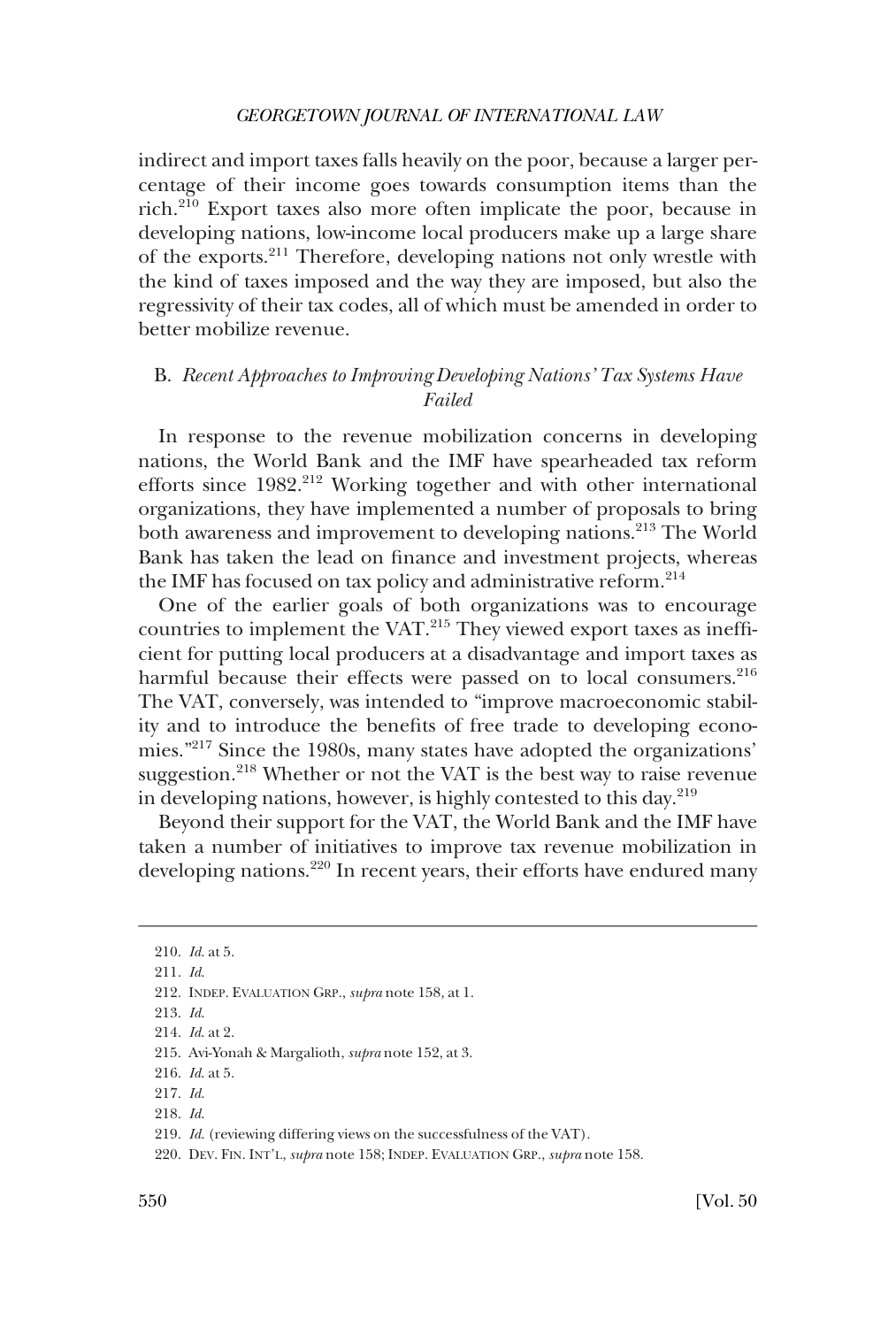indirect and import taxes falls heavily on the poor, because a larger percentage of their income goes towards consumption items than the rich.[210] Export taxes also more often implicate the poor, because in developing nations, low-income local producers make up a large share of the exports.[211] Therefore, developing nations not only wrestle with the kind of taxes imposed and the way they are imposed, but also the regressivity of their tax codes, all of which must be amended in order to better mobilize revenue.

### B. *Recent Approaches to Improving Developing Nations' Tax Systems Have Failed*

In response to the revenue mobilization concerns in developing nations, the World Bank and the IMF have spearheaded tax reform efforts since 1982.[212] Working together and with other international organizations, they have implemented a number of proposals to bring both awareness and improvement to developing nations.[213] The World Bank has taken the lead on finance and investment projects, whereas the IMF has focused on tax policy and administrative reform.[214]

One of the earlier goals of both organizations was to encourage countries to implement the VAT.[215] They viewed export taxes as inefficient for putting local producers at a disadvantage and import taxes as harmful because their effects were passed on to local consumers.[216] The VAT, conversely, was intended to "improve macroeconomic stability and to introduce the benefits of free trade to developing economies."[217] Since the 1980s, many states have adopted the organizations' suggestion.[218] Whether or not the VAT is the best way to raise revenue in developing nations, however, is highly contested to this day.[219]

Beyond their support for the VAT, the World Bank and the IMF have taken a number of initiatives to improve tax revenue mobilization in developing nations.[220] In recent years, their efforts have endured many

---

210. *Id.* at 5.

211. *Id.*

212. INDEP. EVALUATION GRP., *supra* note 158, at 1.

213. *Id.*

214. *Id.* at 2.

215. Avi-Yonah & Margalioth, *supra* note 152, at 3.

216. *Id.* at 5.

217. *Id.*

218. *Id.*

219. *Id.* (reviewing differing views on the successfulness of the VAT).

220. DEV. FIN. INT'L, *supra* note 158; INDEP. EVALUATION GRP., *supra* note 158.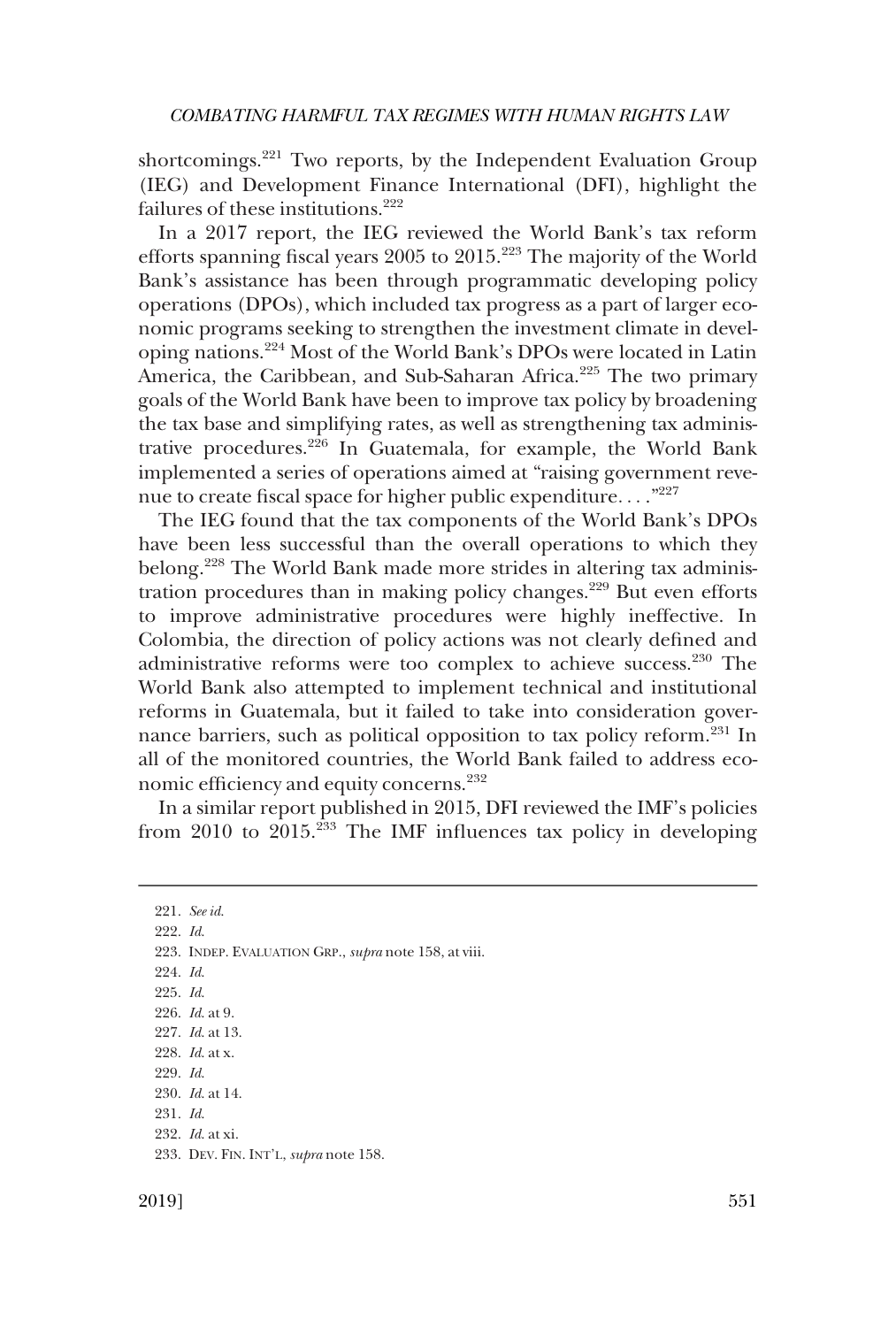shortcomings.[221] Two reports, by the Independent Evaluation Group (IEG) and Development Finance International (DFI), highlight the failures of these institutions.[222]

In a 2017 report, the IEG reviewed the World Bank's tax reform efforts spanning fiscal years 2005 to 2015.[223] The majority of the World Bank's assistance has been through programmatic developing policy operations (DPOs), which included tax progress as a part of larger economic programs seeking to strengthen the investment climate in developing nations.[224] Most of the World Bank's DPOs were located in Latin America, the Caribbean, and Sub-Saharan Africa.[225] The two primary goals of the World Bank have been to improve tax policy by broadening the tax base and simplifying rates, as well as strengthening tax administrative procedures.[226] In Guatemala, for example, the World Bank implemented a series of operations aimed at "raising government revenue to create fiscal space for higher public expenditure. . . ."[227]

The IEG found that the tax components of the World Bank's DPOs have been less successful than the overall operations to which they belong.[228] The World Bank made more strides in altering tax administration procedures than in making policy changes.[229] But even efforts to improve administrative procedures were highly ineffective. In Colombia, the direction of policy actions was not clearly defined and administrative reforms were too complex to achieve success.[230] The World Bank also attempted to implement technical and institutional reforms in Guatemala, but it failed to take into consideration governance barriers, such as political opposition to tax policy reform.[231] In all of the monitored countries, the World Bank failed to address economic efficiency and equity concerns.[232]

In a similar report published in 2015, DFI reviewed the IMF's policies from 2010 to 2015.[233] The IMF influences tax policy in developing

---

221. *See id.*

222. *Id.*

223. INDEP. EVALUATION GRP., *supra* note 158, at viii.

224. *Id.*

225. *Id.*

226. *Id.* at 9.

227. *Id.* at 13.

228. *Id.* at x.

229. *Id.*

230. *Id.* at 14.

231. *Id.*

232. *Id.* at xi.

233. DEV. FIN. INT'L, *supra* note 158.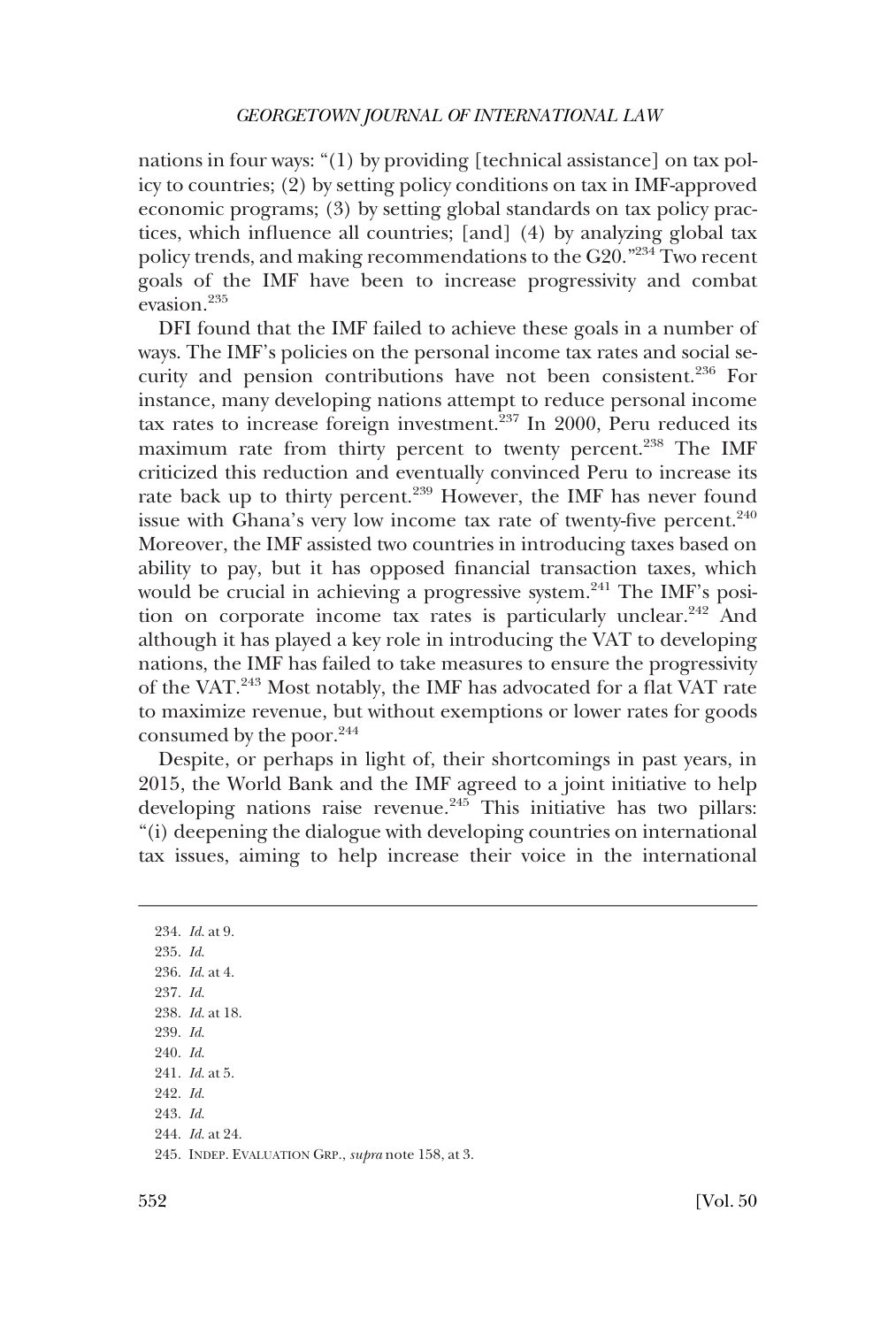nations in four ways: "(1) by providing [technical assistance] on tax policy to countries; (2) by setting policy conditions on tax in IMF-approved economic programs; (3) by setting global standards on tax policy practices, which influence all countries; [and] (4) by analyzing global tax policy trends, and making recommendations to the G20."[234] Two recent goals of the IMF have been to increase progressivity and combat evasion.[235]

DFI found that the IMF failed to achieve these goals in a number of ways. The IMF's policies on the personal income tax rates and social security and pension contributions have not been consistent.[236] For instance, many developing nations attempt to reduce personal income tax rates to increase foreign investment.[237] In 2000, Peru reduced its maximum rate from thirty percent to twenty percent.[238] The IMF criticized this reduction and eventually convinced Peru to increase its rate back up to thirty percent.[239] However, the IMF has never found issue with Ghana's very low income tax rate of twenty-five percent.[240] Moreover, the IMF assisted two countries in introducing taxes based on ability to pay, but it has opposed financial transaction taxes, which would be crucial in achieving a progressive system.[241] The IMF's position on corporate income tax rates is particularly unclear.[242] And although it has played a key role in introducing the VAT to developing nations, the IMF has failed to take measures to ensure the progressivity of the VAT.[243] Most notably, the IMF has advocated for a flat VAT rate to maximize revenue, but without exemptions or lower rates for goods consumed by the poor.[244]

Despite, or perhaps in light of, their shortcomings in past years, in 2015, the World Bank and the IMF agreed to a joint initiative to help developing nations raise revenue.[245] This initiative has two pillars: "(i) deepening the dialogue with developing countries on international tax issues, aiming to help increase their voice in the international

---

234. *Id.* at 9.

235. *Id.*

236. *Id.* at 4.

237. *Id.*

238. *Id.* at 18.

239. *Id.*

240. *Id.*

241. *Id.* at 5.

242. *Id.*

243. *Id.*

244. *Id.* at 24.

245. INDEP. EVALUATION GRP., *supra* note 158, at 3.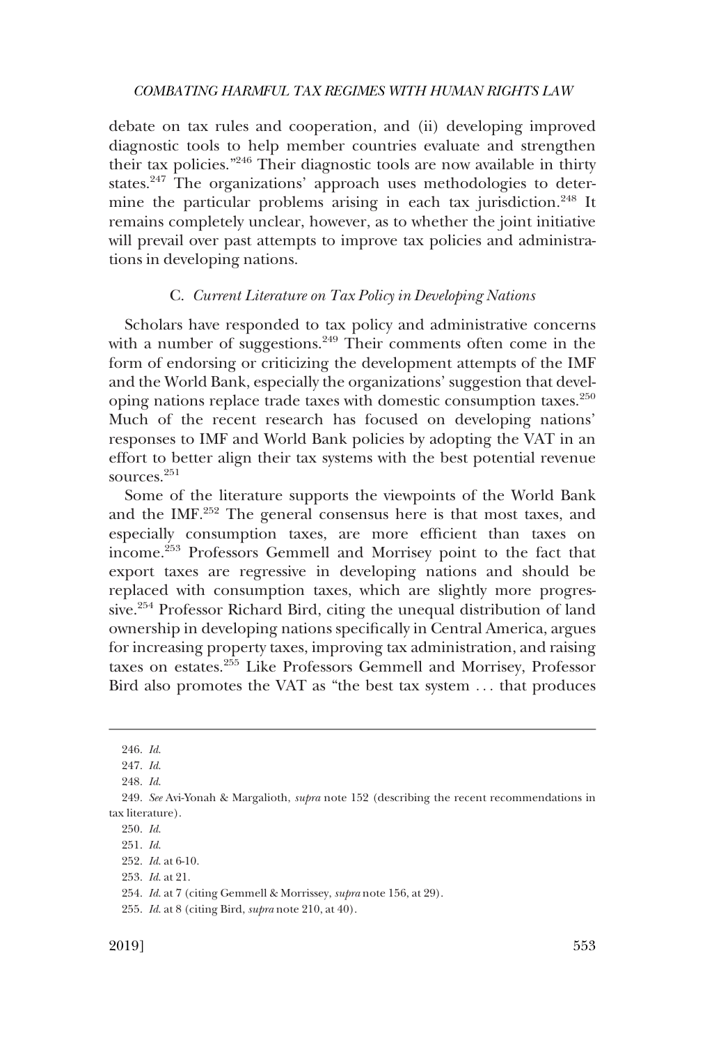debate on tax rules and cooperation, and (ii) developing improved diagnostic tools to help member countries evaluate and strengthen their tax policies."[246] Their diagnostic tools are now available in thirty states.[247] The organizations' approach uses methodologies to determine the particular problems arising in each tax jurisdiction.[248] It remains completely unclear, however, as to whether the joint initiative will prevail over past attempts to improve tax policies and administrations in developing nations.

### C. *Current Literature on Tax Policy in Developing Nations*

Scholars have responded to tax policy and administrative concerns with a number of suggestions.[249] Their comments often come in the form of endorsing or criticizing the development attempts of the IMF and the World Bank, especially the organizations' suggestion that developing nations replace trade taxes with domestic consumption taxes.[250] Much of the recent research has focused on developing nations' responses to IMF and World Bank policies by adopting the VAT in an effort to better align their tax systems with the best potential revenue sources.[251]

Some of the literature supports the viewpoints of the World Bank and the IMF.[252] The general consensus here is that most taxes, and especially consumption taxes, are more efficient than taxes on income.[253] Professors Gemmell and Morrisey point to the fact that export taxes are regressive in developing nations and should be replaced with consumption taxes, which are slightly more progressive.[254] Professor Richard Bird, citing the unequal distribution of land ownership in developing nations specifically in Central America, argues for increasing property taxes, improving tax administration, and raising taxes on estates.[255] Like Professors Gemmell and Morrisey, Professor Bird also promotes the VAT as "the best tax system . . . that produces

---

246. *Id.*

247. *Id.*

248. *Id.*

249. *See* Avi-Yonah & Margalioth, *supra* note 152 (describing the recent recommendations in tax literature).

250. *Id.*

251. *Id.*

252. *Id.* at 6-10.

253. *Id.* at 21.

254. *Id.* at 7 (citing Gemmell & Morrissey, *supra* note 156, at 29).

255. *Id.* at 8 (citing Bird, *supra* note 210, at 40).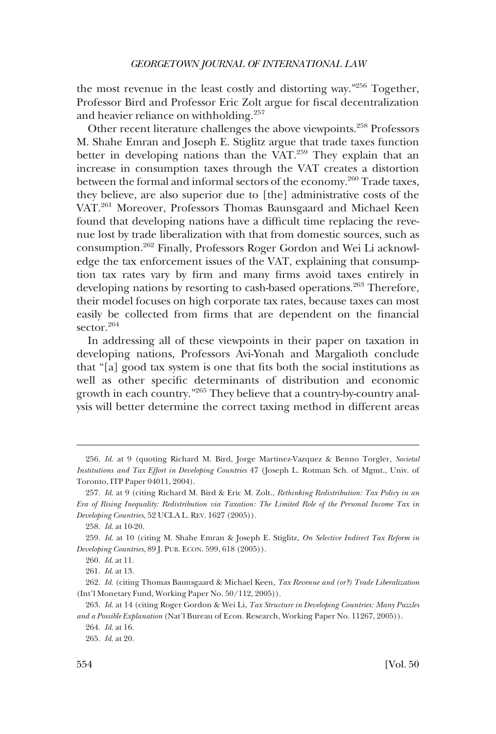the most revenue in the least costly and distorting way."[256] Together, Professor Bird and Professor Eric Zolt argue for fiscal decentralization and heavier reliance on withholding.[257]

Other recent literature challenges the above viewpoints.[258] Professors M. Shahe Emran and Joseph E. Stiglitz argue that trade taxes function better in developing nations than the VAT.[259] They explain that an increase in consumption taxes through the VAT creates a distortion between the formal and informal sectors of the economy.[260] Trade taxes, they believe, are also superior due to [the] administrative costs of the VAT.[261] Moreover, Professors Thomas Baunsgaard and Michael Keen found that developing nations have a difficult time replacing the revenue lost by trade liberalization with that from domestic sources, such as consumption.[262] Finally, Professors Roger Gordon and Wei Li acknowledge the tax enforcement issues of the VAT, explaining that consumption tax rates vary by firm and many firms avoid taxes entirely in developing nations by resorting to cash-based operations.[263] Therefore, their model focuses on high corporate tax rates, because taxes can most easily be collected from firms that are dependent on the financial sector.[264]

In addressing all of these viewpoints in their paper on taxation in developing nations, Professors Avi-Yonah and Margalioth conclude that "[a] good tax system is one that fits both the social institutions as well as other specific determinants of distribution and economic growth in each country."[265] They believe that a country-by-country analysis will better determine the correct taxing method in different areas

---

256. *Id.* at 9 (quoting Richard M. Bird, Jorge Martinez-Vazquez & Benno Torgler, *Societal Institutions and Tax Effort in Developing Countries* 47 (Joseph L. Rotman Sch. of Mgmt., Univ. of Toronto, ITP Paper 04011, 2004).

257. *Id.* at 9 (citing Richard M. Bird & Eric M. Zolt., *Rethinking Redistribution: Tax Policy in an Era of Rising Inequality: Redistribution via Taxation: The Limited Role of the Personal Income Tax in Developing Countries*, 52 UCLA L. REV. 1627 (2005)).

258. *Id.* at 10-20.

259. *Id.* at 10 (citing M. Shahe Emran & Joseph E. Stiglitz, *On Selective Indirect Tax Reform in Developing Countries*, 89 J. PUB. ECON. 599, 618 (2005)).

260. *Id.* at 11.

261. *Id.* at 13.

262. *Id.* (citing Thomas Baunsgaard & Michael Keen, *Tax Revenue and (or?) Trade Liberalization* (Int'l Monetary Fund, Working Paper No. 50/112, 2005)).

263. *Id.* at 14 (citing Roger Gordon & Wei Li, *Tax Structure in Developing Countries: Many Puzzles and a Possible Explanation* (Nat'l Bureau of Econ. Research, Working Paper No. 11267, 2005)).

264. *Id.* at 16.

265. *Id.* at 20.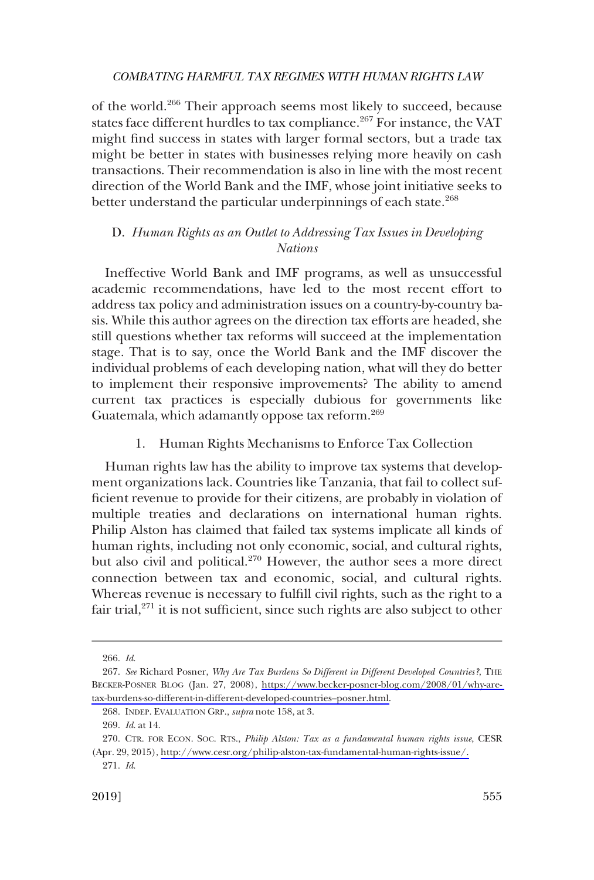of the world.[266] Their approach seems most likely to succeed, because states face different hurdles to tax compliance.[267] For instance, the VAT might find success in states with larger formal sectors, but a trade tax might be better in states with businesses relying more heavily on cash transactions. Their recommendation is also in line with the most recent direction of the World Bank and the IMF, whose joint initiative seeks to better understand the particular underpinnings of each state.[268]

### D. *Human Rights as an Outlet to Addressing Tax Issues in Developing Nations*

Ineffective World Bank and IMF programs, as well as unsuccessful academic recommendations, have led to the most recent effort to address tax policy and administration issues on a country-by-country basis. While this author agrees on the direction tax efforts are headed, she still questions whether tax reforms will succeed at the implementation stage. That is to say, once the World Bank and the IMF discover the individual problems of each developing nation, what will they do better to implement their responsive improvements? The ability to amend current tax practices is especially dubious for governments like Guatemala, which adamantly oppose tax reform.[269]

#### 1. Human Rights Mechanisms to Enforce Tax Collection

Human rights law has the ability to improve tax systems that development organizations lack. Countries like Tanzania, that fail to collect sufficient revenue to provide for their citizens, are probably in violation of multiple treaties and declarations on international human rights. Philip Alston has claimed that failed tax systems implicate all kinds of human rights, including not only economic, social, and cultural rights, but also civil and political.[270] However, the author sees a more direct connection between tax and economic, social, and cultural rights. Whereas revenue is necessary to fulfill civil rights, such as the right to a fair trial,[271] it is not sufficient, since such rights are also subject to other

---

266. *Id.*

267. *See* Richard Posner, *Why Are Tax Burdens So Different in Different Developed Countries?*, THE BECKER-POSNER BLOG (Jan. 27, 2008), https://www.becker-posner-blog.com/2008/01/why-are-tax-burdens-so-different-in-different-developed-countries–posner.html.

268. INDEP. EVALUATION GRP., *supra* note 158, at 3.

269. *Id.* at 14.

270. CTR. FOR ECON. SOC. RTS., *Philip Alston: Tax as a fundamental human rights issue*, CESR (Apr. 29, 2015), http://www.cesr.org/philip-alston-tax-fundamental-human-rights-issue/.

271. *Id.*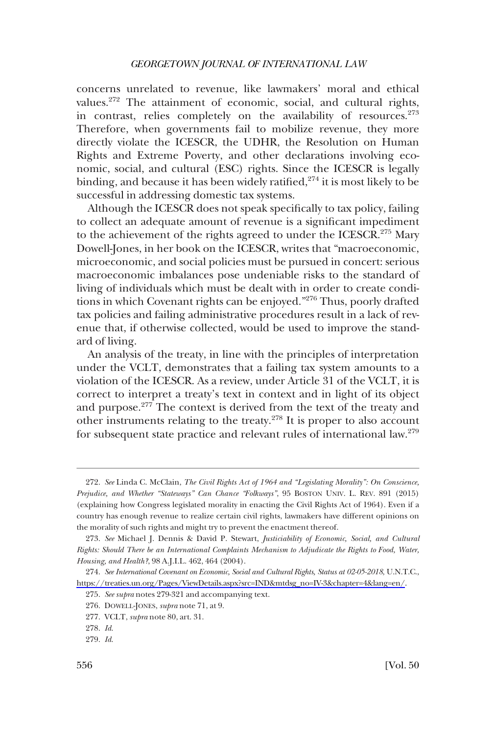concerns unrelated to revenue, like lawmakers' moral and ethical values.[272] The attainment of economic, social, and cultural rights, in contrast, relies completely on the availability of resources.[273] Therefore, when governments fail to mobilize revenue, they more directly violate the ICESCR, the UDHR, the Resolution on Human Rights and Extreme Poverty, and other declarations involving economic, social, and cultural (ESC) rights. Since the ICESCR is legally binding, and because it has been widely ratified,[274] it is most likely to be successful in addressing domestic tax systems.

Although the ICESCR does not speak specifically to tax policy, failing to collect an adequate amount of revenue is a significant impediment to the achievement of the rights agreed to under the ICESCR.[275] Mary Dowell-Jones, in her book on the ICESCR, writes that "macroeconomic, microeconomic, and social policies must be pursued in concert: serious macroeconomic imbalances pose undeniable risks to the standard of living of individuals which must be dealt with in order to create conditions in which Covenant rights can be enjoyed."[276] Thus, poorly drafted tax policies and failing administrative procedures result in a lack of revenue that, if otherwise collected, would be used to improve the standard of living.

An analysis of the treaty, in line with the principles of interpretation under the VCLT, demonstrates that a failing tax system amounts to a violation of the ICESCR. As a review, under Article 31 of the VCLT, it is correct to interpret a treaty's text in context and in light of its object and purpose.[277] The context is derived from the text of the treaty and other instruments relating to the treaty.[278] It is proper to also account for subsequent state practice and relevant rules of international law.[279]

---

272. *See* Linda C. McClain, *The Civil Rights Act of 1964 and "Legislating Morality": On Conscience, Prejudice, and Whether "Stateways" Can Chance "Folkways"*, 95 BOSTON UNIV. L. REV. 891 (2015) (explaining how Congress legislated morality in enacting the Civil Rights Act of 1964). Even if a country has enough revenue to realize certain civil rights, lawmakers have different opinions on the morality of such rights and might try to prevent the enactment thereof.

273. *See* Michael J. Dennis & David P. Stewart, *Justiciability of Economic, Social, and Cultural Rights: Should There be an International Complaints Mechanism to Adjudicate the Rights to Food, Water, Housing, and Health?*, 98 A.J.I.L. 462, 464 (2004).

274. *See International Covenant on Economic, Social and Cultural Rights, Status at 02-05-2018*, U.N.T.C., https://treaties.un.org/Pages/ViewDetails.aspx?src=IND&mtdsg_no=IV-3&chapter=4&lang=en/.

275. *See supra* notes 279-321 and accompanying text.

276. DOWELL-JONES, *supra* note 71, at 9.

277. VCLT, *supra* note 80, art. 31.

278. *Id.*

279. *Id.*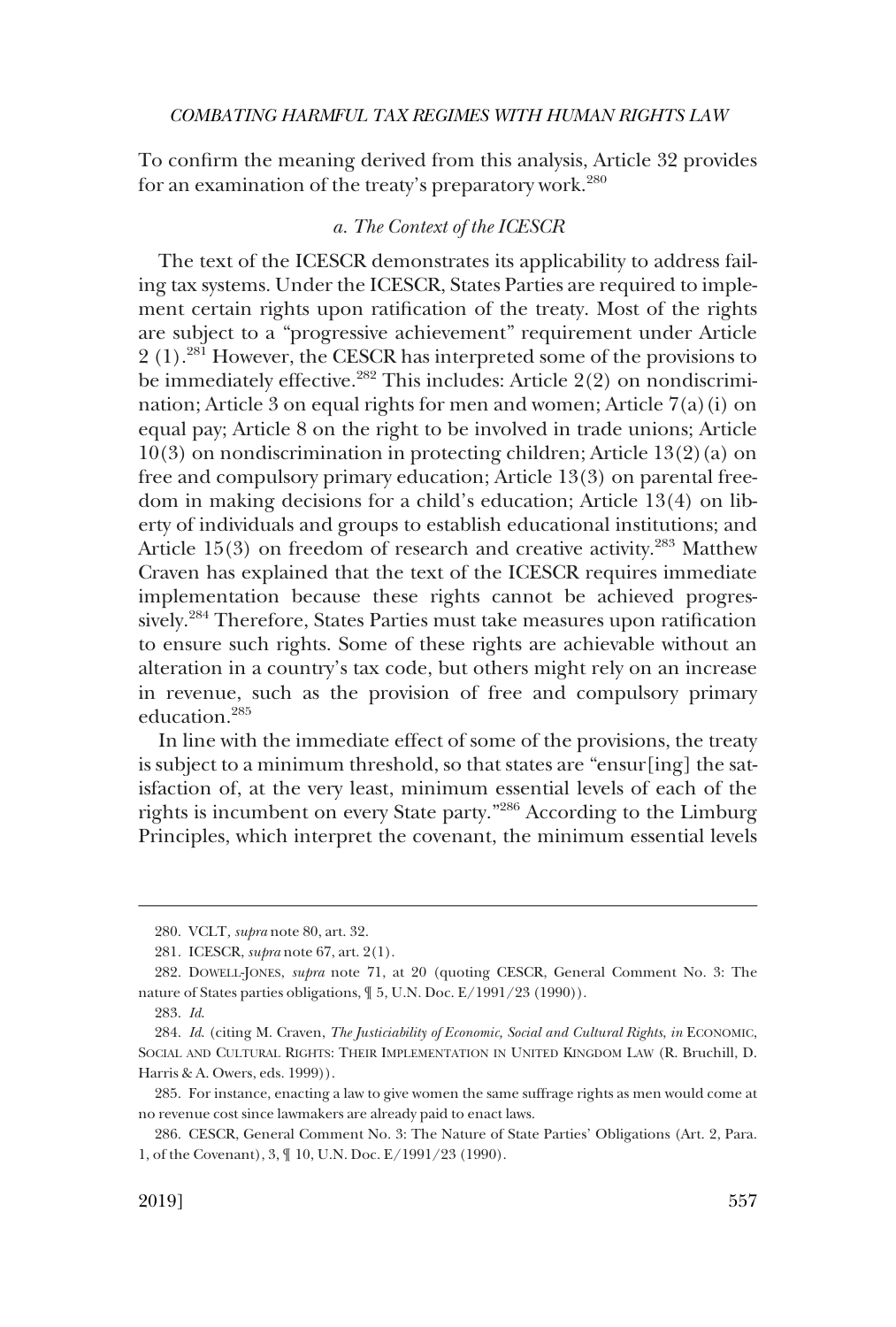To confirm the meaning derived from this analysis, Article 32 provides for an examination of the treaty's preparatory work.[280]

*a. The Context of the ICESCR*

The text of the ICESCR demonstrates its applicability to address failing tax systems. Under the ICESCR, States Parties are required to implement certain rights upon ratification of the treaty. Most of the rights are subject to a "progressive achievement" requirement under Article 2 (1).[281] However, the CESCR has interpreted some of the provisions to be immediately effective.[282] This includes: Article 2(2) on nondiscrimination; Article 3 on equal rights for men and women; Article 7(a)(i) on equal pay; Article 8 on the right to be involved in trade unions; Article 10(3) on nondiscrimination in protecting children; Article 13(2)(a) on free and compulsory primary education; Article 13(3) on parental freedom in making decisions for a child's education; Article 13(4) on liberty of individuals and groups to establish educational institutions; and Article 15(3) on freedom of research and creative activity.[283] Matthew Craven has explained that the text of the ICESCR requires immediate implementation because these rights cannot be achieved progressively.[284] Therefore, States Parties must take measures upon ratification to ensure such rights. Some of these rights are achievable without an alteration in a country's tax code, but others might rely on an increase in revenue, such as the provision of free and compulsory primary education.[285]

In line with the immediate effect of some of the provisions, the treaty is subject to a minimum threshold, so that states are "ensur[ing] the satisfaction of, at the very least, minimum essential levels of each of the rights is incumbent on every State party."[286] According to the Limburg Principles, which interpret the covenant, the minimum essential levels

---

280. VCLT, *supra* note 80, art. 32.

281. ICESCR, *supra* note 67, art. 2(1).

282. DOWELL-JONES, *supra* note 71, at 20 (quoting CESCR, General Comment No. 3: The nature of States parties obligations, ¶ 5, U.N. Doc. E/1991/23 (1990)).

283. *Id.*

284. *Id.* (citing M. Craven, *The Justiciability of Economic, Social and Cultural Rights*, *in* ECONOMIC, SOCIAL AND CULTURAL RIGHTS: THEIR IMPLEMENTATION IN UNITED KINGDOM LAW (R. Bruchill, D. Harris & A. Owers, eds. 1999)).

285. For instance, enacting a law to give women the same suffrage rights as men would come at no revenue cost since lawmakers are already paid to enact laws.

286. CESCR, General Comment No. 3: The Nature of State Parties' Obligations (Art. 2, Para. 1, of the Covenant), 3, ¶ 10, U.N. Doc. E/1991/23 (1990).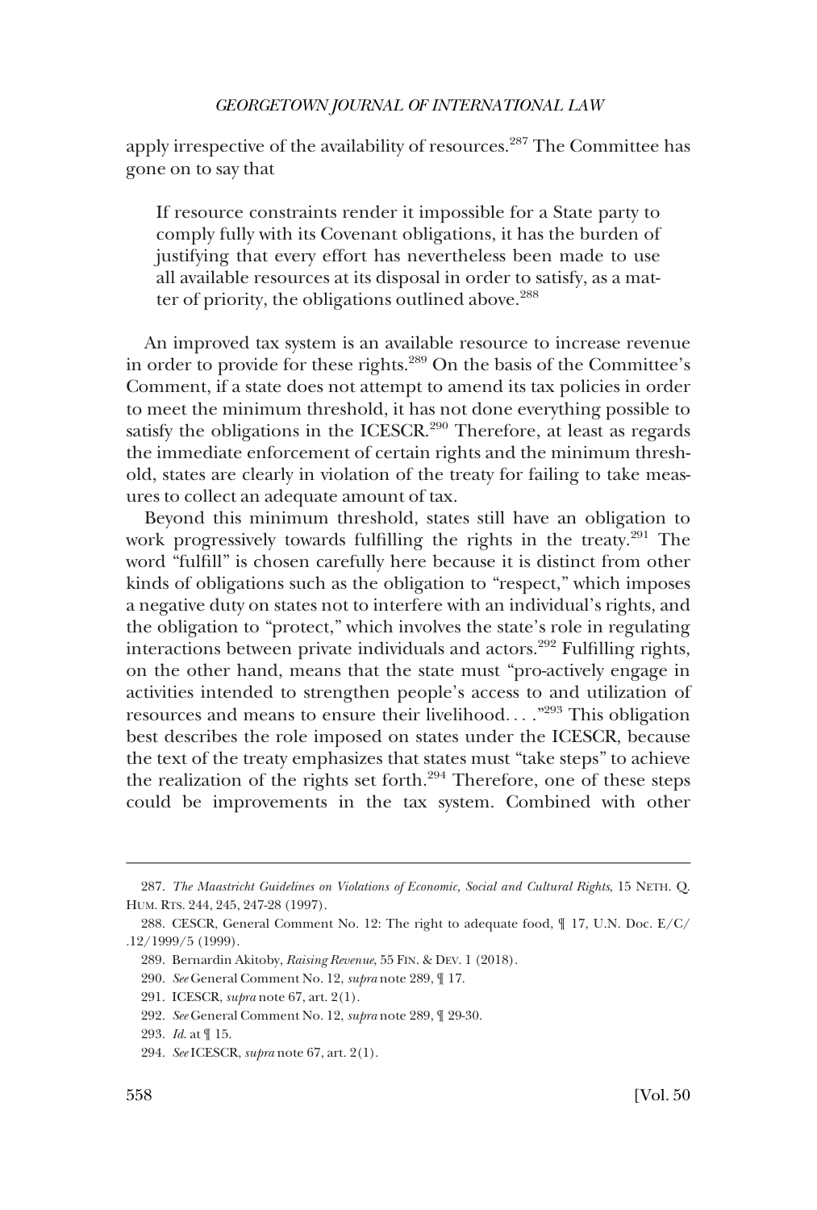apply irrespective of the availability of resources.[287] The Committee has gone on to say that

> If resource constraints render it impossible for a State party to comply fully with its Covenant obligations, it has the burden of justifying that every effort has nevertheless been made to use all available resources at its disposal in order to satisfy, as a matter of priority, the obligations outlined above.[288]

An improved tax system is an available resource to increase revenue in order to provide for these rights.[289] On the basis of the Committee's Comment, if a state does not attempt to amend its tax policies in order to meet the minimum threshold, it has not done everything possible to satisfy the obligations in the ICESCR.[290] Therefore, at least as regards the immediate enforcement of certain rights and the minimum threshold, states are clearly in violation of the treaty for failing to take measures to collect an adequate amount of tax.

Beyond this minimum threshold, states still have an obligation to work progressively towards fulfilling the rights in the treaty.[291] The word "fulfill" is chosen carefully here because it is distinct from other kinds of obligations such as the obligation to "respect," which imposes a negative duty on states not to interfere with an individual's rights, and the obligation to "protect," which involves the state's role in regulating interactions between private individuals and actors.[292] Fulfilling rights, on the other hand, means that the state must "pro-actively engage in activities intended to strengthen people's access to and utilization of resources and means to ensure their livelihood. . . ."[293] This obligation best describes the role imposed on states under the ICESCR, because the text of the treaty emphasizes that states must "take steps" to achieve the realization of the rights set forth.[294] Therefore, one of these steps could be improvements in the tax system. Combined with other

---

287. *The Maastricht Guidelines on Violations of Economic, Social and Cultural Rights*, 15 NETH. Q. HUM. RTS. 244, 245, 247-28 (1997).

288. CESCR, General Comment No. 12: The right to adequate food, ¶ 17, U.N. Doc. E/C/ .12/1999/5 (1999).

289. Bernardin Akitoby, *Raising Revenue*, 55 FIN. & DEV. 1 (2018).

290. *See* General Comment No. 12, *supra* note 289, ¶ 17.

291. ICESCR, *supra* note 67, art. 2(1).

292. *See* General Comment No. 12, *supra* note 289, ¶ 29-30.

293. *Id.* at ¶ 15.

294. *See* ICESCR, *supra* note 67, art. 2(1).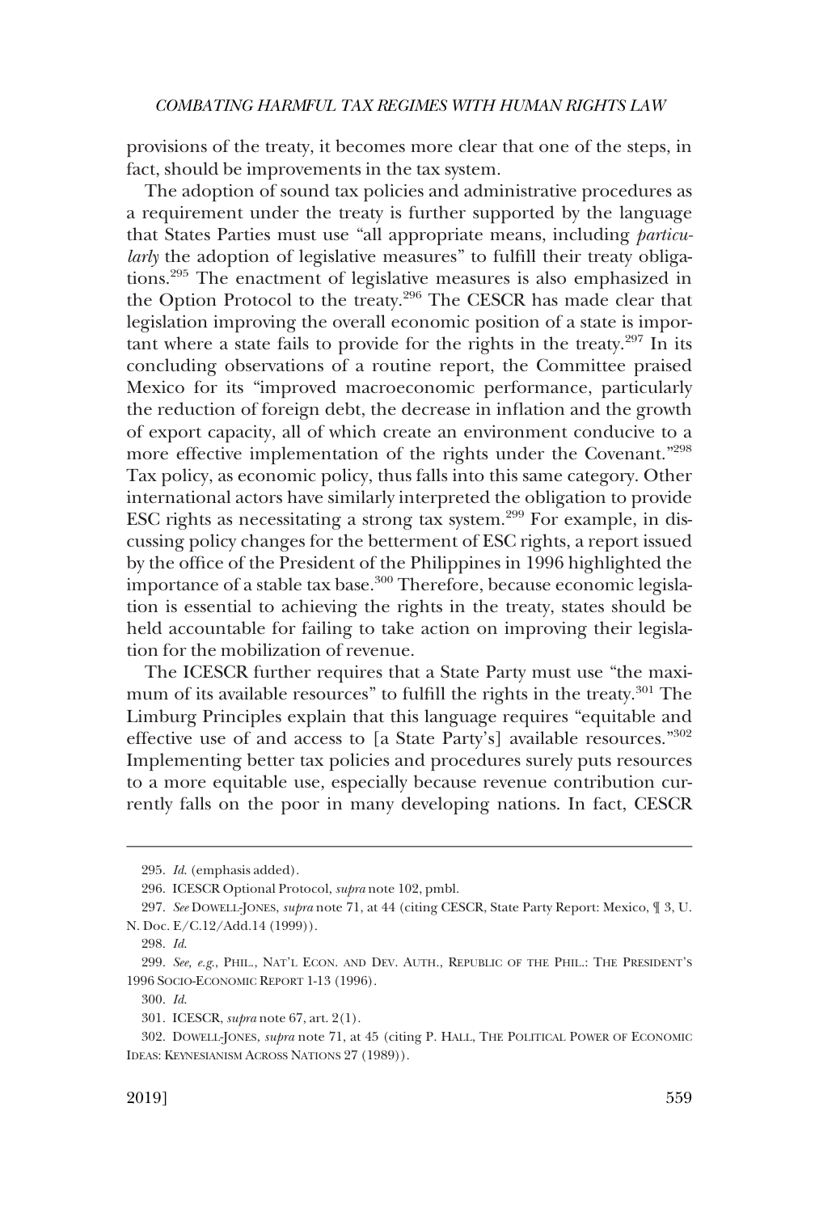provisions of the treaty, it becomes more clear that one of the steps, in fact, should be improvements in the tax system.

The adoption of sound tax policies and administrative procedures as a requirement under the treaty is further supported by the language that States Parties must use "all appropriate means, including *particularly* the adoption of legislative measures" to fulfill their treaty obligations.[295] The enactment of legislative measures is also emphasized in the Option Protocol to the treaty.[296] The CESCR has made clear that legislation improving the overall economic position of a state is important where a state fails to provide for the rights in the treaty.[297] In its concluding observations of a routine report, the Committee praised Mexico for its "improved macroeconomic performance, particularly the reduction of foreign debt, the decrease in inflation and the growth of export capacity, all of which create an environment conducive to a more effective implementation of the rights under the Covenant."[298] Tax policy, as economic policy, thus falls into this same category. Other international actors have similarly interpreted the obligation to provide ESC rights as necessitating a strong tax system.[299] For example, in discussing policy changes for the betterment of ESC rights, a report issued by the office of the President of the Philippines in 1996 highlighted the importance of a stable tax base.[300] Therefore, because economic legislation is essential to achieving the rights in the treaty, states should be held accountable for failing to take action on improving their legislation for the mobilization of revenue.

The ICESCR further requires that a State Party must use "the maximum of its available resources" to fulfill the rights in the treaty.[301] The Limburg Principles explain that this language requires "equitable and effective use of and access to [a State Party's] available resources."[302] Implementing better tax policies and procedures surely puts resources to a more equitable use, especially because revenue contribution currently falls on the poor in many developing nations. In fact, CESCR

---

295. *Id.* (emphasis added).

296. ICESCR Optional Protocol, *supra* note 102, pmbl.

297. *See* DOWELL-JONES, *supra* note 71, at 44 (citing CESCR, State Party Report: Mexico, ¶ 3, U. N. Doc. E/C.12/Add.14 (1999)).

298. *Id.*

299. *See, e.g.*, PHIL., NAT'L ECON. AND DEV. AUTH., REPUBLIC OF THE PHIL.: THE PRESIDENT'S 1996 SOCIO-ECONOMIC REPORT 1-13 (1996).

300. *Id.*

301. ICESCR, *supra* note 67, art. 2(1).

302. DOWELL-JONES, *supra* note 71, at 45 (citing P. HALL, THE POLITICAL POWER OF ECONOMIC IDEAS: KEYNESIANISM ACROSS NATIONS 27 (1989)).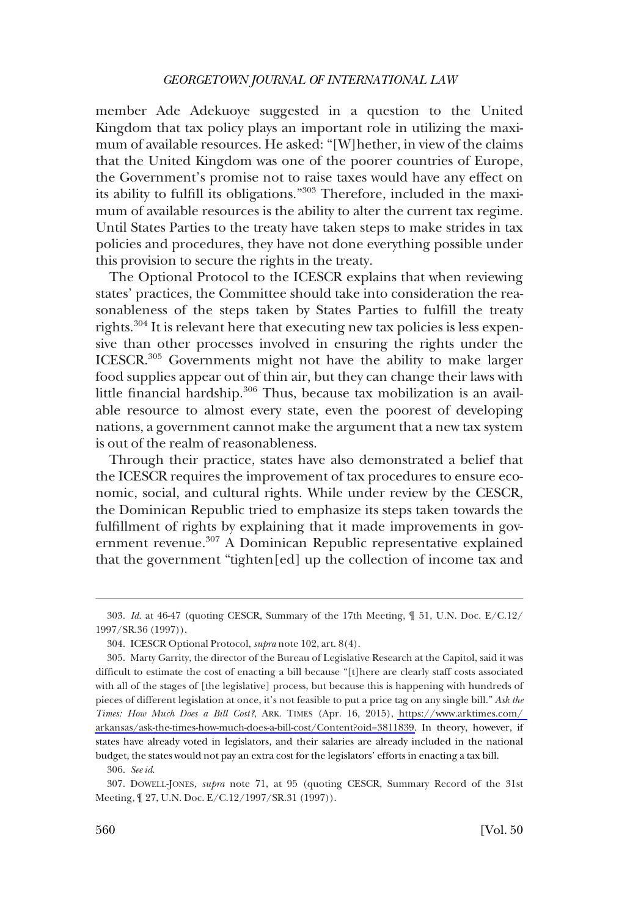member Ade Adekuoye suggested in a question to the United Kingdom that tax policy plays an important role in utilizing the maximum of available resources. He asked: "[W]hether, in view of the claims that the United Kingdom was one of the poorer countries of Europe, the Government's promise not to raise taxes would have any effect on its ability to fulfill its obligations."[303] Therefore, included in the maximum of available resources is the ability to alter the current tax regime. Until States Parties to the treaty have taken steps to make strides in tax policies and procedures, they have not done everything possible under this provision to secure the rights in the treaty.

The Optional Protocol to the ICESCR explains that when reviewing states' practices, the Committee should take into consideration the reasonableness of the steps taken by States Parties to fulfill the treaty rights.[304] It is relevant here that executing new tax policies is less expensive than other processes involved in ensuring the rights under the ICESCR.[305] Governments might not have the ability to make larger food supplies appear out of thin air, but they can change their laws with little financial hardship.[306] Thus, because tax mobilization is an available resource to almost every state, even the poorest of developing nations, a government cannot make the argument that a new tax system is out of the realm of reasonableness.

Through their practice, states have also demonstrated a belief that the ICESCR requires the improvement of tax procedures to ensure economic, social, and cultural rights. While under review by the CESCR, the Dominican Republic tried to emphasize its steps taken towards the fulfillment of rights by explaining that it made improvements in government revenue.[307] A Dominican Republic representative explained that the government "tighten[ed] up the collection of income tax and

---

303. *Id.* at 46-47 (quoting CESCR, Summary of the 17th Meeting, ¶ 51, U.N. Doc. E/C.12/1997/SR.36 (1997)).

304. ICESCR Optional Protocol, *supra* note 102, art. 8(4).

305. Marty Garrity, the director of the Bureau of Legislative Research at the Capitol, said it was difficult to estimate the cost of enacting a bill because "[t]here are clearly staff costs associated with all of the stages of [the legislative] process, but because this is happening with hundreds of pieces of different legislation at once, it's not feasible to put a price tag on any single bill." *Ask the Times: How Much Does a Bill Cost?*, ARK. TIMES (Apr. 16, 2015), https://www.arktimes.com/arkansas/ask-the-times-how-much-does-a-bill-cost/Content?oid=3811839. In theory, however, if states have already voted in legislators, and their salaries are already included in the national budget, the states would not pay an extra cost for the legislators' efforts in enacting a tax bill.

306. *See id.*

307. DOWELL-JONES, *supra* note 71, at 95 (quoting CESCR, Summary Record of the 31st Meeting, ¶ 27, U.N. Doc. E/C.12/1997/SR.31 (1997)).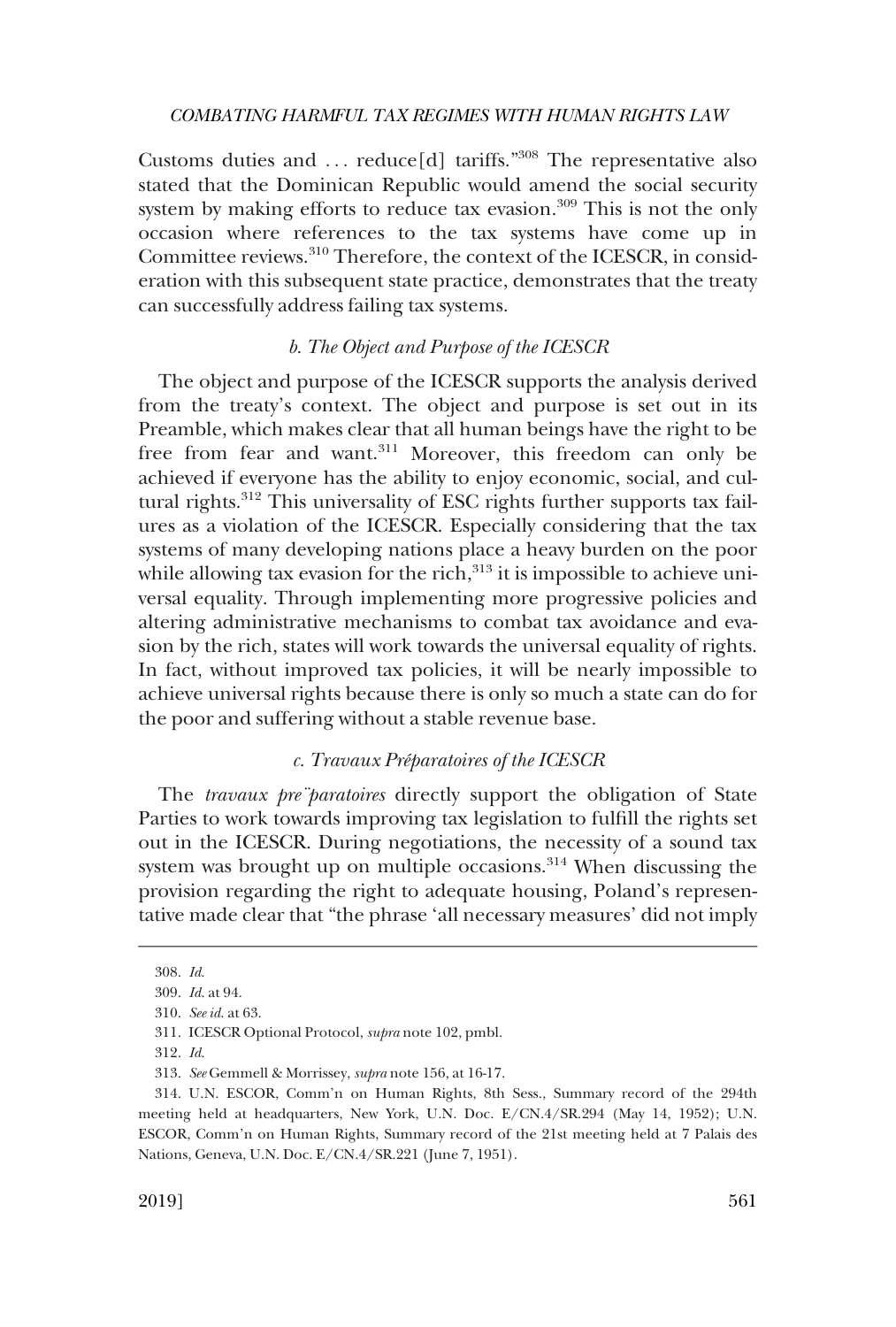Customs duties and . . . reduce[d] tariffs."[308] The representative also stated that the Dominican Republic would amend the social security system by making efforts to reduce tax evasion.[309] This is not the only occasion where references to the tax systems have come up in Committee reviews.[310] Therefore, the context of the ICESCR, in consideration with this subsequent state practice, demonstrates that the treaty can successfully address failing tax systems.

### *b. The Object and Purpose of the ICESCR*

The object and purpose of the ICESCR supports the analysis derived from the treaty's context. The object and purpose is set out in its Preamble, which makes clear that all human beings have the right to be free from fear and want.[311] Moreover, this freedom can only be achieved if everyone has the ability to enjoy economic, social, and cultural rights.[312] This universality of ESC rights further supports tax failures as a violation of the ICESCR. Especially considering that the tax systems of many developing nations place a heavy burden on the poor while allowing tax evasion for the rich,[313] it is impossible to achieve universal equality. Through implementing more progressive policies and altering administrative mechanisms to combat tax avoidance and evasion by the rich, states will work towards the universal equality of rights. In fact, without improved tax policies, it will be nearly impossible to achieve universal rights because there is only so much a state can do for the poor and suffering without a stable revenue base.

### *c. Travaux Préparatoires of the ICESCR*

The *travaux pre¨paratoires* directly support the obligation of State Parties to work towards improving tax legislation to fulfill the rights set out in the ICESCR. During negotiations, the necessity of a sound tax system was brought up on multiple occasions.[314] When discussing the provision regarding the right to adequate housing, Poland's representative made clear that "the phrase 'all necessary measures' did not imply

---

308. *Id.*

309. *Id.* at 94.

310. *See id.* at 63.

311. ICESCR Optional Protocol, *supra* note 102, pmbl.

312. *Id.*

313. *See* Gemmell & Morrissey, *supra* note 156, at 16-17.

314. U.N. ESCOR, Comm'n on Human Rights, 8th Sess., Summary record of the 294th meeting held at headquarters, New York, U.N. Doc. E/CN.4/SR.294 (May 14, 1952); U.N. ESCOR, Comm'n on Human Rights, Summary record of the 21st meeting held at 7 Palais des Nations, Geneva, U.N. Doc. E/CN.4/SR.221 (June 7, 1951).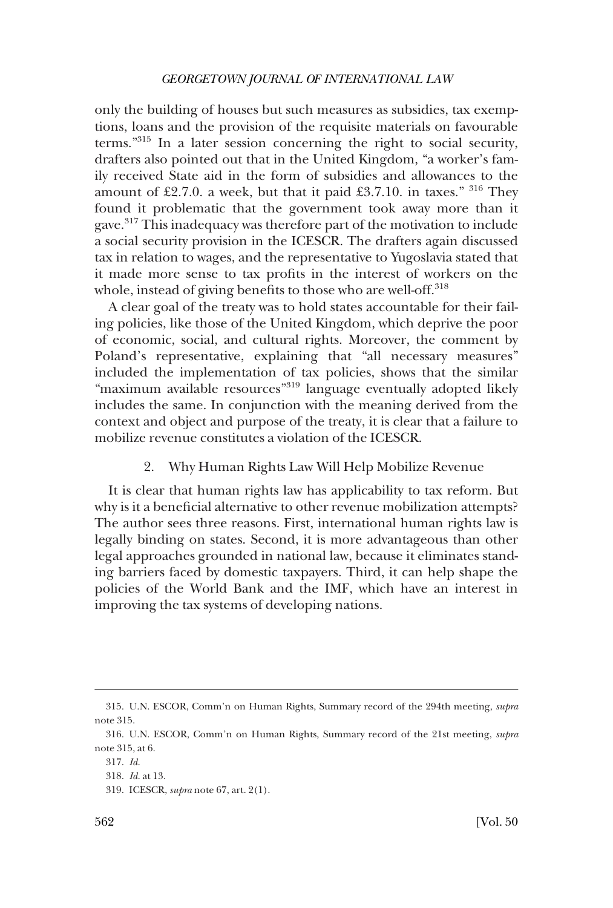only the building of houses but such measures as subsidies, tax exemptions, loans and the provision of the requisite materials on favourable terms."[315] In a later session concerning the right to social security, drafters also pointed out that in the United Kingdom, "a worker's family received State aid in the form of subsidies and allowances to the amount of £2.7.0. a week, but that it paid £3.7.10. in taxes." [316] They found it problematic that the government took away more than it gave.[317] This inadequacy was therefore part of the motivation to include a social security provision in the ICESCR. The drafters again discussed tax in relation to wages, and the representative to Yugoslavia stated that it made more sense to tax profits in the interest of workers on the whole, instead of giving benefits to those who are well-off.[318]

A clear goal of the treaty was to hold states accountable for their failing policies, like those of the United Kingdom, which deprive the poor of economic, social, and cultural rights. Moreover, the comment by Poland's representative, explaining that "all necessary measures" included the implementation of tax policies, shows that the similar "maximum available resources"[319] language eventually adopted likely includes the same. In conjunction with the meaning derived from the context and object and purpose of the treaty, it is clear that a failure to mobilize revenue constitutes a violation of the ICESCR.

### 2. Why Human Rights Law Will Help Mobilize Revenue

It is clear that human rights law has applicability to tax reform. But why is it a beneficial alternative to other revenue mobilization attempts? The author sees three reasons. First, international human rights law is legally binding on states. Second, it is more advantageous than other legal approaches grounded in national law, because it eliminates standing barriers faced by domestic taxpayers. Third, it can help shape the policies of the World Bank and the IMF, which have an interest in improving the tax systems of developing nations.

---

315. U.N. ESCOR, Comm'n on Human Rights, Summary record of the 294th meeting, *supra* note 315.

316. U.N. ESCOR, Comm'n on Human Rights, Summary record of the 21st meeting, *supra* note 315, at 6.

317. *Id.*

318. *Id.* at 13.

319. ICESCR, *supra* note 67, art. 2(1).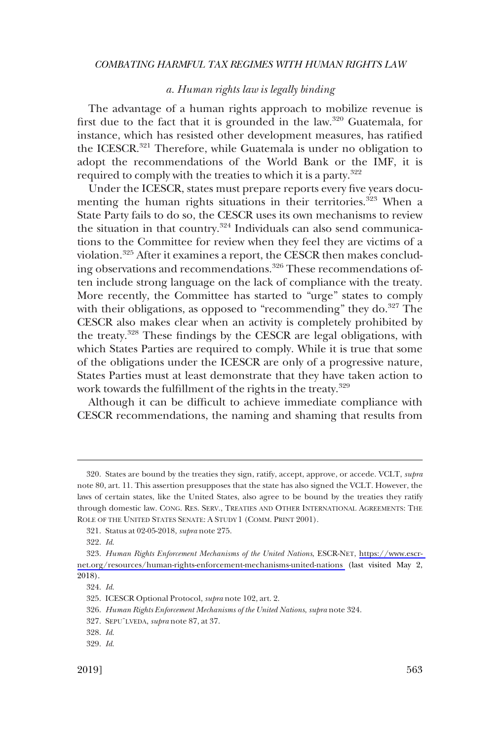### *a. Human rights law is legally binding*

The advantage of a human rights approach to mobilize revenue is first due to the fact that it is grounded in the law.[320] Guatemala, for instance, which has resisted other development measures, has ratified the ICESCR.[321] Therefore, while Guatemala is under no obligation to adopt the recommendations of the World Bank or the IMF, it is required to comply with the treaties to which it is a party.[322]

Under the ICESCR, states must prepare reports every five years documenting the human rights situations in their territories.[323] When a State Party fails to do so, the CESCR uses its own mechanisms to review the situation in that country.[324] Individuals can also send communications to the Committee for review when they feel they are victims of a violation.[325] After it examines a report, the CESCR then makes concluding observations and recommendations.[326] These recommendations often include strong language on the lack of compliance with the treaty. More recently, the Committee has started to "urge" states to comply with their obligations, as opposed to "recommending" they do.[327] The CESCR also makes clear when an activity is completely prohibited by the treaty.[328] These findings by the CESCR are legal obligations, with which States Parties are required to comply. While it is true that some of the obligations under the ICESCR are only of a progressive nature, States Parties must at least demonstrate that they have taken action to work towards the fulfillment of the rights in the treaty.[329]

Although it can be difficult to achieve immediate compliance with CESCR recommendations, the naming and shaming that results from

---

320. States are bound by the treaties they sign, ratify, accept, approve, or accede. VCLT, *supra* note 80, art. 11. This assertion presupposes that the state has also signed the VCLT. However, the laws of certain states, like the United States, also agree to be bound by the treaties they ratify through domestic law. CONG. RES. SERV., TREATIES AND OTHER INTERNATIONAL AGREEMENTS: THE ROLE OF THE UNITED STATES SENATE: A STUDY 1 (COMM. PRINT 2001).

321. Status at 02-05-2018, *supra* note 275.

322. *Id.*

323. *Human Rights Enforcement Mechanisms of the United Nations*, ESCR-NET, https://www.escr-net.org/resources/human-rights-enforcement-mechanisms-united-nations (last visited May 2, 2018).

324. *Id.*

325. ICESCR Optional Protocol, *supra* note 102, art. 2.

326. *Human Rights Enforcement Mechanisms of the United Nations*, *supra* note 324.

327. SEPU˜LVEDA, *supra* note 87, at 37.

328. *Id.*

329. *Id.*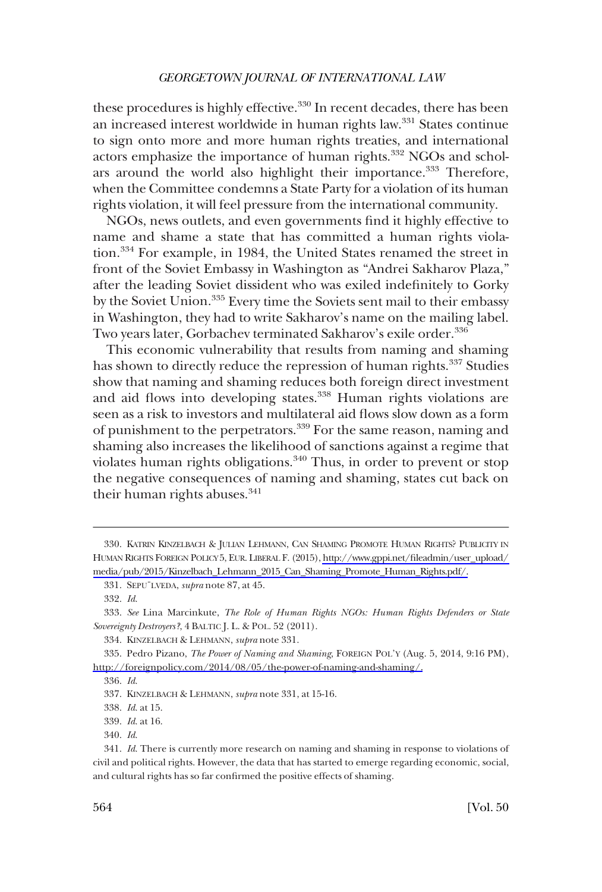these procedures is highly effective.[330] In recent decades, there has been an increased interest worldwide in human rights law.[331] States continue to sign onto more and more human rights treaties, and international actors emphasize the importance of human rights.[332] NGOs and scholars around the world also highlight their importance.[333] Therefore, when the Committee condemns a State Party for a violation of its human rights violation, it will feel pressure from the international community.

NGOs, news outlets, and even governments find it highly effective to name and shame a state that has committed a human rights violation.[334] For example, in 1984, the United States renamed the street in front of the Soviet Embassy in Washington as "Andrei Sakharov Plaza," after the leading Soviet dissident who was exiled indefinitely to Gorky by the Soviet Union.[335] Every time the Soviets sent mail to their embassy in Washington, they had to write Sakharov's name on the mailing label. Two years later, Gorbachev terminated Sakharov's exile order.[336]

This economic vulnerability that results from naming and shaming has shown to directly reduce the repression of human rights.[337] Studies show that naming and shaming reduces both foreign direct investment and aid flows into developing states.[338] Human rights violations are seen as a risk to investors and multilateral aid flows slow down as a form of punishment to the perpetrators.[339] For the same reason, naming and shaming also increases the likelihood of sanctions against a regime that violates human rights obligations.[340] Thus, in order to prevent or stop the negative consequences of naming and shaming, states cut back on their human rights abuses.[341]

---

330. KATRIN KINZELBACH & JULIAN LEHMANN, CAN SHAMING PROMOTE HUMAN RIGHTS? PUBLICITY IN HUMAN RIGHTS FOREIGN POLICY 5, EUR. LIBERAL F. (2015), http://www.gppi.net/fileadmin/user_upload/media/pub/2015/Kinzelbach_Lehmann_2015_Can_Shaming_Promote_Human_Rights.pdf/.

331. SEPÚLVEDA, *supra* note 87, at 45.

332. *Id.*

333. *See* Lina Marcinkute, *The Role of Human Rights NGOs: Human Rights Defenders or State Sovereignty Destroyers?*, 4 BALTIC J. L. & POL. 52 (2011).

334. KINZELBACH & LEHMANN, *supra* note 331.

335. Pedro Pizano, *The Power of Naming and Shaming*, FOREIGN POL'Y (Aug. 5, 2014, 9:16 PM), http://foreignpolicy.com/2014/08/05/the-power-of-naming-and-shaming/.

336. *Id.*

337. KINZELBACH & LEHMANN, *supra* note 331, at 15-16.

338. *Id.* at 15.

339. *Id.* at 16.

340. *Id.*

341. *Id.* There is currently more research on naming and shaming in response to violations of civil and political rights. However, the data that has started to emerge regarding economic, social, and cultural rights has so far confirmed the positive effects of shaming.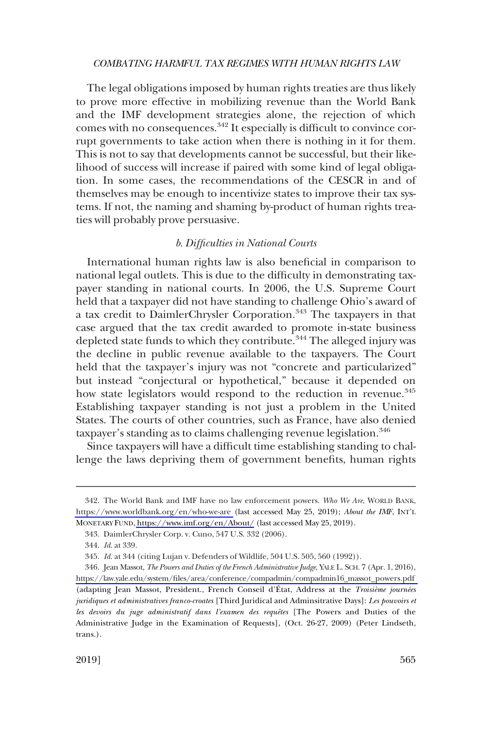The legal obligations imposed by human rights treaties are thus likely to prove more effective in mobilizing revenue than the World Bank and the IMF development strategies alone, the rejection of which comes with no consequences.[342] It especially is difficult to convince corrupt governments to take action when there is nothing in it for them. This is not to say that developments cannot be successful, but their likelihood of success will increase if paired with some kind of legal obligation. In some cases, the recommendations of the CESCR in and of themselves may be enough to incentivize states to improve their tax systems. If not, the naming and shaming by-product of human rights treaties will probably prove persuasive.

#### *b. Difficulties in National Courts*

International human rights law is also beneficial in comparison to national legal outlets. This is due to the difficulty in demonstrating taxpayer standing in national courts. In 2006, the U.S. Supreme Court held that a taxpayer did not have standing to challenge Ohio's award of a tax credit to DaimlerChrysler Corporation.[343] The taxpayers in that case argued that the tax credit awarded to promote in-state business depleted state funds to which they contribute.[344] The alleged injury was the decline in public revenue available to the taxpayers. The Court held that the taxpayer's injury was not "concrete and particularized" but instead "conjectural or hypothetical," because it depended on how state legislators would respond to the reduction in revenue.[345] Establishing taxpayer standing is not just a problem in the United States. The courts of other countries, such as France, have also denied taxpayer's standing as to claims challenging revenue legislation.[346]

Since taxpayers will have a difficult time establishing standing to challenge the laws depriving them of government benefits, human rights

---

342. The World Bank and IMF have no law enforcement powers. *Who We Are*, WORLD BANK, https://www.worldbank.org/en/who-we-are (last accessed May 25, 2019); *About the IMF*, INT'L MONETARY FUND, https://www.imf.org/en/About/ (last accessed May 25, 2019).

343. DaimlerChrysler Corp. v. Cuno, 547 U.S. 332 (2006).

344. *Id*. at 339.

345. *Id*. at 344 (citing Lujan v. Defenders of Wildlife, 504 U.S. 505, 560 (1992)).

346. Jean Massot, *The Powers and Duties of the French Administrative Judge*, YALE L. SCH. 7 (Apr. 1, 2016), https://law.yale.edu/system/files/area/conference/compadmin/compadmin16_massot_powers.pdf (adapting Jean Massot, President., French Conseil d'État, Address at the *Troisième journées juridiques et administratives franco-croates* [Third Juridical and Adminsitrative Days]: *Les pouvoirs et les devoirs du juge administratif dans l'examen des requêtes* [The Powers and Duties of the Administrative Judge in the Examination of Requests], (Oct. 26-27, 2009) (Peter Lindseth, trans.).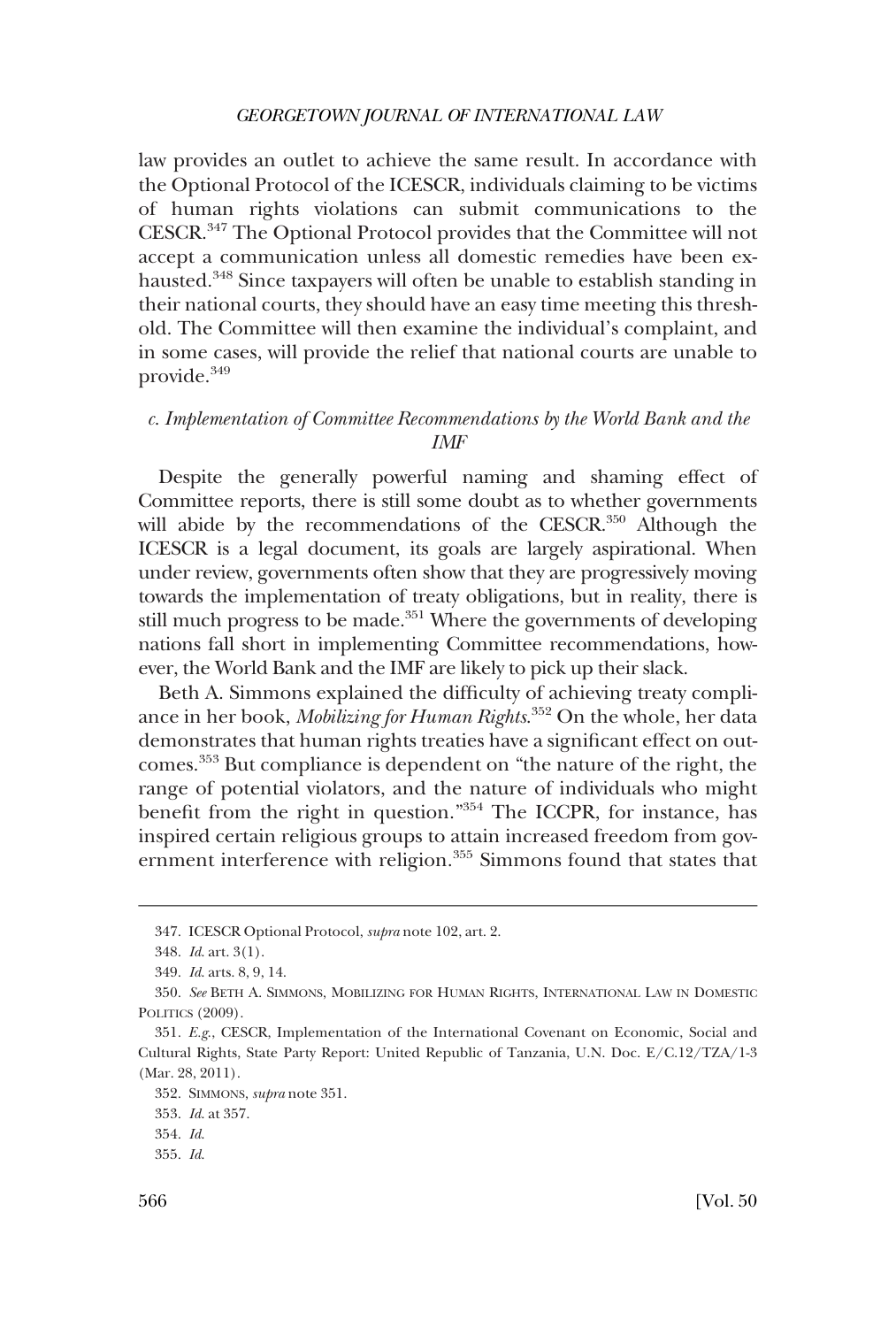law provides an outlet to achieve the same result. In accordance with the Optional Protocol of the ICESCR, individuals claiming to be victims of human rights violations can submit communications to the CESCR.[347] The Optional Protocol provides that the Committee will not accept a communication unless all domestic remedies have been exhausted.[348] Since taxpayers will often be unable to establish standing in their national courts, they should have an easy time meeting this threshold. The Committee will then examine the individual's complaint, and in some cases, will provide the relief that national courts are unable to provide.[349]

*c. Implementation of Committee Recommendations by the World Bank and the IMF*

Despite the generally powerful naming and shaming effect of Committee reports, there is still some doubt as to whether governments will abide by the recommendations of the CESCR.[350] Although the ICESCR is a legal document, its goals are largely aspirational. When under review, governments often show that they are progressively moving towards the implementation of treaty obligations, but in reality, there is still much progress to be made.[351] Where the governments of developing nations fall short in implementing Committee recommendations, however, the World Bank and the IMF are likely to pick up their slack.

Beth A. Simmons explained the difficulty of achieving treaty compliance in her book, *Mobilizing for Human Rights*.[352] On the whole, her data demonstrates that human rights treaties have a significant effect on outcomes.[353] But compliance is dependent on "the nature of the right, the range of potential violators, and the nature of individuals who might benefit from the right in question."[354] The ICCPR, for instance, has inspired certain religious groups to attain increased freedom from government interference with religion.[355] Simmons found that states that

---

347. ICESCR Optional Protocol, *supra* note 102, art. 2.

348. *Id.* art. 3(1).

349. *Id.* arts. 8, 9, 14.

350. *See* BETH A. SIMMONS, MOBILIZING FOR HUMAN RIGHTS, INTERNATIONAL LAW IN DOMESTIC POLITICS (2009).

351. *E.g.*, CESCR, Implementation of the International Covenant on Economic, Social and Cultural Rights, State Party Report: United Republic of Tanzania, U.N. Doc. E/C.12/TZA/1-3 (Mar. 28, 2011).

352. SIMMONS, *supra* note 351.

353. *Id.* at 357.

354. *Id.*

355. *Id.*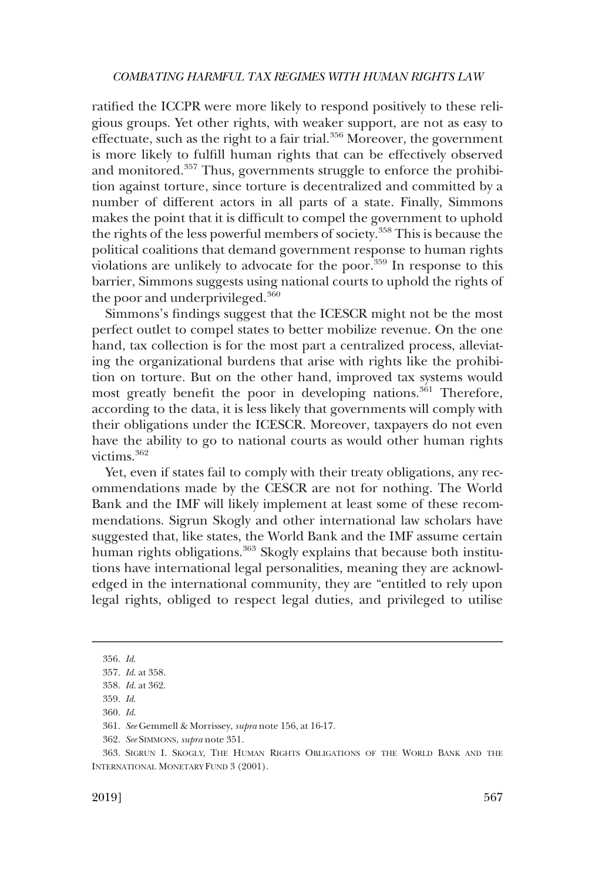ratified the ICCPR were more likely to respond positively to these religious groups. Yet other rights, with weaker support, are not as easy to effectuate, such as the right to a fair trial.[356] Moreover, the government is more likely to fulfill human rights that can be effectively observed and monitored.[357] Thus, governments struggle to enforce the prohibition against torture, since torture is decentralized and committed by a number of different actors in all parts of a state. Finally, Simmons makes the point that it is difficult to compel the government to uphold the rights of the less powerful members of society.[358] This is because the political coalitions that demand government response to human rights violations are unlikely to advocate for the poor.[359] In response to this barrier, Simmons suggests using national courts to uphold the rights of the poor and underprivileged.[360]

Simmons's findings suggest that the ICESCR might not be the most perfect outlet to compel states to better mobilize revenue. On the one hand, tax collection is for the most part a centralized process, alleviating the organizational burdens that arise with rights like the prohibition on torture. But on the other hand, improved tax systems would most greatly benefit the poor in developing nations.[361] Therefore, according to the data, it is less likely that governments will comply with their obligations under the ICESCR. Moreover, taxpayers do not even have the ability to go to national courts as would other human rights victims.[362]

Yet, even if states fail to comply with their treaty obligations, any recommendations made by the CESCR are not for nothing. The World Bank and the IMF will likely implement at least some of these recommendations. Sigrun Skogly and other international law scholars have suggested that, like states, the World Bank and the IMF assume certain human rights obligations.[363] Skogly explains that because both institutions have international legal personalities, meaning they are acknowledged in the international community, they are "entitled to rely upon legal rights, obliged to respect legal duties, and privileged to utilise

---

356. *Id.*

357. *Id.* at 358.

358. *Id.* at 362.

359. *Id.*

360. *Id.*

361. *See* Gemmell & Morrissey, *supra* note 156, at 16-17.

362. *See* SIMMONS, *supra* note 351.

363. SIGRUN I. SKOGLY, THE HUMAN RIGHTS OBLIGATIONS OF THE WORLD BANK AND THE INTERNATIONAL MONETARY FUND 3 (2001).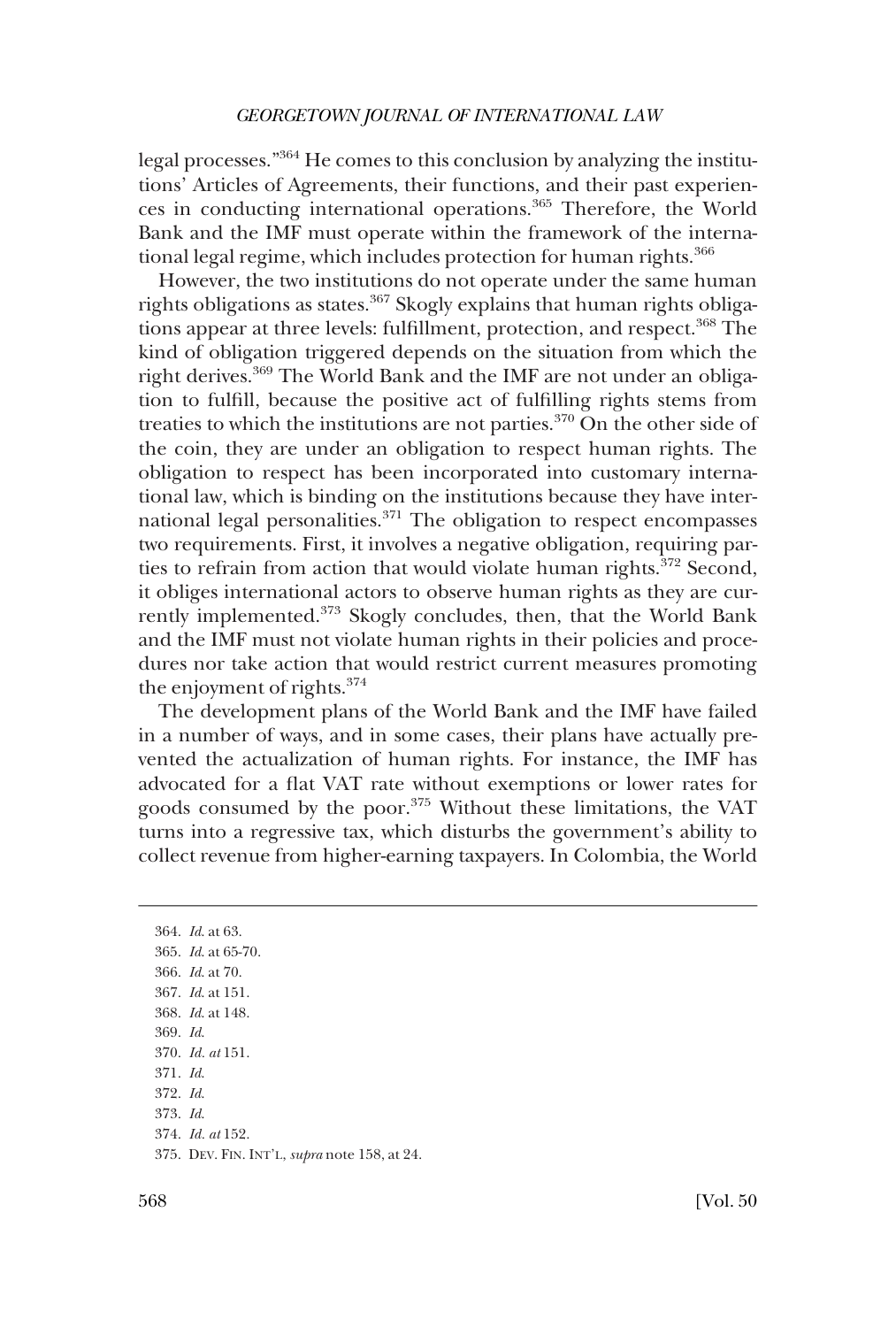legal processes."[364] He comes to this conclusion by analyzing the institutions' Articles of Agreements, their functions, and their past experiences in conducting international operations.[365] Therefore, the World Bank and the IMF must operate within the framework of the international legal regime, which includes protection for human rights.[366]

However, the two institutions do not operate under the same human rights obligations as states.[367] Skogly explains that human rights obligations appear at three levels: fulfillment, protection, and respect.[368] The kind of obligation triggered depends on the situation from which the right derives.[369] The World Bank and the IMF are not under an obligation to fulfill, because the positive act of fulfilling rights stems from treaties to which the institutions are not parties.[370] On the other side of the coin, they are under an obligation to respect human rights. The obligation to respect has been incorporated into customary international law, which is binding on the institutions because they have international legal personalities.[371] The obligation to respect encompasses two requirements. First, it involves a negative obligation, requiring parties to refrain from action that would violate human rights.[372] Second, it obliges international actors to observe human rights as they are currently implemented.[373] Skogly concludes, then, that the World Bank and the IMF must not violate human rights in their policies and procedures nor take action that would restrict current measures promoting the enjoyment of rights.[374]

The development plans of the World Bank and the IMF have failed in a number of ways, and in some cases, their plans have actually prevented the actualization of human rights. For instance, the IMF has advocated for a flat VAT rate without exemptions or lower rates for goods consumed by the poor.[375] Without these limitations, the VAT turns into a regressive tax, which disturbs the government's ability to collect revenue from higher-earning taxpayers. In Colombia, the World

---

364. *Id.* at 63.
365. *Id.* at 65-70.
366. *Id.* at 70.
367. *Id.* at 151.
368. *Id.* at 148.
369. *Id.*
370. *Id. at* 151.
371. *Id.*
372. *Id.*
373. *Id.*
374. *Id. at* 152.
375. DEV. FIN. INT'L, *supra* note 158, at 24.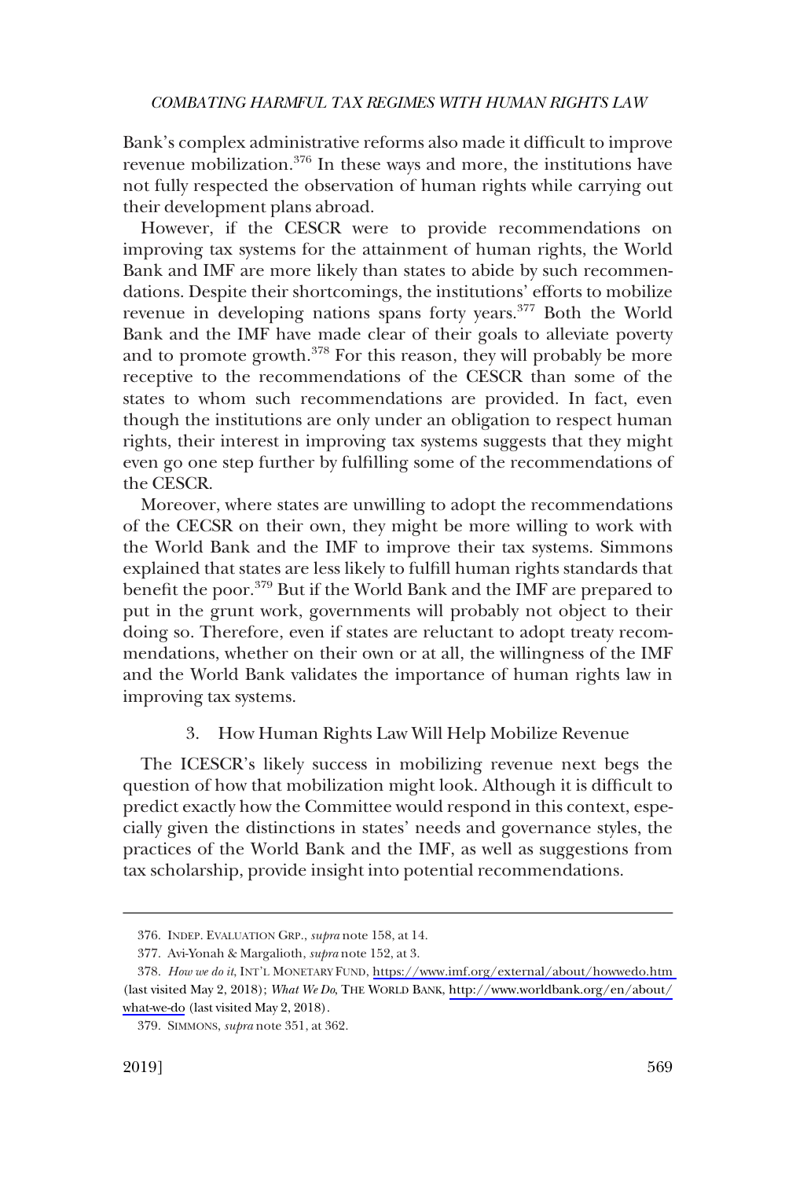Bank's complex administrative reforms also made it difficult to improve revenue mobilization.[376] In these ways and more, the institutions have not fully respected the observation of human rights while carrying out their development plans abroad.

However, if the CESCR were to provide recommendations on improving tax systems for the attainment of human rights, the World Bank and IMF are more likely than states to abide by such recommendations. Despite their shortcomings, the institutions' efforts to mobilize revenue in developing nations spans forty years.[377] Both the World Bank and the IMF have made clear of their goals to alleviate poverty and to promote growth.[378] For this reason, they will probably be more receptive to the recommendations of the CESCR than some of the states to whom such recommendations are provided. In fact, even though the institutions are only under an obligation to respect human rights, their interest in improving tax systems suggests that they might even go one step further by fulfilling some of the recommendations of the CESCR.

Moreover, where states are unwilling to adopt the recommendations of the CECSR on their own, they might be more willing to work with the World Bank and the IMF to improve their tax systems. Simmons explained that states are less likely to fulfill human rights standards that benefit the poor.[379] But if the World Bank and the IMF are prepared to put in the grunt work, governments will probably not object to their doing so. Therefore, even if states are reluctant to adopt treaty recommendations, whether on their own or at all, the willingness of the IMF and the World Bank validates the importance of human rights law in improving tax systems.

### 3. How Human Rights Law Will Help Mobilize Revenue

The ICESCR's likely success in mobilizing revenue next begs the question of how that mobilization might look. Although it is difficult to predict exactly how the Committee would respond in this context, especially given the distinctions in states' needs and governance styles, the practices of the World Bank and the IMF, as well as suggestions from tax scholarship, provide insight into potential recommendations.

---

376. INDEP. EVALUATION GRP., *supra* note 158, at 14.

377. Avi-Yonah & Margalioth, *supra* note 152, at 3.

378. *How we do it*, INT'L MONETARY FUND, https://www.imf.org/external/about/howwedo.htm (last visited May 2, 2018); *What We Do*, THE WORLD BANK, http://www.worldbank.org/en/about/what-we-do (last visited May 2, 2018).

379. SIMMONS, *supra* note 351, at 362.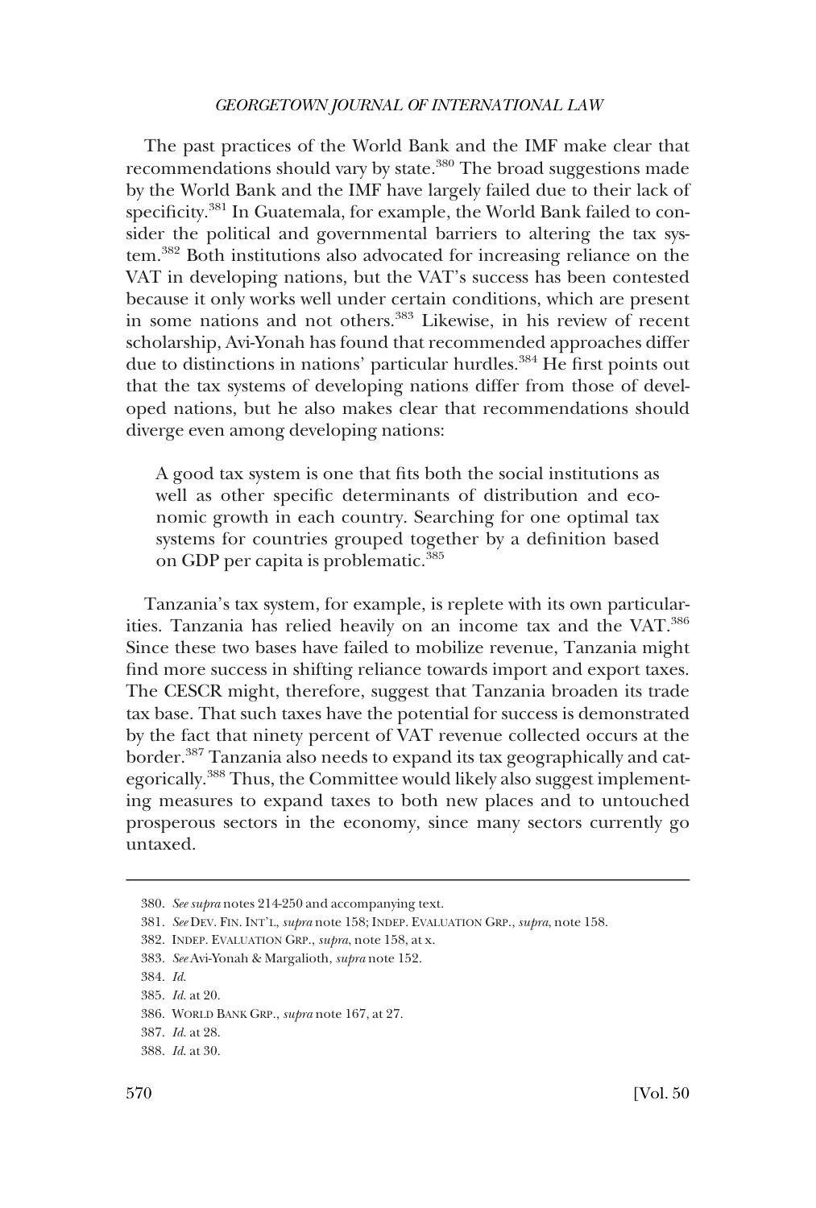The past practices of the World Bank and the IMF make clear that recommendations should vary by state.[380] The broad suggestions made by the World Bank and the IMF have largely failed due to their lack of specificity.[381] In Guatemala, for example, the World Bank failed to consider the political and governmental barriers to altering the tax system.[382] Both institutions also advocated for increasing reliance on the VAT in developing nations, but the VAT's success has been contested because it only works well under certain conditions, which are present in some nations and not others.[383] Likewise, in his review of recent scholarship, Avi-Yonah has found that recommended approaches differ due to distinctions in nations' particular hurdles.[384] He first points out that the tax systems of developing nations differ from those of developed nations, but he also makes clear that recommendations should diverge even among developing nations:

> A good tax system is one that fits both the social institutions as well as other specific determinants of distribution and economic growth in each country. Searching for one optimal tax systems for countries grouped together by a definition based on GDP per capita is problematic.[385]

Tanzania's tax system, for example, is replete with its own particularities. Tanzania has relied heavily on an income tax and the VAT.[386] Since these two bases have failed to mobilize revenue, Tanzania might find more success in shifting reliance towards import and export taxes. The CESCR might, therefore, suggest that Tanzania broaden its trade tax base. That such taxes have the potential for success is demonstrated by the fact that ninety percent of VAT revenue collected occurs at the border.[387] Tanzania also needs to expand its tax geographically and categorically.[388] Thus, the Committee would likely also suggest implementing measures to expand taxes to both new places and to untouched prosperous sectors in the economy, since many sectors currently go untaxed.

---

380. *See supra* notes 214-250 and accompanying text.

381. *See* DEV. FIN. INT'L, *supra* note 158; INDEP. EVALUATION GRP., *supra*, note 158.

382. INDEP. EVALUATION GRP., *supra*, note 158, at x.

383. *See* Avi-Yonah & Margalioth, *supra* note 152.

384. *Id.*

385. *Id.* at 20.

386. WORLD BANK GRP., *supra* note 167, at 27.

387. *Id.* at 28.

388. *Id.* at 30.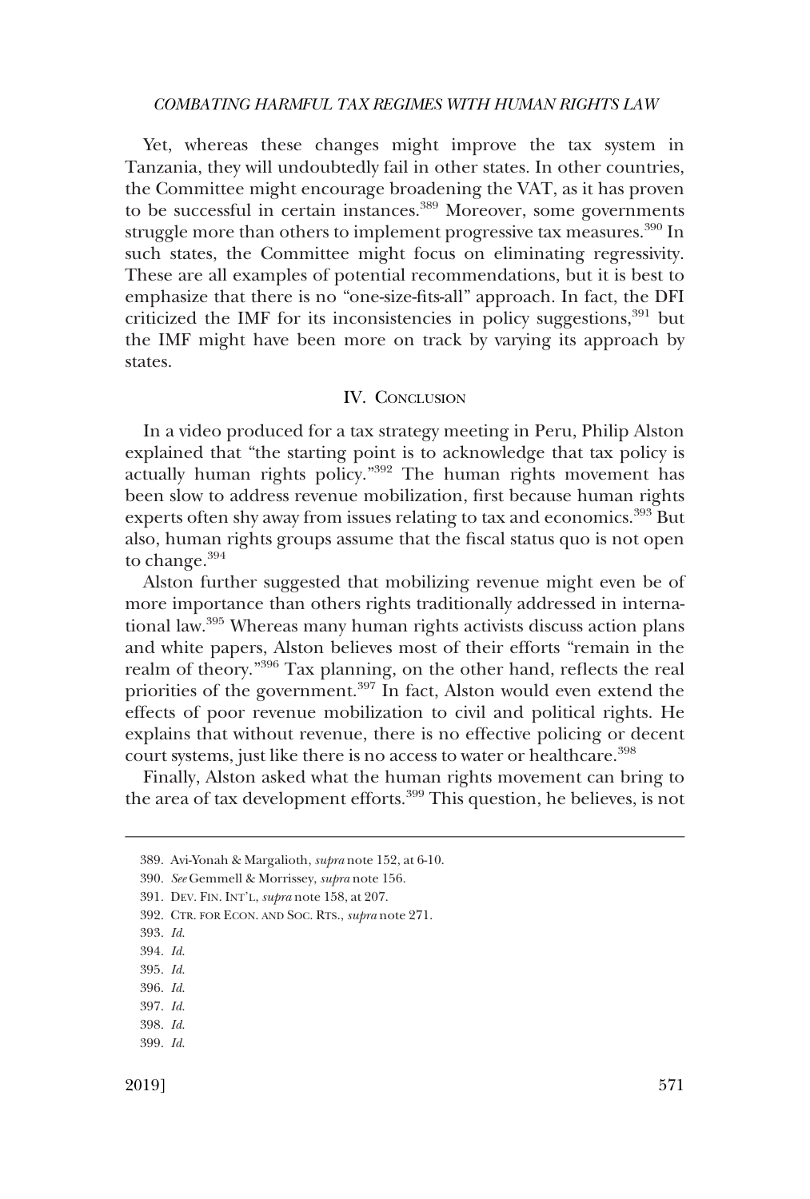Yet, whereas these changes might improve the tax system in Tanzania, they will undoubtedly fail in other states. In other countries, the Committee might encourage broadening the VAT, as it has proven to be successful in certain instances.[389] Moreover, some governments struggle more than others to implement progressive tax measures.[390] In such states, the Committee might focus on eliminating regressivity. These are all examples of potential recommendations, but it is best to emphasize that there is no "one-size-fits-all" approach. In fact, the DFI criticized the IMF for its inconsistencies in policy suggestions,[391] but the IMF might have been more on track by varying its approach by states.

## IV. Conclusion

In a video produced for a tax strategy meeting in Peru, Philip Alston explained that "the starting point is to acknowledge that tax policy is actually human rights policy."[392] The human rights movement has been slow to address revenue mobilization, first because human rights experts often shy away from issues relating to tax and economics.[393] But also, human rights groups assume that the fiscal status quo is not open to change.[394]

Alston further suggested that mobilizing revenue might even be of more importance than others rights traditionally addressed in international law.[395] Whereas many human rights activists discuss action plans and white papers, Alston believes most of their efforts "remain in the realm of theory."[396] Tax planning, on the other hand, reflects the real priorities of the government.[397] In fact, Alston would even extend the effects of poor revenue mobilization to civil and political rights. He explains that without revenue, there is no effective policing or decent court systems, just like there is no access to water or healthcare.[398]

Finally, Alston asked what the human rights movement can bring to the area of tax development efforts.[399] This question, he believes, is not

---

389. Avi-Yonah & Margalioth, *supra* note 152, at 6-10.

390. *See* Gemmell & Morrissey, *supra* note 156.

391. Dev. Fin. Int'l, *supra* note 158, at 207.

392. Ctr. for Econ. and Soc. Rts., *supra* note 271.

393. *Id.*

394. *Id.*

395. *Id.*

396. *Id.*

397. *Id.*

398. *Id.*

399. *Id.*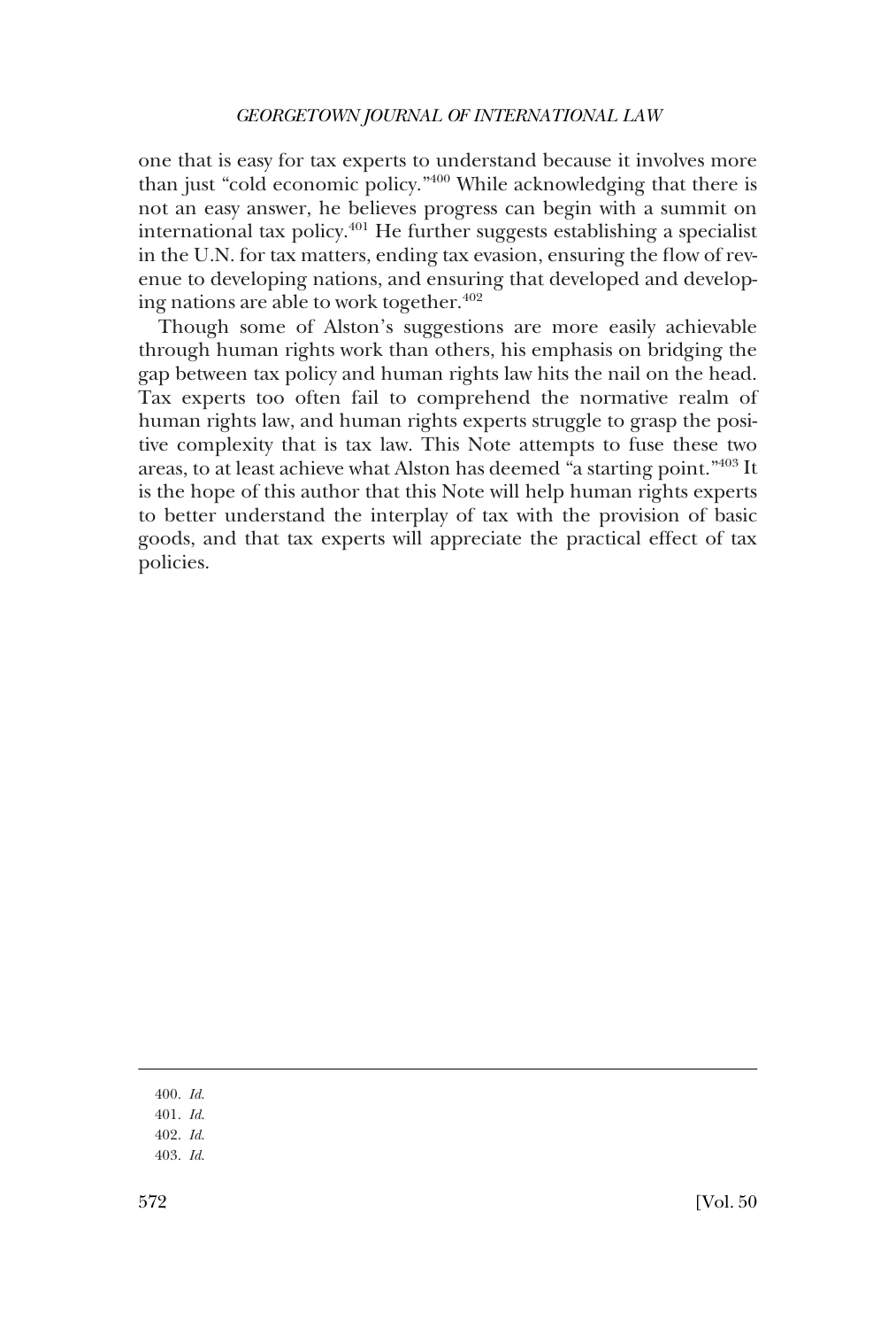one that is easy for tax experts to understand because it involves more than just "cold economic policy."[400] While acknowledging that there is not an easy answer, he believes progress can begin with a summit on international tax policy.[401] He further suggests establishing a specialist in the U.N. for tax matters, ending tax evasion, ensuring the flow of revenue to developing nations, and ensuring that developed and developing nations are able to work together.[402]

Though some of Alston's suggestions are more easily achievable through human rights work than others, his emphasis on bridging the gap between tax policy and human rights law hits the nail on the head. Tax experts too often fail to comprehend the normative realm of human rights law, and human rights experts struggle to grasp the positive complexity that is tax law. This Note attempts to fuse these two areas, to at least achieve what Alston has deemed "a starting point."[403] It is the hope of this author that this Note will help human rights experts to better understand the interplay of tax with the provision of basic goods, and that tax experts will appreciate the practical effect of tax policies.

400. *Id.*

401. *Id.*

402. *Id.*

403. *Id.*